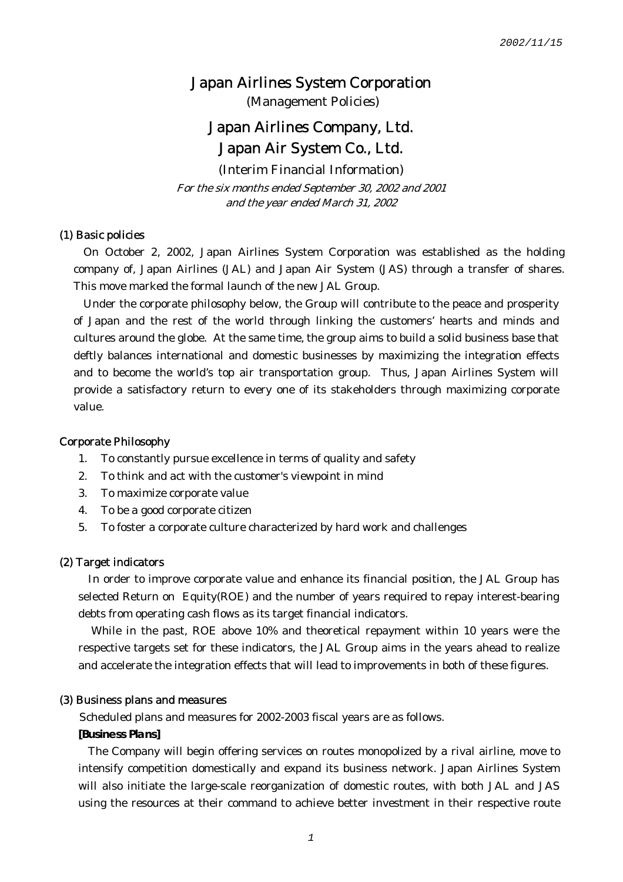2002/11/15

# Japan Airlines System Corporation

(Management Policies)

# Japan Airlines Company, Ltd.
# Japan Air System Co., Ltd.

(Interim Financial Information)

*For the six months ended September 30, 2002 and 2001 and the year ended March 31, 2002*

## (1) Basic policies

On October 2, 2002, Japan Airlines System Corporation was established as the holding company of, Japan Airlines (JAL) and Japan Air System (JAS) through a transfer of shares. This move marked the formal launch of the new JAL Group.

Under the corporate philosophy below, the Group will contribute to the peace and prosperity of Japan and the rest of the world through linking the customers' hearts and minds and cultures around the globe. At the same time, the group aims to build a solid business base that deftly balances international and domestic businesses by maximizing the integration effects and to become the world's top air transportation group. Thus, Japan Airlines System will provide a satisfactory return to every one of its stakeholders through maximizing corporate value.

### Corporate Philosophy

1. To constantly pursue excellence in terms of quality and safety
2. To think and act with the customer's viewpoint in mind
3. To maximize corporate value
4. To be a good corporate citizen
5. To foster a corporate culture characterized by hard work and challenges

## (2) Target indicators

In order to improve corporate value and enhance its financial position, the JAL Group has selected Return on Equity(ROE) and the number of years required to repay interest-bearing debts from operating cash flows as its target financial indicators.

While in the past, ROE above 10% and theoretical repayment within 10 years were the respective targets set for these indicators, the JAL Group aims in the years ahead to realize and accelerate the integration effects that will lead to improvements in both of these figures.

## (3) Business plans and measures

Scheduled plans and measures for 2002-2003 fiscal years are as follows.

***[Business Plans]***

The Company will begin offering services on routes monopolized by a rival airline, move to intensify competition domestically and expand its business network. Japan Airlines System will also initiate the large-scale reorganization of domestic routes, with both JAL and JAS using the resources at their command to achieve better investment in their respective route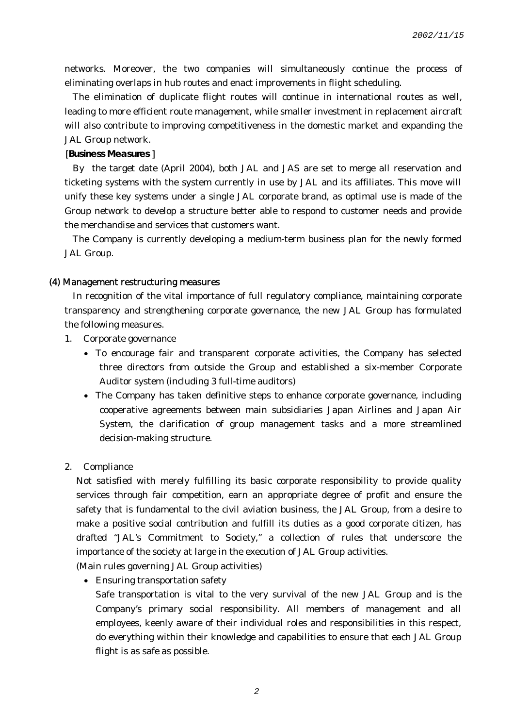networks. Moreover, the two companies will simultaneously continue the process of eliminating overlaps in hub routes and enact improvements in flight scheduling.

The elimination of duplicate flight routes will continue in international routes as well, leading to more efficient route management, while smaller investment in replacement aircraft will also contribute to improving competitiveness in the domestic market and expanding the JAL Group network.

[**Business Measures** ]

By the target date (April 2004), both JAL and JAS are set to merge all reservation and ticketing systems with the system currently in use by JAL and its affiliates. This move will unify these key systems under a single JAL corporate brand, as optimal use is made of the Group network to develop a structure better able to respond to customer needs and provide the merchandise and services that customers want.

The Company is currently developing a medium-term business plan for the newly formed JAL Group.

### (4) Management restructuring measures

In recognition of the vital importance of full regulatory compliance, maintaining corporate transparency and strengthening corporate governance, the new JAL Group has formulated the following measures.

1. Corporate governance
   - To encourage fair and transparent corporate activities, the Company has selected three directors from outside the Group and established a six-member Corporate Auditor system (including 3 full-time auditors)
   - The Company has taken definitive steps to enhance corporate governance, including cooperative agreements between main subsidiaries Japan Airlines and Japan Air System, the clarification of group management tasks and a more streamlined decision-making structure.

2. Compliance

   Not satisfied with merely fulfilling its basic corporate responsibility to provide quality services through fair competition, earn an appropriate degree of profit and ensure the safety that is fundamental to the civil aviation business, the JAL Group, from a desire to make a positive social contribution and fulfill its duties as a good corporate citizen, has drafted "JAL's Commitment to Society," a collection of rules that underscore the importance of the society at large in the execution of JAL Group activities.

   (Main rules governing JAL Group activities)

   - Ensuring transportation safety

     Safe transportation is vital to the very survival of the new JAL Group and is the Company's primary social responsibility. All members of management and all employees, keenly aware of their individual roles and responsibilities in this respect, do everything within their knowledge and capabilities to ensure that each JAL Group flight is as safe as possible.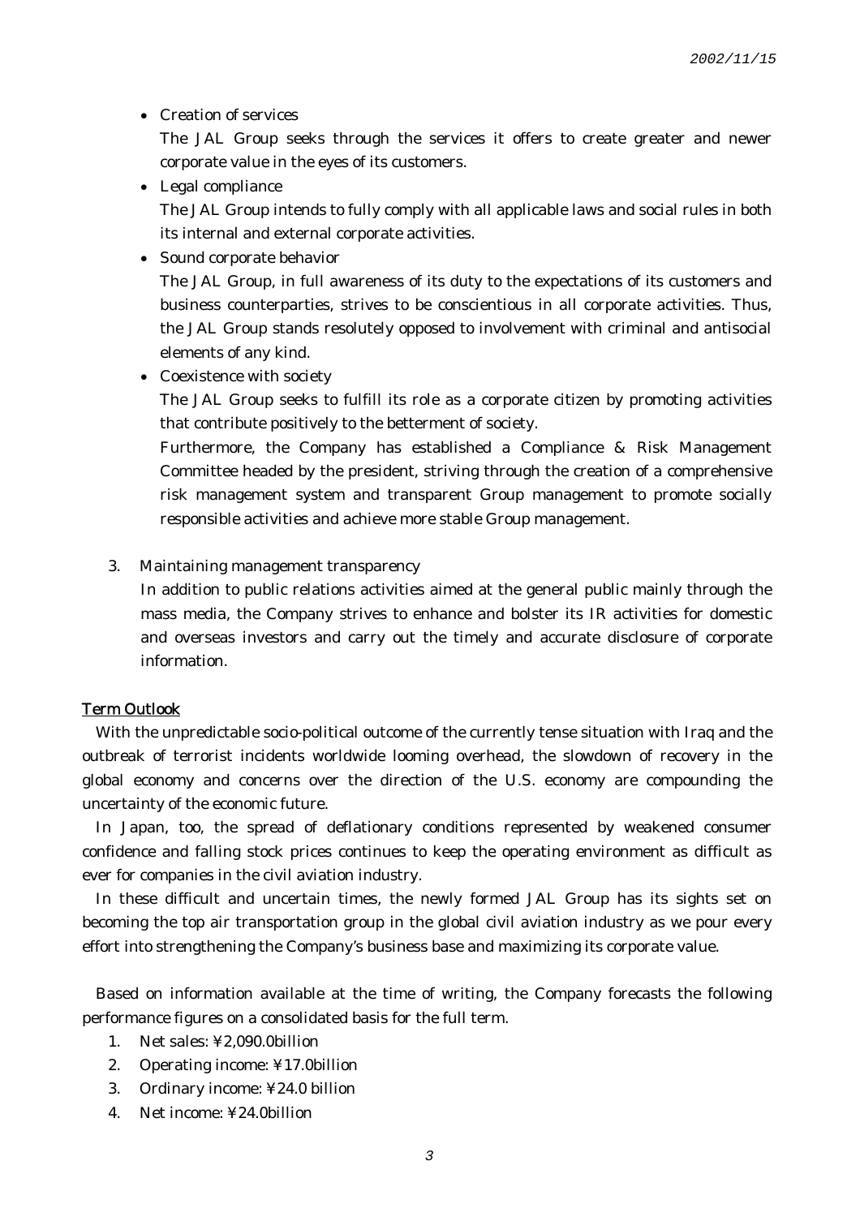- Creation of services
  The JAL Group seeks through the services it offers to create greater and newer corporate value in the eyes of its customers.
- Legal compliance
  The JAL Group intends to fully comply with all applicable laws and social rules in both its internal and external corporate activities.
- Sound corporate behavior
  The JAL Group, in full awareness of its duty to the expectations of its customers and business counterparties, strives to be conscientious in all corporate activities. Thus, the JAL Group stands resolutely opposed to involvement with criminal and antisocial elements of any kind.
- Coexistence with society
  The JAL Group seeks to fulfill its role as a corporate citizen by promoting activities that contribute positively to the betterment of society.
  Furthermore, the Company has established a Compliance & Risk Management Committee headed by the president, striving through the creation of a comprehensive risk management system and transparent Group management to promote socially responsible activities and achieve more stable Group management.

3. Maintaining management transparency
   In addition to public relations activities aimed at the general public mainly through the mass media, the Company strives to enhance and bolster its IR activities for domestic and overseas investors and carry out the timely and accurate disclosure of corporate information.

## Term Outlook

With the unpredictable socio-political outcome of the currently tense situation with Iraq and the outbreak of terrorist incidents worldwide looming overhead, the slowdown of recovery in the global economy and concerns over the direction of the U.S. economy are compounding the uncertainty of the economic future.

In Japan, too, the spread of deflationary conditions represented by weakened consumer confidence and falling stock prices continues to keep the operating environment as difficult as ever for companies in the civil aviation industry.

In these difficult and uncertain times, the newly formed JAL Group has its sights set on becoming the top air transportation group in the global civil aviation industry as we pour every effort into strengthening the Company's business base and maximizing its corporate value.

Based on information available at the time of writing, the Company forecasts the following performance figures on a consolidated basis for the full term.

1. Net sales: ¥2,090.0billion
2. Operating income: ¥17.0billion
3. Ordinary income: ¥24.0 billion
4. Net income: ¥24.0billion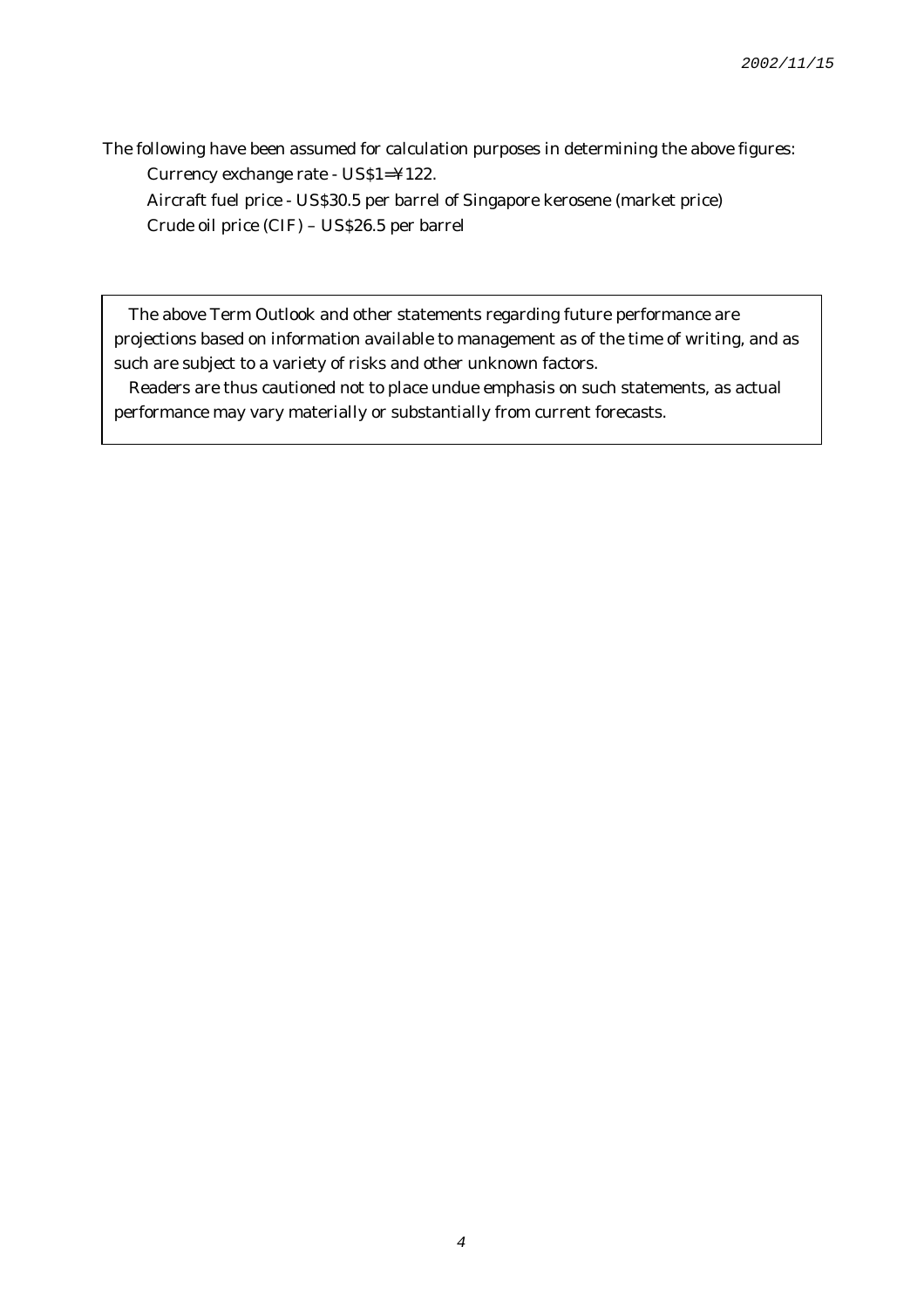The following have been assumed for calculation purposes in determining the above figures:

Currency exchange rate - US$1=¥122.

Aircraft fuel price - US$30.5 per barrel of Singapore kerosene (market price)

Crude oil price (CIF) – US$26.5 per barrel

> The above Term Outlook and other statements regarding future performance are projections based on information available to management as of the time of writing, and as such are subject to a variety of risks and other unknown factors.
>
> Readers are thus cautioned not to place undue emphasis on such statements, as actual performance may vary materially or substantially from current forecasts.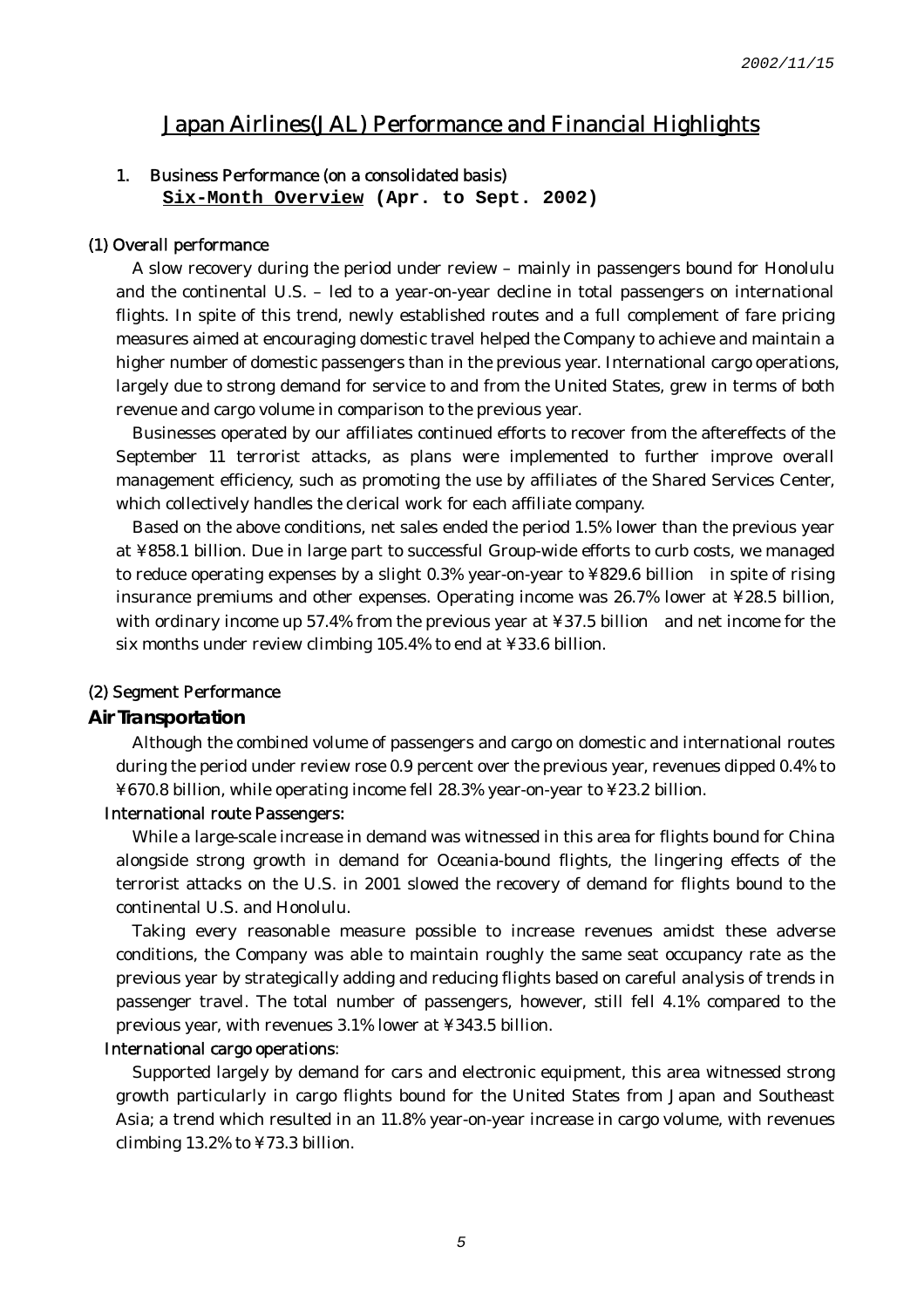2002/11/15

# Japan Airlines(JAL) Performance and Financial Highlights

## 1. Business Performance (on a consolidated basis)

**Six-Month Overview (Apr. to Sept. 2002)**

### (1) Overall performance

A slow recovery during the period under review – mainly in passengers bound for Honolulu and the continental U.S. – led to a year-on-year decline in total passengers on international flights. In spite of this trend, newly established routes and a full complement of fare pricing measures aimed at encouraging domestic travel helped the Company to achieve and maintain a higher number of domestic passengers than in the previous year. International cargo operations, largely due to strong demand for service to and from the United States, grew in terms of both revenue and cargo volume in comparison to the previous year.

Businesses operated by our affiliates continued efforts to recover from the aftereffects of the September 11 terrorist attacks, as plans were implemented to further improve overall management efficiency, such as promoting the use by affiliates of the Shared Services Center, which collectively handles the clerical work for each affiliate company.

Based on the above conditions, net sales ended the period 1.5% lower than the previous year at ¥858.1 billion. Due in large part to successful Group-wide efforts to curb costs, we managed to reduce operating expenses by a slight 0.3% year-on-year to ¥829.6 billion in spite of rising insurance premiums and other expenses. Operating income was 26.7% lower at ¥28.5 billion, with ordinary income up 57.4% from the previous year at ¥37.5 billion and net income for the six months under review climbing 105.4% to end at ¥33.6 billion.

### (2) Segment Performance

**Air Transportation**

Although the combined volume of passengers and cargo on domestic and international routes during the period under review rose 0.9 percent over the previous year, revenues dipped 0.4% to ¥670.8 billion, while operating income fell 28.3% year-on-year to ¥23.2 billion.

International route Passengers:

While a large-scale increase in demand was witnessed in this area for flights bound for China alongside strong growth in demand for Oceania-bound flights, the lingering effects of the terrorist attacks on the U.S. in 2001 slowed the recovery of demand for flights bound to the continental U.S. and Honolulu.

Taking every reasonable measure possible to increase revenues amidst these adverse conditions, the Company was able to maintain roughly the same seat occupancy rate as the previous year by strategically adding and reducing flights based on careful analysis of trends in passenger travel. The total number of passengers, however, still fell 4.1% compared to the previous year, with revenues 3.1% lower at ¥343.5 billion.

International cargo operations:

Supported largely by demand for cars and electronic equipment, this area witnessed strong growth particularly in cargo flights bound for the United States from Japan and Southeast Asia; a trend which resulted in an 11.8% year-on-year increase in cargo volume, with revenues climbing 13.2% to ¥73.3 billion.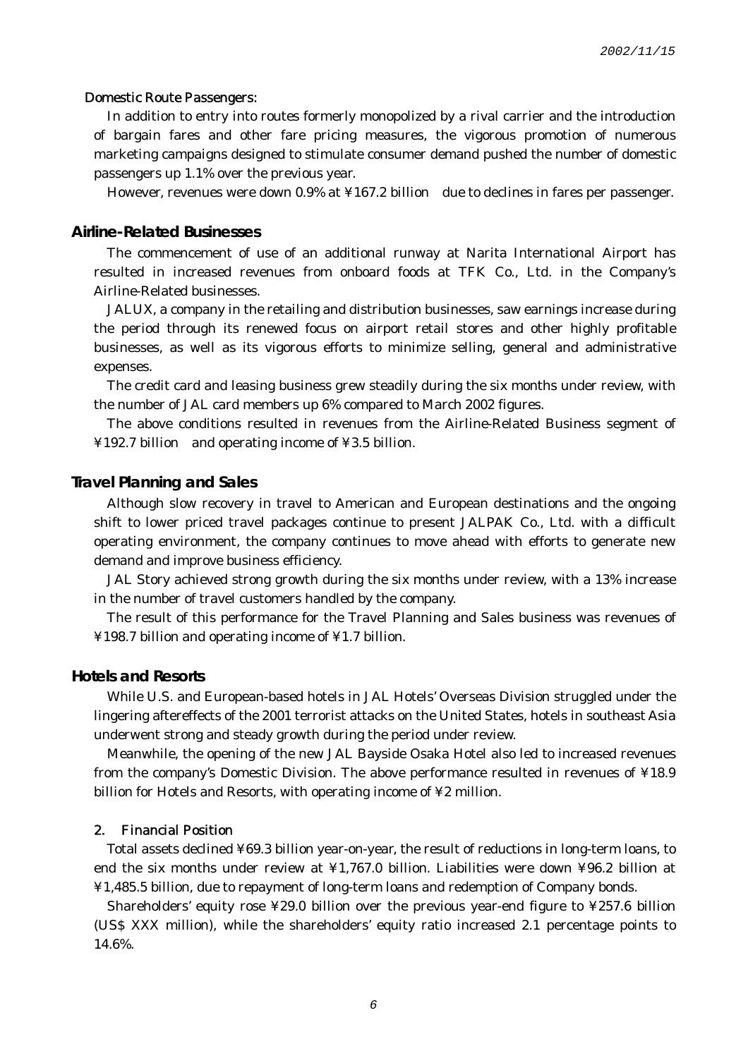#### Domestic Route Passengers:

In addition to entry into routes formerly monopolized by a rival carrier and the introduction of bargain fares and other fare pricing measures, the vigorous promotion of numerous marketing campaigns designed to stimulate consumer demand pushed the number of domestic passengers up 1.1% over the previous year.

However, revenues were down 0.9% at ¥167.2 billion due to declines in fares per passenger.

### Airline-Related Businesses

The commencement of use of an additional runway at Narita International Airport has resulted in increased revenues from onboard foods at TFK Co., Ltd. in the Company's Airline-Related businesses.

JALUX, a company in the retailing and distribution businesses, saw earnings increase during the period through its renewed focus on airport retail stores and other highly profitable businesses, as well as its vigorous efforts to minimize selling, general and administrative expenses.

The credit card and leasing business grew steadily during the six months under review, with the number of JAL card members up 6% compared to March 2002 figures.

The above conditions resulted in revenues from the Airline-Related Business segment of ¥192.7 billion and operating income of ¥3.5 billion.

### Travel Planning and Sales

Although slow recovery in travel to American and European destinations and the ongoing shift to lower priced travel packages continue to present JALPAK Co., Ltd. with a difficult operating environment, the company continues to move ahead with efforts to generate new demand and improve business efficiency.

JAL Story achieved strong growth during the six months under review, with a 13% increase in the number of travel customers handled by the company.

The result of this performance for the Travel Planning and Sales business was revenues of ¥198.7 billion and operating income of ¥1.7 billion.

### Hotels and Resorts

While U.S. and European-based hotels in JAL Hotels' Overseas Division struggled under the lingering aftereffects of the 2001 terrorist attacks on the United States, hotels in southeast Asia underwent strong and steady growth during the period under review.

Meanwhile, the opening of the new JAL Bayside Osaka Hotel also led to increased revenues from the company's Domestic Division. The above performance resulted in revenues of ¥18.9 billion for Hotels and Resorts, with operating income of ¥2 million.

#### 2. Financial Position

Total assets declined ¥69.3 billion year-on-year, the result of reductions in long-term loans, to end the six months under review at ¥1,767.0 billion. Liabilities were down ¥96.2 billion at ¥1,485.5 billion, due to repayment of long-term loans and redemption of Company bonds.

Shareholders' equity rose ¥29.0 billion over the previous year-end figure to ¥257.6 billion (US$ XXX million), while the shareholders' equity ratio increased 2.1 percentage points to 14.6%.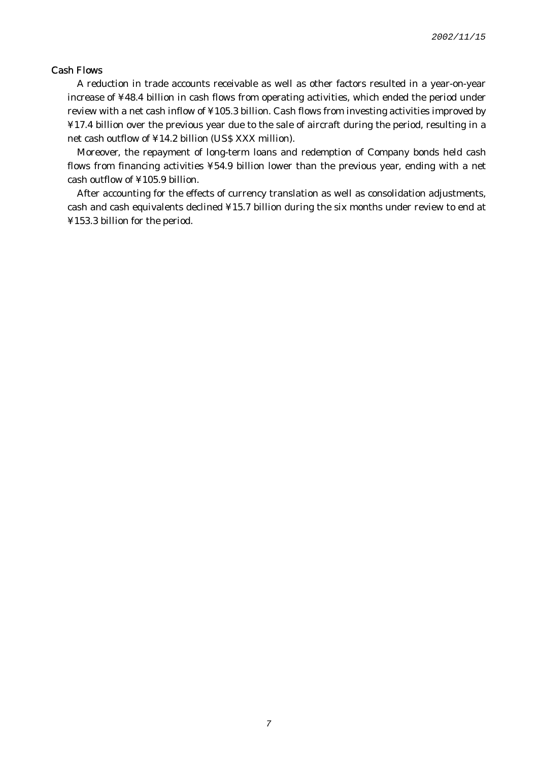## Cash Flows

A reduction in trade accounts receivable as well as other factors resulted in a year-on-year increase of ¥48.4 billion in cash flows from operating activities, which ended the period under review with a net cash inflow of ¥105.3 billion. Cash flows from investing activities improved by ¥17.4 billion over the previous year due to the sale of aircraft during the period, resulting in a net cash outflow of ¥14.2 billion (US$ XXX million).

Moreover, the repayment of long-term loans and redemption of Company bonds held cash flows from financing activities ¥54.9 billion lower than the previous year, ending with a net cash outflow of ¥105.9 billion.

After accounting for the effects of currency translation as well as consolidation adjustments, cash and cash equivalents declined ¥15.7 billion during the six months under review to end at ¥153.3 billion for the period.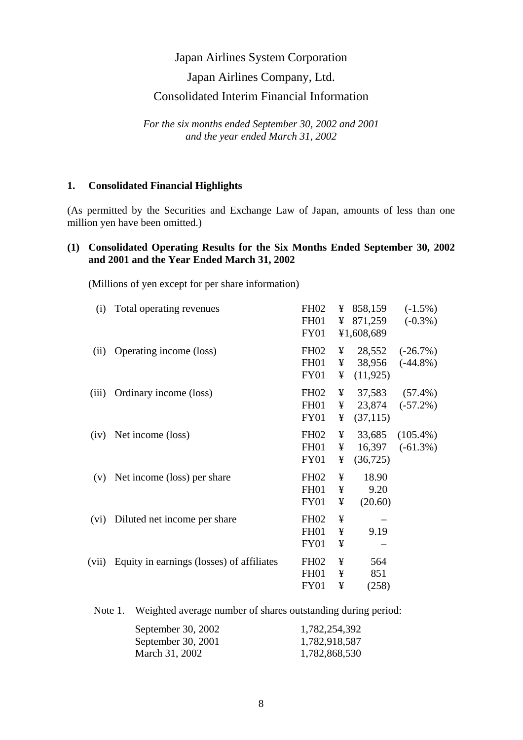Japan Airlines System Corporation

Japan Airlines Company, Ltd.

Consolidated Interim Financial Information

*For the six months ended September 30, 2002 and 2001*
*and the year ended March 31, 2002*

## 1. Consolidated Financial Highlights

(As permitted by the Securities and Exchange Law of Japan, amounts of less than one million yen have been omitted.)

### (1) Consolidated Operating Results for the Six Months Ended September 30, 2002 and 2001 and the Year Ended March 31, 2002

(Millions of yen except for per share information)

| | | Period | Amount | Change |
|---|---|---|---|---|
| (i) | Total operating revenues | FH02 | ¥ 858,159 | (-1.5%) |
| | | FH01 | ¥ 871,259 | (-0.3%) |
| | | FY01 | ¥1,608,689 | |
| (ii) | Operating income (loss) | FH02 | ¥ 28,552 | (-26.7%) |
| | | FH01 | ¥ 38,956 | (-44.8%) |
| | | FY01 | ¥ (11,925) | |
| (iii) | Ordinary income (loss) | FH02 | ¥ 37,583 | (57.4%) |
| | | FH01 | ¥ 23,874 | (-57.2%) |
| | | FY01 | ¥ (37,115) | |
| (iv) | Net income (loss) | FH02 | ¥ 33,685 | (105.4%) |
| | | FH01 | ¥ 16,397 | (-61.3%) |
| | | FY01 | ¥ (36,725) | |
| (v) | Net income (loss) per share | FH02 | ¥ 18.90 | |
| | | FH01 | ¥ 9.20 | |
| | | FY01 | ¥ (20.60) | |
| (vi) | Diluted net income per share | FH02 | ¥ – | |
| | | FH01 | ¥ 9.19 | |
| | | FY01 | ¥ – | |
| (vii) | Equity in earnings (losses) of affiliates | FH02 | ¥ 564 | |
| | | FH01 | ¥ 851 | |
| | | FY01 | ¥ (258) | |

Note 1. Weighted average number of shares outstanding during period:

| | |
|---|---|
| September 30, 2002 | 1,782,254,392 |
| September 30, 2001 | 1,782,918,587 |
| March 31, 2002 | 1,782,868,530 |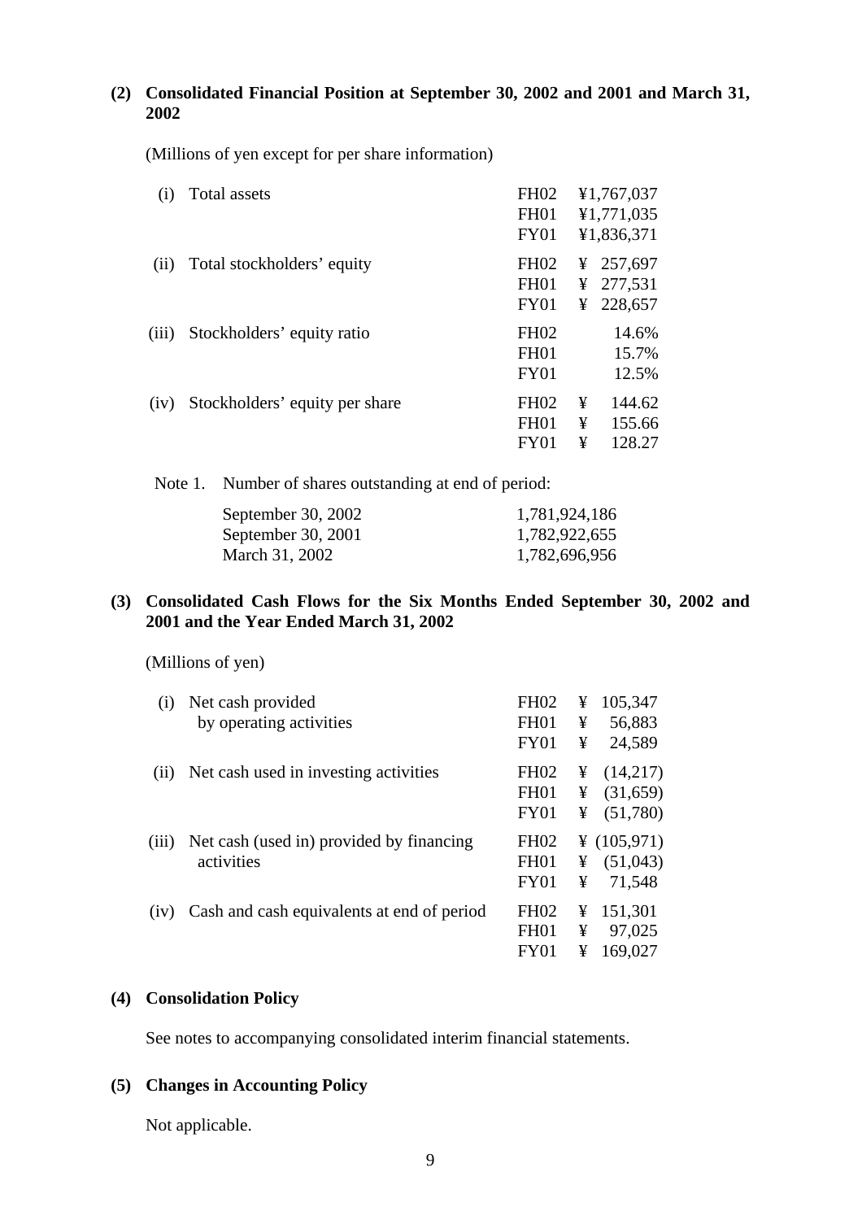### (2) Consolidated Financial Position at September 30, 2002 and 2001 and March 31, 2002

(Millions of yen except for per share information)

| | | | |
|---|---|---|---|
| (i) | Total assets | FH02 | ¥1,767,037 |
| | | FH01 | ¥1,771,035 |
| | | FY01 | ¥1,836,371 |
| (ii) | Total stockholders' equity | FH02 | ¥ 257,697 |
| | | FH01 | ¥ 277,531 |
| | | FY01 | ¥ 228,657 |
| (iii) | Stockholders' equity ratio | FH02 | 14.6% |
| | | FH01 | 15.7% |
| | | FY01 | 12.5% |
| (iv) | Stockholders' equity per share | FH02 | ¥ 144.62 |
| | | FH01 | ¥ 155.66 |
| | | FY01 | ¥ 128.27 |

Note 1. Number of shares outstanding at end of period:

| | |
|---|---|
| September 30, 2002 | 1,781,924,186 |
| September 30, 2001 | 1,782,922,655 |
| March 31, 2002 | 1,782,696,956 |

### (3) Consolidated Cash Flows for the Six Months Ended September 30, 2002 and 2001 and the Year Ended March 31, 2002

(Millions of yen)

| | | | |
|---|---|---|---|
| (i) | Net cash provided by operating activities | FH02 | ¥ 105,347 |
| | | FH01 | ¥ 56,883 |
| | | FY01 | ¥ 24,589 |
| (ii) | Net cash used in investing activities | FH02 | ¥ (14,217) |
| | | FH01 | ¥ (31,659) |
| | | FY01 | ¥ (51,780) |
| (iii) | Net cash (used in) provided by financing activities | FH02 | ¥ (105,971) |
| | | FH01 | ¥ (51,043) |
| | | FY01 | ¥ 71,548 |
| (iv) | Cash and cash equivalents at end of period | FH02 | ¥ 151,301 |
| | | FH01 | ¥ 97,025 |
| | | FY01 | ¥ 169,027 |

### (4) Consolidation Policy

See notes to accompanying consolidated interim financial statements.

### (5) Changes in Accounting Policy

Not applicable.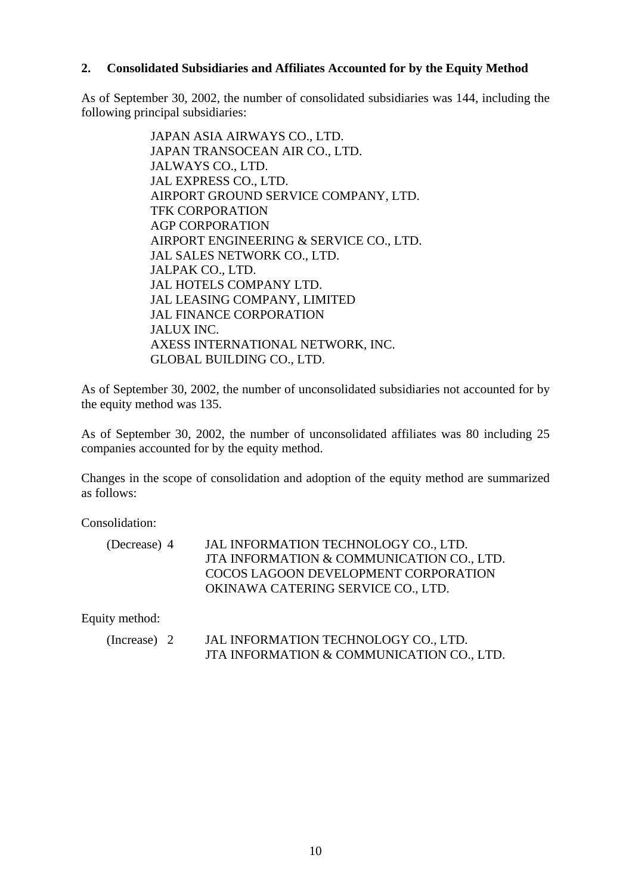## 2. Consolidated Subsidiaries and Affiliates Accounted for by the Equity Method

As of September 30, 2002, the number of consolidated subsidiaries was 144, including the following principal subsidiaries:

JAPAN ASIA AIRWAYS CO., LTD.
JAPAN TRANSOCEAN AIR CO., LTD.
JALWAYS CO., LTD.
JAL EXPRESS CO., LTD.
AIRPORT GROUND SERVICE COMPANY, LTD.
TFK CORPORATION
AGP CORPORATION
AIRPORT ENGINEERING & SERVICE CO., LTD.
JAL SALES NETWORK CO., LTD.
JALPAK CO., LTD.
JAL HOTELS COMPANY LTD.
JAL LEASING COMPANY, LIMITED
JAL FINANCE CORPORATION
JALUX INC.
AXESS INTERNATIONAL NETWORK, INC.
GLOBAL BUILDING CO., LTD.

As of September 30, 2002, the number of unconsolidated subsidiaries not accounted for by the equity method was 135.

As of September 30, 2002, the number of unconsolidated affiliates was 80 including 25 companies accounted for by the equity method.

Changes in the scope of consolidation and adoption of the equity method are summarized as follows:

Consolidation:

(Decrease) 4
JAL INFORMATION TECHNOLOGY CO., LTD.
JTA INFORMATION & COMMUNICATION CO., LTD.
COCOS LAGOON DEVELOPMENT CORPORATION
OKINAWA CATERING SERVICE CO., LTD.

Equity method:

(Increase) 2
JAL INFORMATION TECHNOLOGY CO., LTD.
JTA INFORMATION & COMMUNICATION CO., LTD.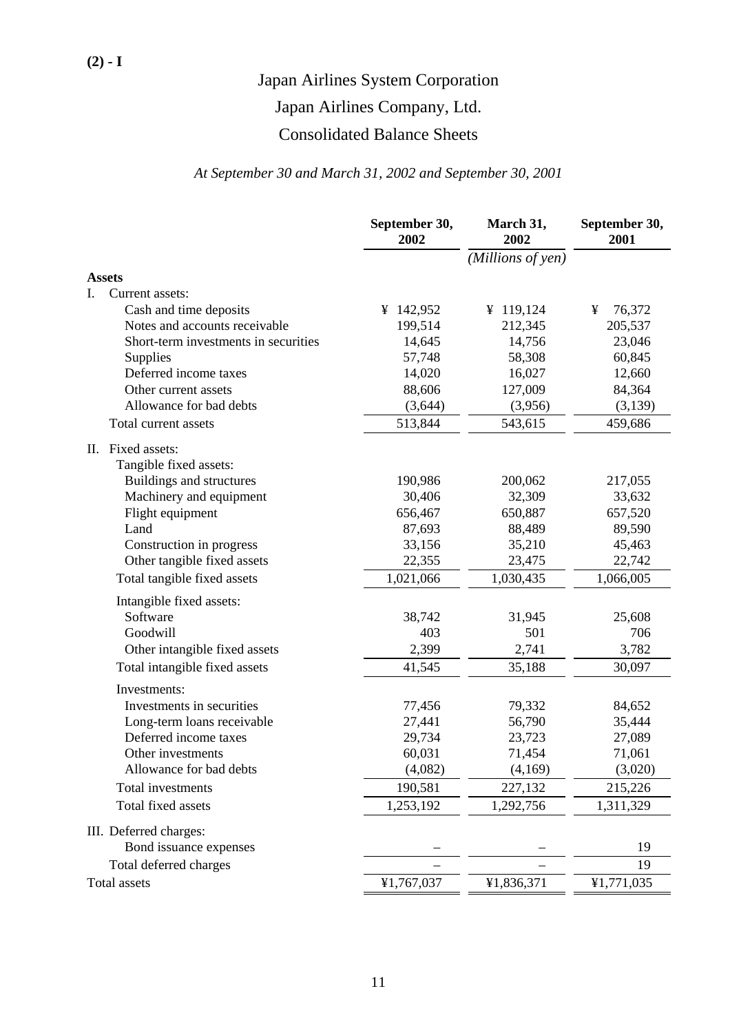**(2) - I**

# Japan Airlines System Corporation
# Japan Airlines Company, Ltd.
## Consolidated Balance Sheets

*At September 30 and March 31, 2002 and September 30, 2001*

| | September 30, 2002 | March 31, 2002 | September 30, 2001 |
|---|---|---|---|
| | | *(Millions of yen)* | |
| **Assets** | | | |
| I. Current assets: | | | |
| Cash and time deposits | ¥ 142,952 | ¥ 119,124 | ¥ 76,372 |
| Notes and accounts receivable | 199,514 | 212,345 | 205,537 |
| Short-term investments in securities | 14,645 | 14,756 | 23,046 |
| Supplies | 57,748 | 58,308 | 60,845 |
| Deferred income taxes | 14,020 | 16,027 | 12,660 |
| Other current assets | 88,606 | 127,009 | 84,364 |
| Allowance for bad debts | (3,644) | (3,956) | (3,139) |
| Total current assets | 513,844 | 543,615 | 459,686 |
| II. Fixed assets: | | | |
| Tangible fixed assets: | | | |
| Buildings and structures | 190,986 | 200,062 | 217,055 |
| Machinery and equipment | 30,406 | 32,309 | 33,632 |
| Flight equipment | 656,467 | 650,887 | 657,520 |
| Land | 87,693 | 88,489 | 89,590 |
| Construction in progress | 33,156 | 35,210 | 45,463 |
| Other tangible fixed assets | 22,355 | 23,475 | 22,742 |
| Total tangible fixed assets | 1,021,066 | 1,030,435 | 1,066,005 |
| Intangible fixed assets: | | | |
| Software | 38,742 | 31,945 | 25,608 |
| Goodwill | 403 | 501 | 706 |
| Other intangible fixed assets | 2,399 | 2,741 | 3,782 |
| Total intangible fixed assets | 41,545 | 35,188 | 30,097 |
| Investments: | | | |
| Investments in securities | 77,456 | 79,332 | 84,652 |
| Long-term loans receivable | 27,441 | 56,790 | 35,444 |
| Deferred income taxes | 29,734 | 23,723 | 27,089 |
| Other investments | 60,031 | 71,454 | 71,061 |
| Allowance for bad debts | (4,082) | (4,169) | (3,020) |
| Total investments | 190,581 | 227,132 | 215,226 |
| Total fixed assets | 1,253,192 | 1,292,756 | 1,311,329 |
| III. Deferred charges: | | | |
| Bond issuance expenses | – | – | 19 |
| Total deferred charges | – | – | 19 |
| Total assets | ¥1,767,037 | ¥1,836,371 | ¥1,771,035 |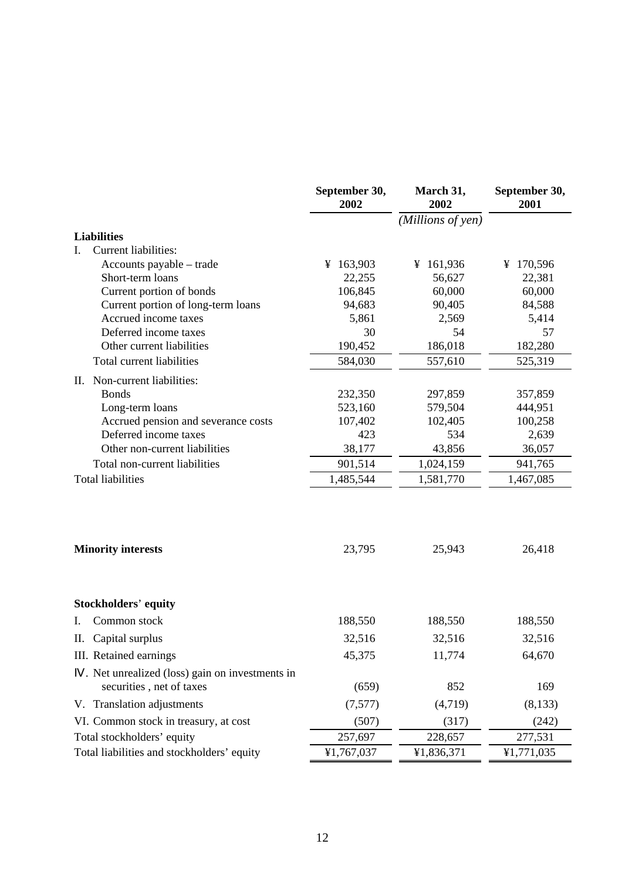| | September 30, 2002 | March 31, 2002 | September 30, 2001 |
|---|---|---|---|
| | | *(Millions of yen)* | |
| **Liabilities** | | | |
| I. Current liabilities: | | | |
| Accounts payable – trade | ¥ 163,903 | ¥ 161,936 | ¥ 170,596 |
| Short-term loans | 22,255 | 56,627 | 22,381 |
| Current portion of bonds | 106,845 | 60,000 | 60,000 |
| Current portion of long-term loans | 94,683 | 90,405 | 84,588 |
| Accrued income taxes | 5,861 | 2,569 | 5,414 |
| Deferred income taxes | 30 | 54 | 57 |
| Other current liabilities | 190,452 | 186,018 | 182,280 |
| Total current liabilities | 584,030 | 557,610 | 525,319 |
| II. Non-current liabilities: | | | |
| Bonds | 232,350 | 297,859 | 357,859 |
| Long-term loans | 523,160 | 579,504 | 444,951 |
| Accrued pension and severance costs | 107,402 | 102,405 | 100,258 |
| Deferred income taxes | 423 | 534 | 2,639 |
| Other non-current liabilities | 38,177 | 43,856 | 36,057 |
| Total non-current liabilities | 901,514 | 1,024,159 | 941,765 |
| Total liabilities | 1,485,544 | 1,581,770 | 1,467,085 |
| **Minority interests** | 23,795 | 25,943 | 26,418 |
| **Stockholders' equity** | | | |
| I. Common stock | 188,550 | 188,550 | 188,550 |
| II. Capital surplus | 32,516 | 32,516 | 32,516 |
| III. Retained earnings | 45,375 | 11,774 | 64,670 |
| Ⅳ. Net unrealized (loss) gain on investments in securities , net of taxes | (659) | 852 | 169 |
| V. Translation adjustments | (7,577) | (4,719) | (8,133) |
| VI. Common stock in treasury, at cost | (507) | (317) | (242) |
| Total stockholders' equity | 257,697 | 228,657 | 277,531 |
| Total liabilities and stockholders' equity | ¥1,767,037 | ¥1,836,371 | ¥1,771,035 |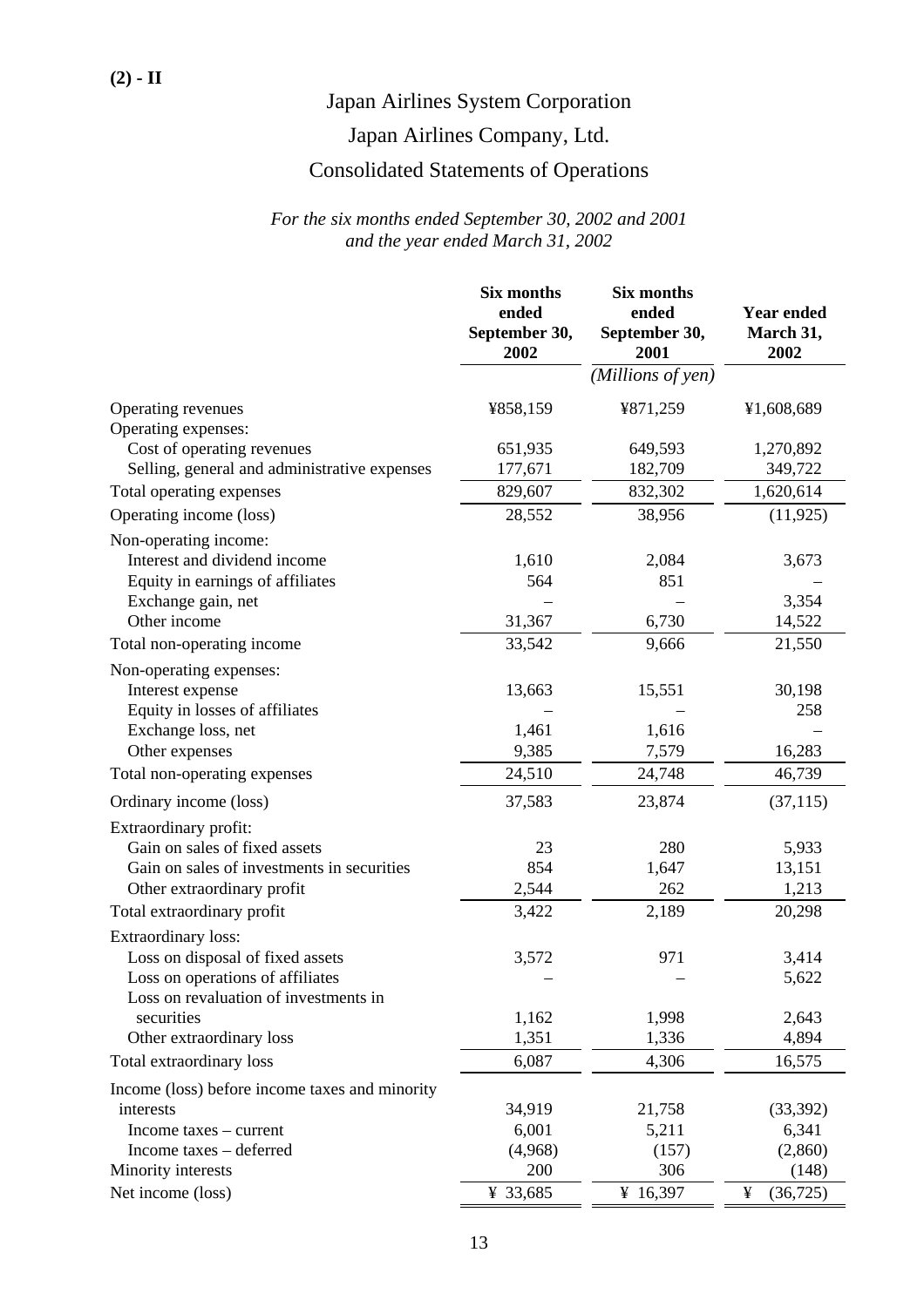**(2) - II**

# Japan Airlines System Corporation

# Japan Airlines Company, Ltd.

## Consolidated Statements of Operations

*For the six months ended September 30, 2002 and 2001*
*and the year ended March 31, 2002*

| | Six months ended September 30, 2002 | Six months ended September 30, 2001 | Year ended March 31, 2002 |
|---|---|---|---|
| | | *(Millions of yen)* | |
| Operating revenues | ¥858,159 | ¥871,259 | ¥1,608,689 |
| Operating expenses: | | | |
| Cost of operating revenues | 651,935 | 649,593 | 1,270,892 |
| Selling, general and administrative expenses | 177,671 | 182,709 | 349,722 |
| Total operating expenses | 829,607 | 832,302 | 1,620,614 |
| Operating income (loss) | 28,552 | 38,956 | (11,925) |
| Non-operating income: | | | |
| Interest and dividend income | 1,610 | 2,084 | 3,673 |
| Equity in earnings of affiliates | 564 | 851 | – |
| Exchange gain, net | – | – | 3,354 |
| Other income | 31,367 | 6,730 | 14,522 |
| Total non-operating income | 33,542 | 9,666 | 21,550 |
| Non-operating expenses: | | | |
| Interest expense | 13,663 | 15,551 | 30,198 |
| Equity in losses of affiliates | – | – | 258 |
| Exchange loss, net | 1,461 | 1,616 | – |
| Other expenses | 9,385 | 7,579 | 16,283 |
| Total non-operating expenses | 24,510 | 24,748 | 46,739 |
| Ordinary income (loss) | 37,583 | 23,874 | (37,115) |
| Extraordinary profit: | | | |
| Gain on sales of fixed assets | 23 | 280 | 5,933 |
| Gain on sales of investments in securities | 854 | 1,647 | 13,151 |
| Other extraordinary profit | 2,544 | 262 | 1,213 |
| Total extraordinary profit | 3,422 | 2,189 | 20,298 |
| Extraordinary loss: | | | |
| Loss on disposal of fixed assets | 3,572 | 971 | 3,414 |
| Loss on operations of affiliates | – | – | 5,622 |
| Loss on revaluation of investments in securities | 1,162 | 1,998 | 2,643 |
| Other extraordinary loss | 1,351 | 1,336 | 4,894 |
| Total extraordinary loss | 6,087 | 4,306 | 16,575 |
| Income (loss) before income taxes and minority interests | 34,919 | 21,758 | (33,392) |
| Income taxes – current | 6,001 | 5,211 | 6,341 |
| Income taxes – deferred | (4,968) | (157) | (2,860) |
| Minority interests | 200 | 306 | (148) |
| Net income (loss) | ¥ 33,685 | ¥ 16,397 | ¥ (36,725) |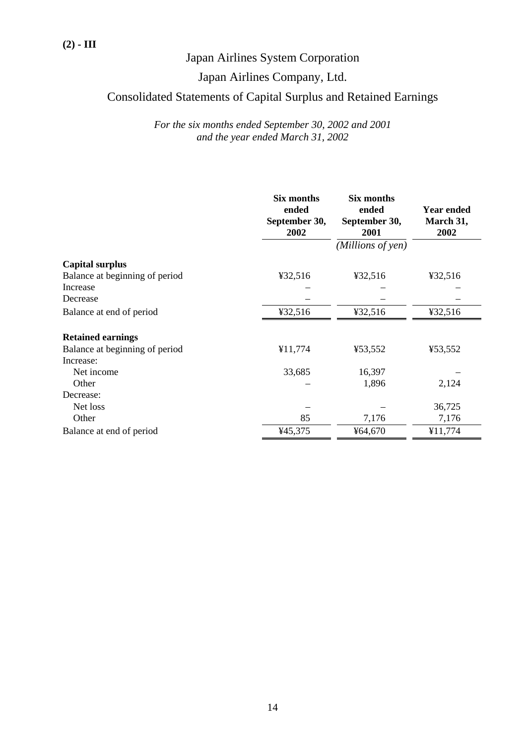(2) - III

# Japan Airlines System Corporation

# Japan Airlines Company, Ltd.

## Consolidated Statements of Capital Surplus and Retained Earnings

*For the six months ended September 30, 2002 and 2001*
*and the year ended March 31, 2002*

| | Six months ended September 30, 2002 | Six months ended September 30, 2001 | Year ended March 31, 2002 |
|---|---|---|---|
| | | *(Millions of yen)* | |
| **Capital surplus** | | | |
| Balance at beginning of period | ¥32,516 | ¥32,516 | ¥32,516 |
| Increase | – | – | – |
| Decrease | – | – | – |
| Balance at end of period | ¥32,516 | ¥32,516 | ¥32,516 |
| **Retained earnings** | | | |
| Balance at beginning of period | ¥11,774 | ¥53,552 | ¥53,552 |
| Increase: | | | |
| Net income | 33,685 | 16,397 | – |
| Other | – | 1,896 | 2,124 |
| Decrease: | | | |
| Net loss | – | – | 36,725 |
| Other | 85 | 7,176 | 7,176 |
| Balance at end of period | ¥45,375 | ¥64,670 | ¥11,774 |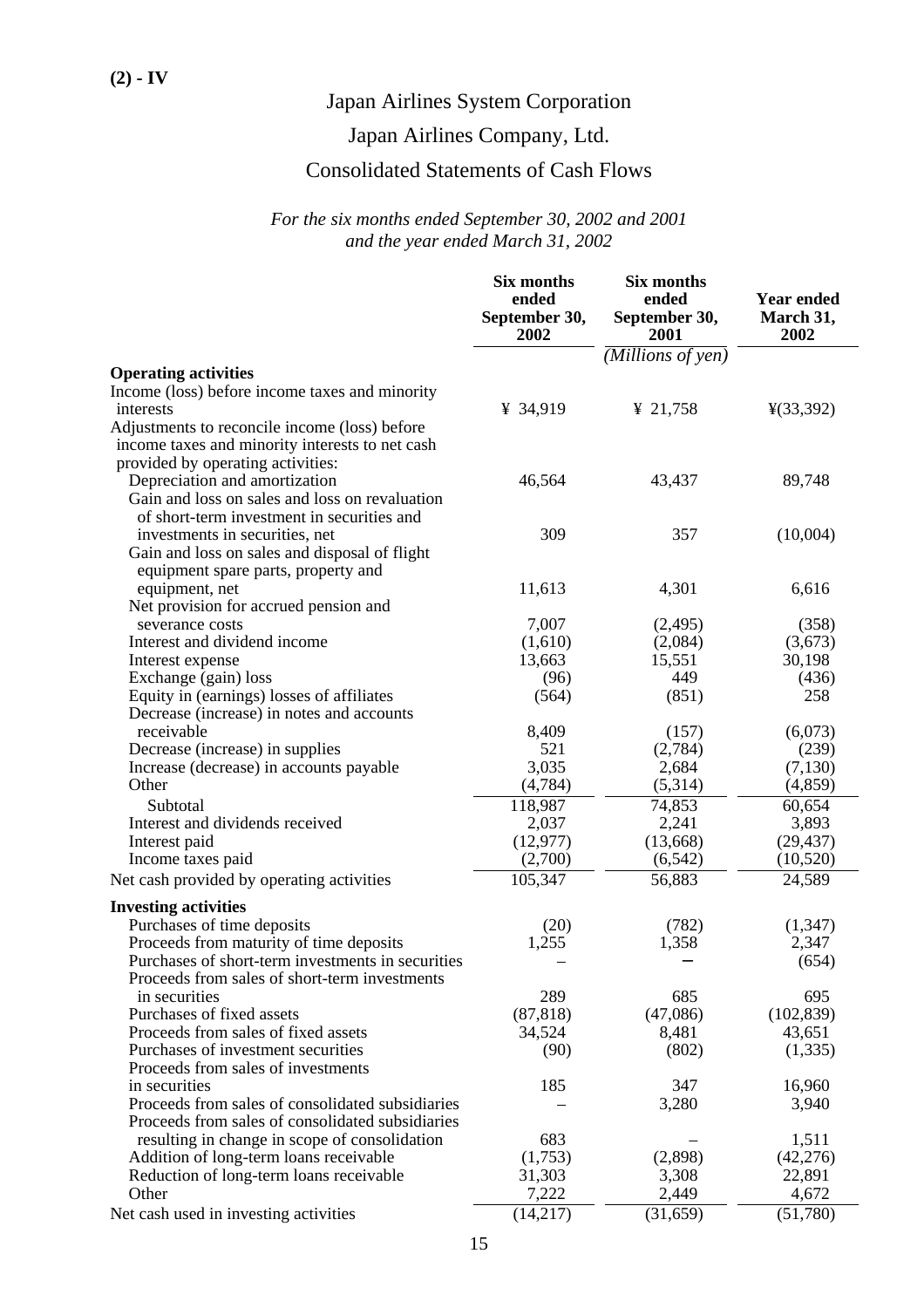**(2) - IV**

# Japan Airlines System Corporation

# Japan Airlines Company, Ltd.

## Consolidated Statements of Cash Flows

*For the six months ended September 30, 2002 and 2001*
*and the year ended March 31, 2002*

| | Six months ended September 30, 2002 | Six months ended September 30, 2001 | Year ended March 31, 2002 |
|---|---|---|---|
| | | *(Millions of yen)* | |
| **Operating activities** | | | |
| Income (loss) before income taxes and minority interests | ¥ 34,919 | ¥ 21,758 | ¥(33,392) |
| Adjustments to reconcile income (loss) before income taxes and minority interests to net cash provided by operating activities: | | | |
| Depreciation and amortization | 46,564 | 43,437 | 89,748 |
| Gain and loss on sales and loss on revaluation of short-term investment in securities and investments in securities, net | 309 | 357 | (10,004) |
| Gain and loss on sales and disposal of flight equipment spare parts, property and equipment, net | 11,613 | 4,301 | 6,616 |
| Net provision for accrued pension and severance costs | 7,007 | (2,495) | (358) |
| Interest and dividend income | (1,610) | (2,084) | (3,673) |
| Interest expense | 13,663 | 15,551 | 30,198 |
| Exchange (gain) loss | (96) | 449 | (436) |
| Equity in (earnings) losses of affiliates | (564) | (851) | 258 |
| Decrease (increase) in notes and accounts receivable | 8,409 | (157) | (6,073) |
| Decrease (increase) in supplies | 521 | (2,784) | (239) |
| Increase (decrease) in accounts payable | 3,035 | 2,684 | (7,130) |
| Other | (4,784) | (5,314) | (4,859) |
| Subtotal | 118,987 | 74,853 | 60,654 |
| Interest and dividends received | 2,037 | 2,241 | 3,893 |
| Interest paid | (12,977) | (13,668) | (29,437) |
| Income taxes paid | (2,700) | (6,542) | (10,520) |
| Net cash provided by operating activities | 105,347 | 56,883 | 24,589 |
| **Investing activities** | | | |
| Purchases of time deposits | (20) | (782) | (1,347) |
| Proceeds from maturity of time deposits | 1,255 | 1,358 | 2,347 |
| Purchases of short-term investments in securities | – | – | (654) |
| Proceeds from sales of short-term investments in securities | 289 | 685 | 695 |
| Purchases of fixed assets | (87,818) | (47,086) | (102,839) |
| Proceeds from sales of fixed assets | 34,524 | 8,481 | 43,651 |
| Purchases of investment securities | (90) | (802) | (1,335) |
| Proceeds from sales of investments in securities | 185 | 347 | 16,960 |
| Proceeds from sales of consolidated subsidiaries | – | 3,280 | 3,940 |
| Proceeds from sales of consolidated subsidiaries resulting in change in scope of consolidation | 683 | – | 1,511 |
| Addition of long-term loans receivable | (1,753) | (2,898) | (42,276) |
| Reduction of long-term loans receivable | 31,303 | 3,308 | 22,891 |
| Other | 7,222 | 2,449 | 4,672 |
| Net cash used in investing activities | (14,217) | (31,659) | (51,780) |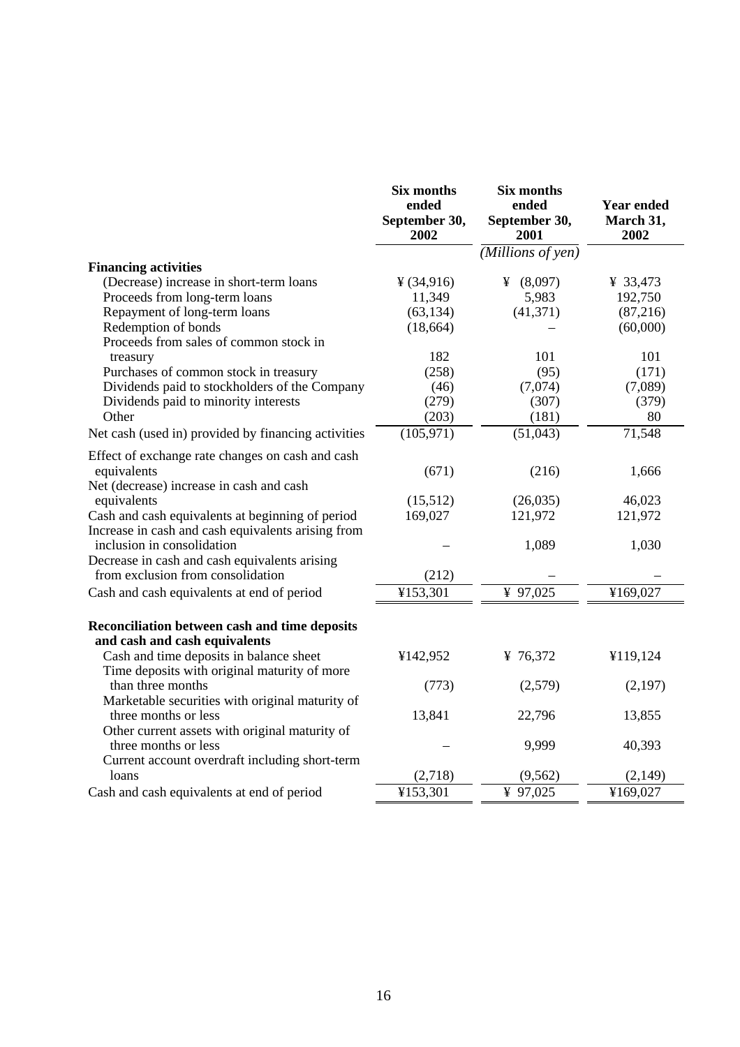| | Six months ended September 30, 2002 | Six months ended September 30, 2001 | Year ended March 31, 2002 |
|---|---|---|---|
| | | *(Millions of yen)* | |
| **Financing activities** | | | |
| (Decrease) increase in short-term loans | ¥ (34,916) | ¥ (8,097) | ¥ 33,473 |
| Proceeds from long-term loans | 11,349 | 5,983 | 192,750 |
| Repayment of long-term loans | (63,134) | (41,371) | (87,216) |
| Redemption of bonds | (18,664) | – | (60,000) |
| Proceeds from sales of common stock in treasury | 182 | 101 | 101 |
| Purchases of common stock in treasury | (258) | (95) | (171) |
| Dividends paid to stockholders of the Company | (46) | (7,074) | (7,089) |
| Dividends paid to minority interests | (279) | (307) | (379) |
| Other | (203) | (181) | 80 |
| Net cash (used in) provided by financing activities | (105,971) | (51,043) | 71,548 |
| Effect of exchange rate changes on cash and cash equivalents | (671) | (216) | 1,666 |
| Net (decrease) increase in cash and cash equivalents | (15,512) | (26,035) | 46,023 |
| Cash and cash equivalents at beginning of period | 169,027 | 121,972 | 121,972 |
| Increase in cash and cash equivalents arising from inclusion in consolidation | – | 1,089 | 1,030 |
| Decrease in cash and cash equivalents arising from exclusion from consolidation | (212) | – | – |
| Cash and cash equivalents at end of period | ¥153,301 | ¥ 97,025 | ¥169,027 |
| | | | |
| **Reconciliation between cash and time deposits and cash and cash equivalents** | | | |
| Cash and time deposits in balance sheet | ¥142,952 | ¥ 76,372 | ¥119,124 |
| Time deposits with original maturity of more than three months | (773) | (2,579) | (2,197) |
| Marketable securities with original maturity of three months or less | 13,841 | 22,796 | 13,855 |
| Other current assets with original maturity of three months or less | – | 9,999 | 40,393 |
| Current account overdraft including short-term loans | (2,718) | (9,562) | (2,149) |
| Cash and cash equivalents at end of period | ¥153,301 | ¥ 97,025 | ¥169,027 |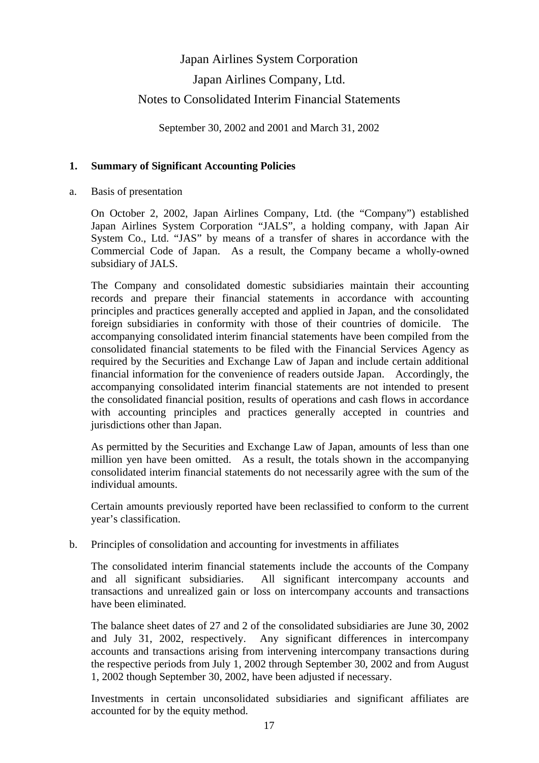# Japan Airlines System Corporation

# Japan Airlines Company, Ltd.

# Notes to Consolidated Interim Financial Statements

September 30, 2002 and 2001 and March 31, 2002

## 1. Summary of Significant Accounting Policies

a. Basis of presentation

On October 2, 2002, Japan Airlines Company, Ltd. (the "Company") established Japan Airlines System Corporation "JALS", a holding company, with Japan Air System Co., Ltd. "JAS" by means of a transfer of shares in accordance with the Commercial Code of Japan. As a result, the Company became a wholly-owned subsidiary of JALS.

The Company and consolidated domestic subsidiaries maintain their accounting records and prepare their financial statements in accordance with accounting principles and practices generally accepted and applied in Japan, and the consolidated foreign subsidiaries in conformity with those of their countries of domicile. The accompanying consolidated interim financial statements have been compiled from the consolidated financial statements to be filed with the Financial Services Agency as required by the Securities and Exchange Law of Japan and include certain additional financial information for the convenience of readers outside Japan. Accordingly, the accompanying consolidated interim financial statements are not intended to present the consolidated financial position, results of operations and cash flows in accordance with accounting principles and practices generally accepted in countries and jurisdictions other than Japan.

As permitted by the Securities and Exchange Law of Japan, amounts of less than one million yen have been omitted. As a result, the totals shown in the accompanying consolidated interim financial statements do not necessarily agree with the sum of the individual amounts.

Certain amounts previously reported have been reclassified to conform to the current year's classification.

b. Principles of consolidation and accounting for investments in affiliates

The consolidated interim financial statements include the accounts of the Company and all significant subsidiaries. All significant intercompany accounts and transactions and unrealized gain or loss on intercompany accounts and transactions have been eliminated.

The balance sheet dates of 27 and 2 of the consolidated subsidiaries are June 30, 2002 and July 31, 2002, respectively. Any significant differences in intercompany accounts and transactions arising from intervening intercompany transactions during the respective periods from July 1, 2002 through September 30, 2002 and from August 1, 2002 though September 30, 2002, have been adjusted if necessary.

Investments in certain unconsolidated subsidiaries and significant affiliates are accounted for by the equity method.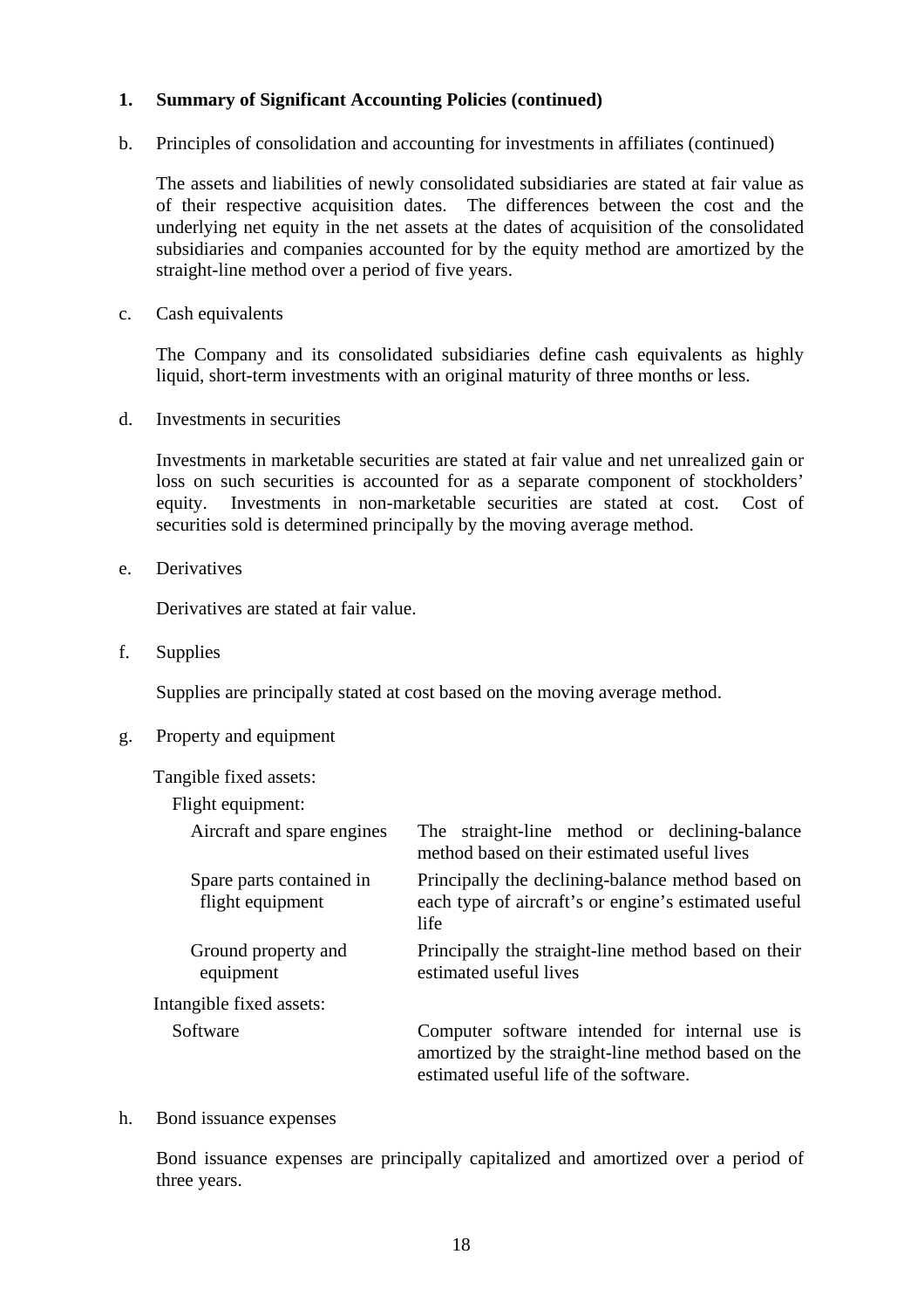**1. Summary of Significant Accounting Policies (continued)**

b. Principles of consolidation and accounting for investments in affiliates (continued)

The assets and liabilities of newly consolidated subsidiaries are stated at fair value as of their respective acquisition dates. The differences between the cost and the underlying net equity in the net assets at the dates of acquisition of the consolidated subsidiaries and companies accounted for by the equity method are amortized by the straight-line method over a period of five years.

c. Cash equivalents

The Company and its consolidated subsidiaries define cash equivalents as highly liquid, short-term investments with an original maturity of three months or less.

d. Investments in securities

Investments in marketable securities are stated at fair value and net unrealized gain or loss on such securities is accounted for as a separate component of stockholders' equity. Investments in non-marketable securities are stated at cost. Cost of securities sold is determined principally by the moving average method.

e. Derivatives

Derivatives are stated at fair value.

f. Supplies

Supplies are principally stated at cost based on the moving average method.

g. Property and equipment

Tangible fixed assets:

Flight equipment:

| | |
|---|---|
| Aircraft and spare engines | The straight-line method or declining-balance method based on their estimated useful lives |
| Spare parts contained in flight equipment | Principally the declining-balance method based on each type of aircraft's or engine's estimated useful life |
| Ground property and equipment | Principally the straight-line method based on their estimated useful lives |

Intangible fixed assets:

| | |
|---|---|
| Software | Computer software intended for internal use is amortized by the straight-line method based on the estimated useful life of the software. |

h. Bond issuance expenses

Bond issuance expenses are principally capitalized and amortized over a period of three years.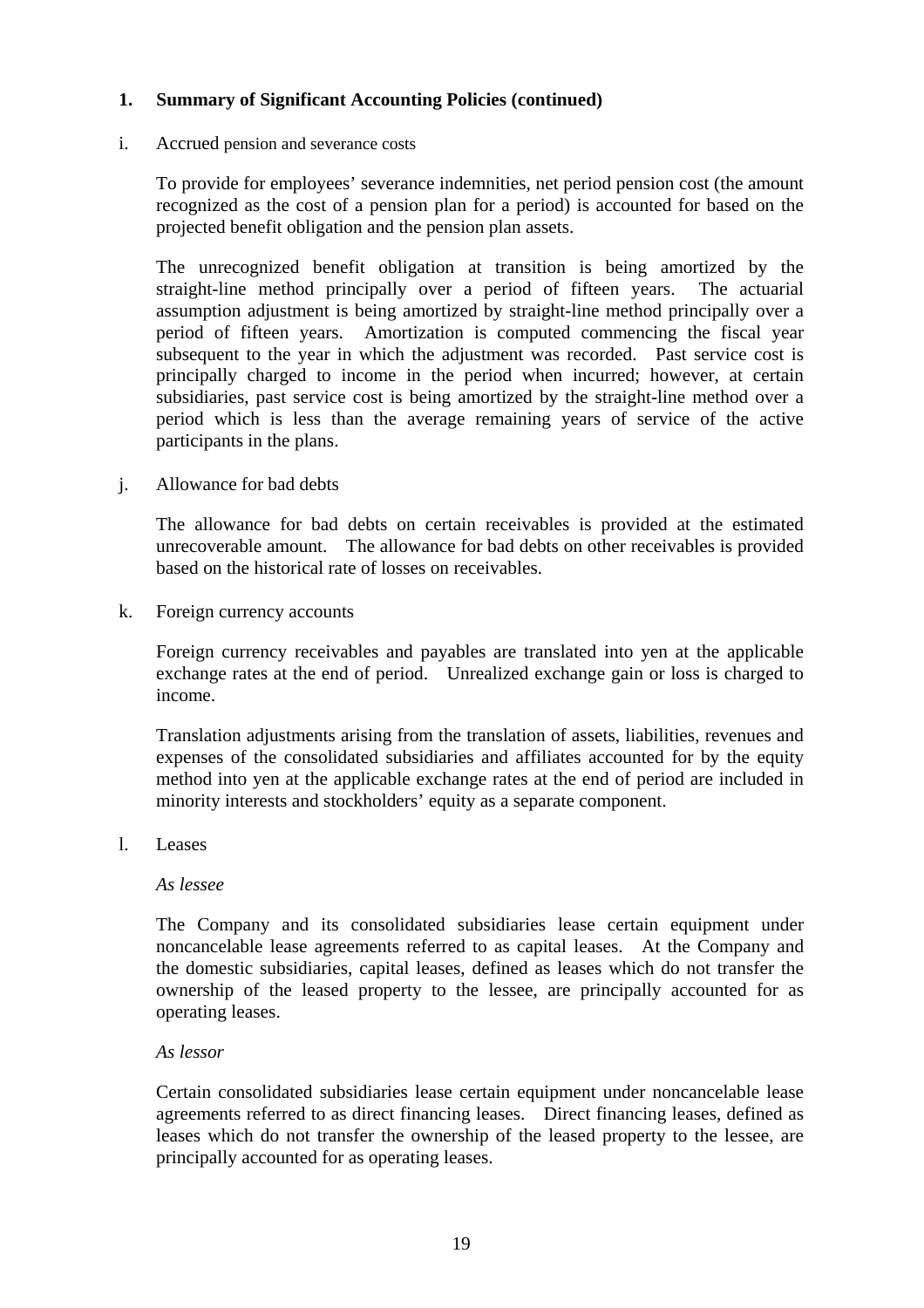**1. Summary of Significant Accounting Policies (continued)**

i. Accrued pension and severance costs

To provide for employees' severance indemnities, net period pension cost (the amount recognized as the cost of a pension plan for a period) is accounted for based on the projected benefit obligation and the pension plan assets.

The unrecognized benefit obligation at transition is being amortized by the straight-line method principally over a period of fifteen years. The actuarial assumption adjustment is being amortized by straight-line method principally over a period of fifteen years. Amortization is computed commencing the fiscal year subsequent to the year in which the adjustment was recorded. Past service cost is principally charged to income in the period when incurred; however, at certain subsidiaries, past service cost is being amortized by the straight-line method over a period which is less than the average remaining years of service of the active participants in the plans.

j. Allowance for bad debts

The allowance for bad debts on certain receivables is provided at the estimated unrecoverable amount. The allowance for bad debts on other receivables is provided based on the historical rate of losses on receivables.

k. Foreign currency accounts

Foreign currency receivables and payables are translated into yen at the applicable exchange rates at the end of period. Unrealized exchange gain or loss is charged to income.

Translation adjustments arising from the translation of assets, liabilities, revenues and expenses of the consolidated subsidiaries and affiliates accounted for by the equity method into yen at the applicable exchange rates at the end of period are included in minority interests and stockholders' equity as a separate component.

l. Leases

*As lessee*

The Company and its consolidated subsidiaries lease certain equipment under noncancelable lease agreements referred to as capital leases. At the Company and the domestic subsidiaries, capital leases, defined as leases which do not transfer the ownership of the leased property to the lessee, are principally accounted for as operating leases.

*As lessor*

Certain consolidated subsidiaries lease certain equipment under noncancelable lease agreements referred to as direct financing leases. Direct financing leases, defined as leases which do not transfer the ownership of the leased property to the lessee, are principally accounted for as operating leases.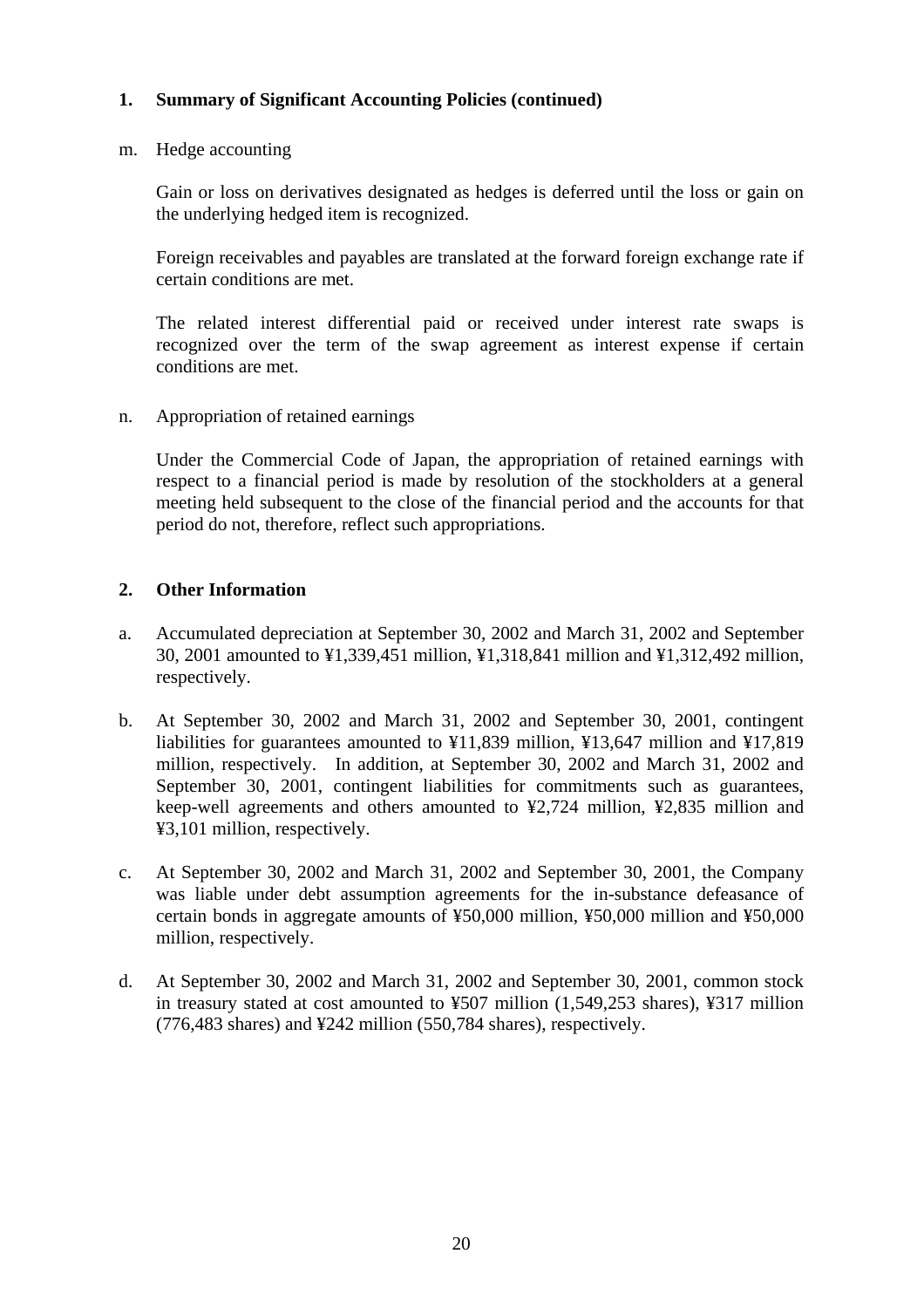## 1. Summary of Significant Accounting Policies (continued)

m. Hedge accounting

Gain or loss on derivatives designated as hedges is deferred until the loss or gain on the underlying hedged item is recognized.

Foreign receivables and payables are translated at the forward foreign exchange rate if certain conditions are met.

The related interest differential paid or received under interest rate swaps is recognized over the term of the swap agreement as interest expense if certain conditions are met.

n. Appropriation of retained earnings

Under the Commercial Code of Japan, the appropriation of retained earnings with respect to a financial period is made by resolution of the stockholders at a general meeting held subsequent to the close of the financial period and the accounts for that period do not, therefore, reflect such appropriations.

## 2. Other Information

a. Accumulated depreciation at September 30, 2002 and March 31, 2002 and September 30, 2001 amounted to ¥1,339,451 million, ¥1,318,841 million and ¥1,312,492 million, respectively.

b. At September 30, 2002 and March 31, 2002 and September 30, 2001, contingent liabilities for guarantees amounted to ¥11,839 million, ¥13,647 million and ¥17,819 million, respectively. In addition, at September 30, 2002 and March 31, 2002 and September 30, 2001, contingent liabilities for commitments such as guarantees, keep-well agreements and others amounted to ¥2,724 million, ¥2,835 million and ¥3,101 million, respectively.

c. At September 30, 2002 and March 31, 2002 and September 30, 2001, the Company was liable under debt assumption agreements for the in-substance defeasance of certain bonds in aggregate amounts of ¥50,000 million, ¥50,000 million and ¥50,000 million, respectively.

d. At September 30, 2002 and March 31, 2002 and September 30, 2001, common stock in treasury stated at cost amounted to ¥507 million (1,549,253 shares), ¥317 million (776,483 shares) and ¥242 million (550,784 shares), respectively.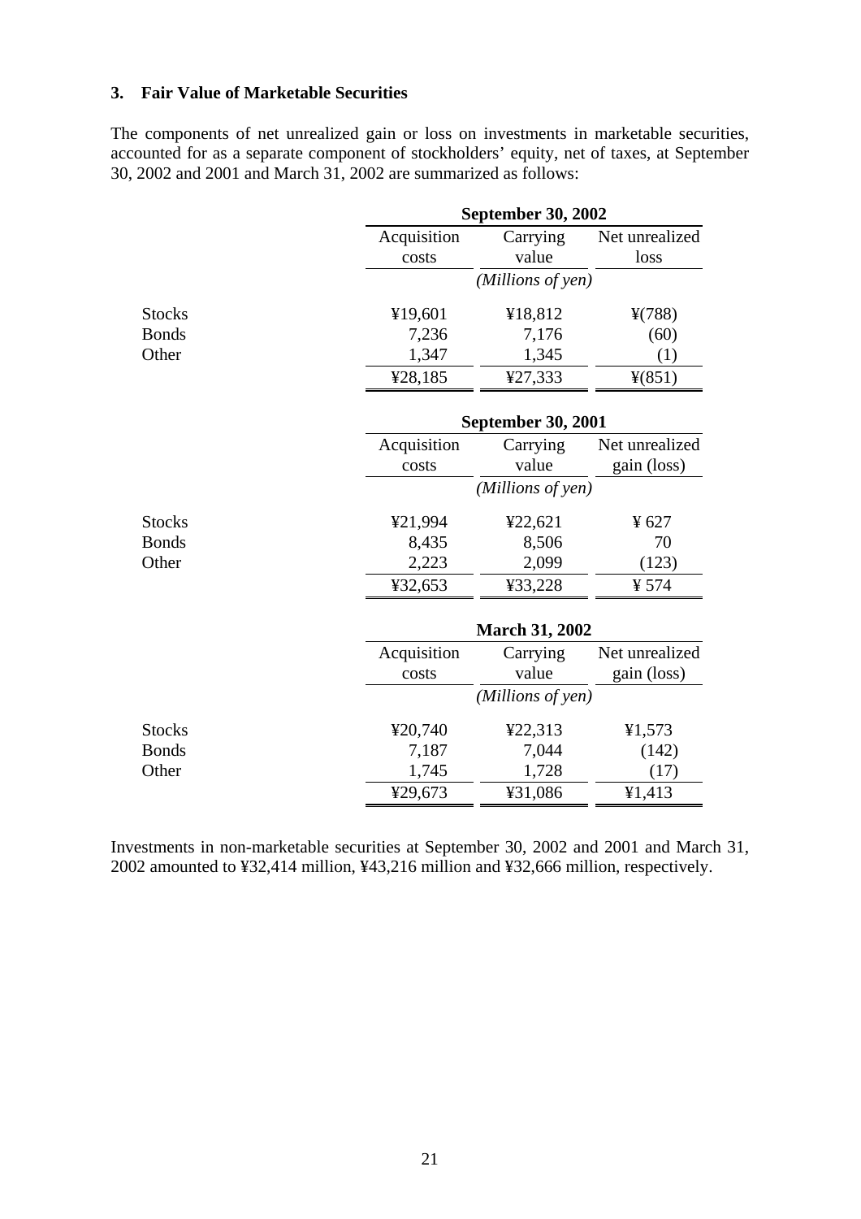### 3. Fair Value of Marketable Securities

The components of net unrealized gain or loss on investments in marketable securities, accounted for as a separate component of stockholders' equity, net of taxes, at September 30, 2002 and 2001 and March 31, 2002 are summarized as follows:

| | September 30, 2002 | | |
|---|---|---|---|
| | Acquisition costs | Carrying value | Net unrealized loss |
| | *(Millions of yen)* | | |
| Stocks | ¥19,601 | ¥18,812 | ¥(788) |
| Bonds | 7,236 | 7,176 | (60) |
| Other | 1,347 | 1,345 | (1) |
| | ¥28,185 | ¥27,333 | ¥(851) |

| | September 30, 2001 | | |
|---|---|---|---|
| | Acquisition costs | Carrying value | Net unrealized gain (loss) |
| | *(Millions of yen)* | | |
| Stocks | ¥21,994 | ¥22,621 | ¥ 627 |
| Bonds | 8,435 | 8,506 | 70 |
| Other | 2,223 | 2,099 | (123) |
| | ¥32,653 | ¥33,228 | ¥ 574 |

| | March 31, 2002 | | |
|---|---|---|---|
| | Acquisition costs | Carrying value | Net unrealized gain (loss) |
| | *(Millions of yen)* | | |
| Stocks | ¥20,740 | ¥22,313 | ¥1,573 |
| Bonds | 7,187 | 7,044 | (142) |
| Other | 1,745 | 1,728 | (17) |
| | ¥29,673 | ¥31,086 | ¥1,413 |

Investments in non-marketable securities at September 30, 2002 and 2001 and March 31, 2002 amounted to ¥32,414 million, ¥43,216 million and ¥32,666 million, respectively.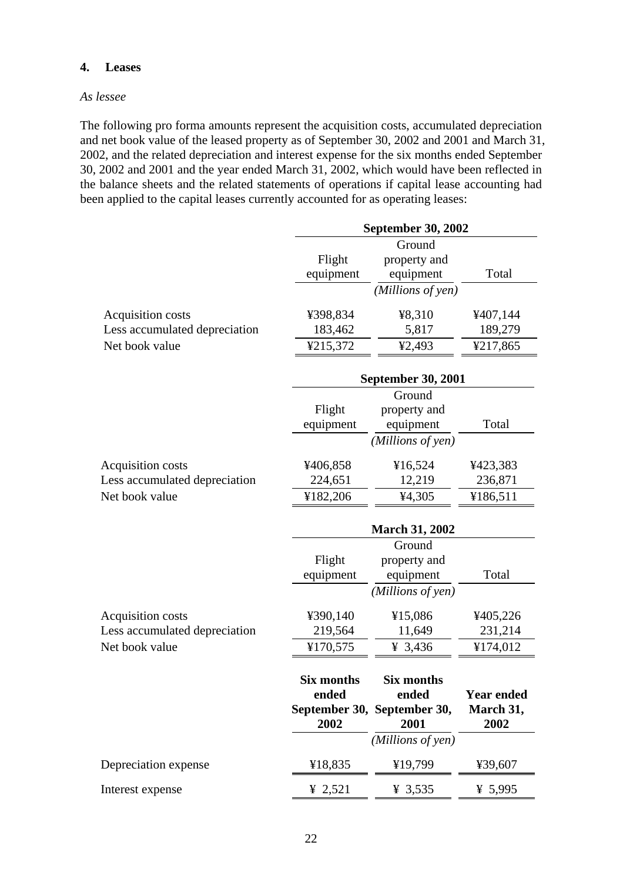## 4. Leases

*As lessee*

The following pro forma amounts represent the acquisition costs, accumulated depreciation and net book value of the leased property as of September 30, 2002 and 2001 and March 31, 2002, and the related depreciation and interest expense for the six months ended September 30, 2002 and 2001 and the year ended March 31, 2002, which would have been reflected in the balance sheets and the related statements of operations if capital lease accounting had been applied to the capital leases currently accounted for as operating leases:

| | **September 30, 2002** | | |
|---|---|---|---|
| | Flight equipment | Ground property and equipment | Total |
| | | *(Millions of yen)* | |
| Acquisition costs | ¥398,834 | ¥8,310 | ¥407,144 |
| Less accumulated depreciation | 183,462 | 5,817 | 189,279 |
| Net book value | ¥215,372 | ¥2,493 | ¥217,865 |

| | **September 30, 2001** | | |
|---|---|---|---|
| | Flight equipment | Ground property and equipment | Total |
| | | *(Millions of yen)* | |
| Acquisition costs | ¥406,858 | ¥16,524 | ¥423,383 |
| Less accumulated depreciation | 224,651 | 12,219 | 236,871 |
| Net book value | ¥182,206 | ¥4,305 | ¥186,511 |

| | **March 31, 2002** | | |
|---|---|---|---|
| | Flight equipment | Ground property and equipment | Total |
| | | *(Millions of yen)* | |
| Acquisition costs | ¥390,140 | ¥15,086 | ¥405,226 |
| Less accumulated depreciation | 219,564 | 11,649 | 231,214 |
| Net book value | ¥170,575 | ¥ 3,436 | ¥174,012 |

| | **Six months ended September 30, 2002** | **Six months ended September 30, 2001** | **Year ended March 31, 2002** |
|---|---|---|---|
| | | *(Millions of yen)* | |
| Depreciation expense | ¥18,835 | ¥19,799 | ¥39,607 |
| Interest expense | ¥ 2,521 | ¥ 3,535 | ¥ 5,995 |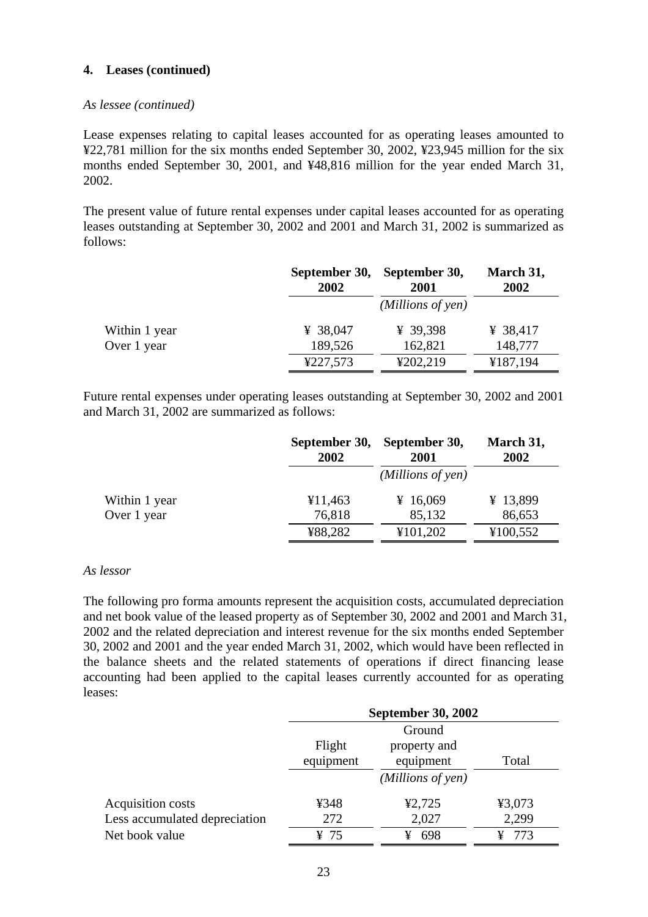**4. Leases (continued)**

*As lessee (continued)*

Lease expenses relating to capital leases accounted for as operating leases amounted to ¥22,781 million for the six months ended September 30, 2002, ¥23,945 million for the six months ended September 30, 2001, and ¥48,816 million for the year ended March 31, 2002.

The present value of future rental expenses under capital leases accounted for as operating leases outstanding at September 30, 2002 and 2001 and March 31, 2002 is summarized as follows:

| | September 30, 2002 | September 30, 2001 | March 31, 2002 |
|---|---|---|---|
| | | *(Millions of yen)* | |
| Within 1 year | ¥ 38,047 | ¥ 39,398 | ¥ 38,417 |
| Over 1 year | 189,526 | 162,821 | 148,777 |
| | ¥227,573 | ¥202,219 | ¥187,194 |

Future rental expenses under operating leases outstanding at September 30, 2002 and 2001 and March 31, 2002 are summarized as follows:

| | September 30, 2002 | September 30, 2001 | March 31, 2002 |
|---|---|---|---|
| | | *(Millions of yen)* | |
| Within 1 year | ¥11,463 | ¥ 16,069 | ¥ 13,899 |
| Over 1 year | 76,818 | 85,132 | 86,653 |
| | ¥88,282 | ¥101,202 | ¥100,552 |

*As lessor*

The following pro forma amounts represent the acquisition costs, accumulated depreciation and net book value of the leased property as of September 30, 2002 and 2001 and March 31, 2002 and the related depreciation and interest revenue for the six months ended September 30, 2002 and 2001 and the year ended March 31, 2002, which would have been reflected in the balance sheets and the related statements of operations if direct financing lease accounting had been applied to the capital leases currently accounted for as operating leases:

| | September 30, 2002 | | |
|---|---|---|---|
| | Flight equipment | Ground property and equipment | Total |
| | | *(Millions of yen)* | |
| Acquisition costs | ¥348 | ¥2,725 | ¥3,073 |
| Less accumulated depreciation | 272 | 2,027 | 2,299 |
| Net book value | ¥ 75 | ¥ 698 | ¥ 773 |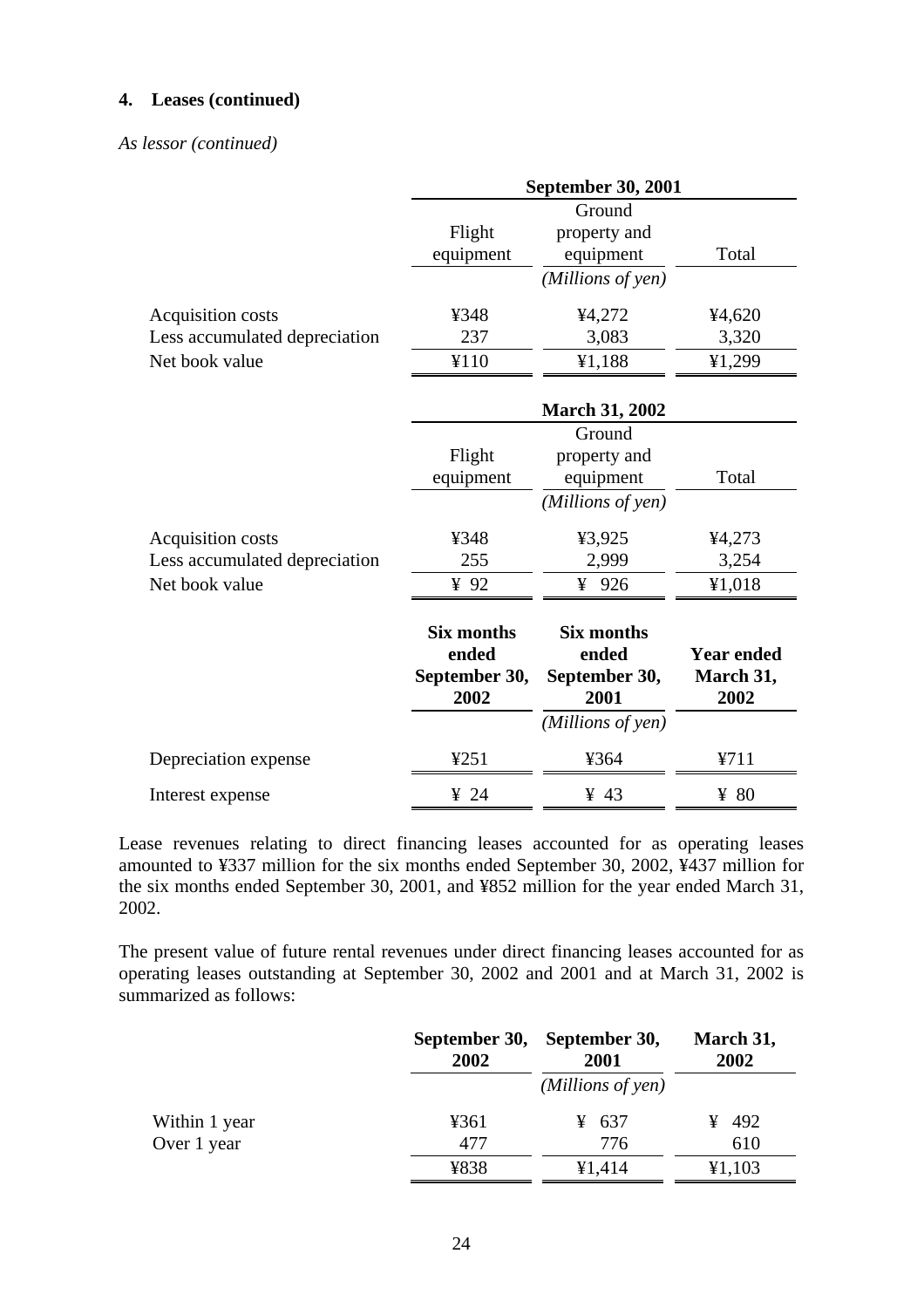**4. Leases (continued)**

*As lessor (continued)*

| | September 30, 2001 | | |
|---|---|---|---|
| | Flight equipment | Ground property and equipment | Total |
| | | *(Millions of yen)* | |
| Acquisition costs | ¥348 | ¥4,272 | ¥4,620 |
| Less accumulated depreciation | 237 | 3,083 | 3,320 |
| Net book value | ¥110 | ¥1,188 | ¥1,299 |

| | March 31, 2002 | | |
|---|---|---|---|
| | Flight equipment | Ground property and equipment | Total |
| | | *(Millions of yen)* | |
| Acquisition costs | ¥348 | ¥3,925 | ¥4,273 |
| Less accumulated depreciation | 255 | 2,999 | 3,254 |
| Net book value | ¥ 92 | ¥ 926 | ¥1,018 |

| | Six months ended September 30, 2002 | Six months ended September 30, 2001 | Year ended March 31, 2002 |
|---|---|---|---|
| | | *(Millions of yen)* | |
| Depreciation expense | ¥251 | ¥364 | ¥711 |
| Interest expense | ¥ 24 | ¥ 43 | ¥ 80 |

Lease revenues relating to direct financing leases accounted for as operating leases amounted to ¥337 million for the six months ended September 30, 2002, ¥437 million for the six months ended September 30, 2001, and ¥852 million for the year ended March 31, 2002.

The present value of future rental revenues under direct financing leases accounted for as operating leases outstanding at September 30, 2002 and 2001 and at March 31, 2002 is summarized as follows:

| | September 30, 2002 | September 30, 2001 | March 31, 2002 |
|---|---|---|---|
| | | *(Millions of yen)* | |
| Within 1 year | ¥361 | ¥ 637 | ¥ 492 |
| Over 1 year | 477 | 776 | 610 |
| | ¥838 | ¥1,414 | ¥1,103 |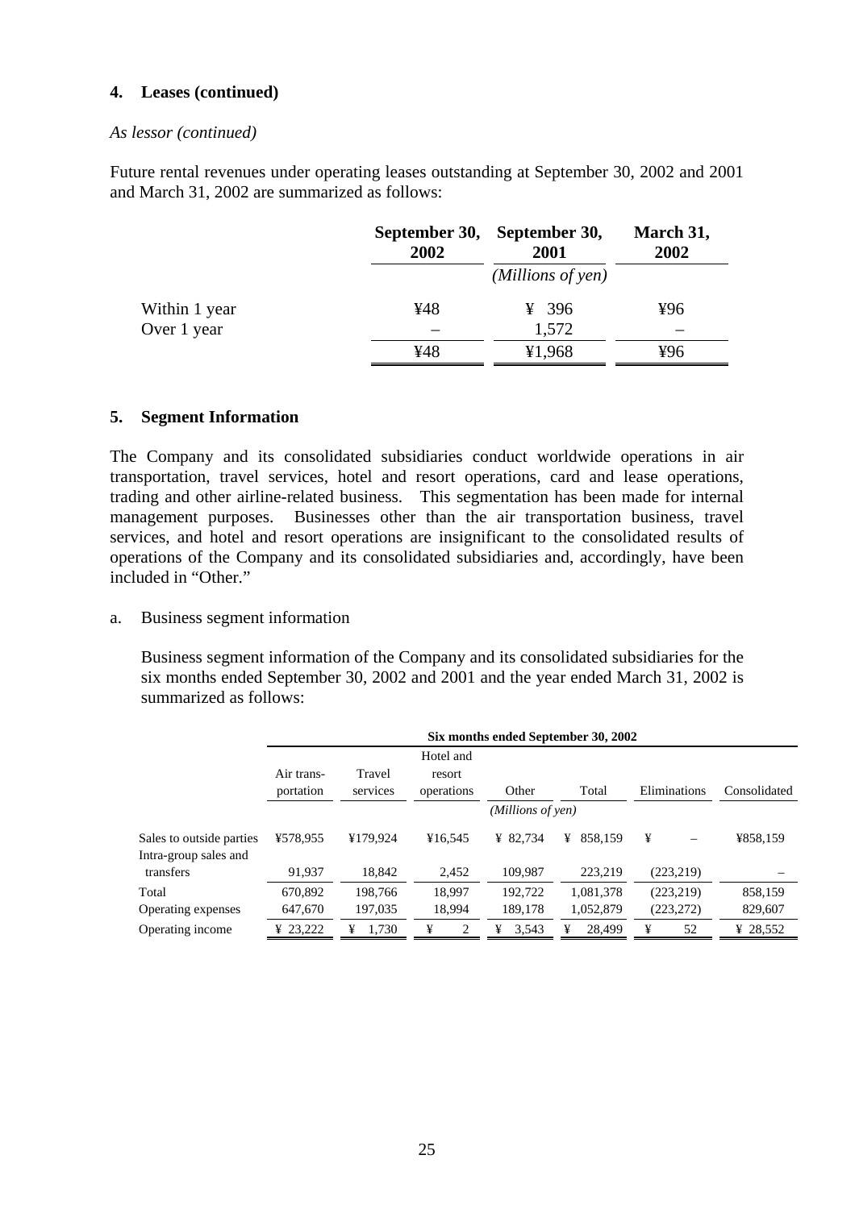## 4. Leases (continued)

*As lessor (continued)*

Future rental revenues under operating leases outstanding at September 30, 2002 and 2001 and March 31, 2002 are summarized as follows:

| | September 30, 2002 | September 30, 2001 | March 31, 2002 |
|---|---|---|---|
| | | *(Millions of yen)* | |
| Within 1 year | ¥48 | ¥ 396 | ¥96 |
| Over 1 year | – | 1,572 | – |
| | ¥48 | ¥1,968 | ¥96 |

## 5. Segment Information

The Company and its consolidated subsidiaries conduct worldwide operations in air transportation, travel services, hotel and resort operations, card and lease operations, trading and other airline-related business. This segmentation has been made for internal management purposes. Businesses other than the air transportation business, travel services, and hotel and resort operations are insignificant to the consolidated results of operations of the Company and its consolidated subsidiaries and, accordingly, have been included in "Other."

a. Business segment information

Business segment information of the Company and its consolidated subsidiaries for the six months ended September 30, 2002 and 2001 and the year ended March 31, 2002 is summarized as follows:

| | Six months ended September 30, 2002 | | | | | | |
|---|---|---|---|---|---|---|---|
| | Air transportation | Travel services | Hotel and resort operations | Other | Total | Eliminations | Consolidated |
| | | | | *(Millions of yen)* | | | |
| Sales to outside parties | ¥578,955 | ¥179,924 | ¥16,545 | ¥ 82,734 | ¥ 858,159 | ¥ – | ¥858,159 |
| Intra-group sales and transfers | 91,937 | 18,842 | 2,452 | 109,987 | 223,219 | (223,219) | – |
| Total | 670,892 | 198,766 | 18,997 | 192,722 | 1,081,378 | (223,219) | 858,159 |
| Operating expenses | 647,670 | 197,035 | 18,994 | 189,178 | 1,052,879 | (223,272) | 829,607 |
| Operating income | ¥ 23,222 | ¥ 1,730 | ¥ 2 | ¥ 3,543 | ¥ 28,499 | ¥ 52 | ¥ 28,552 |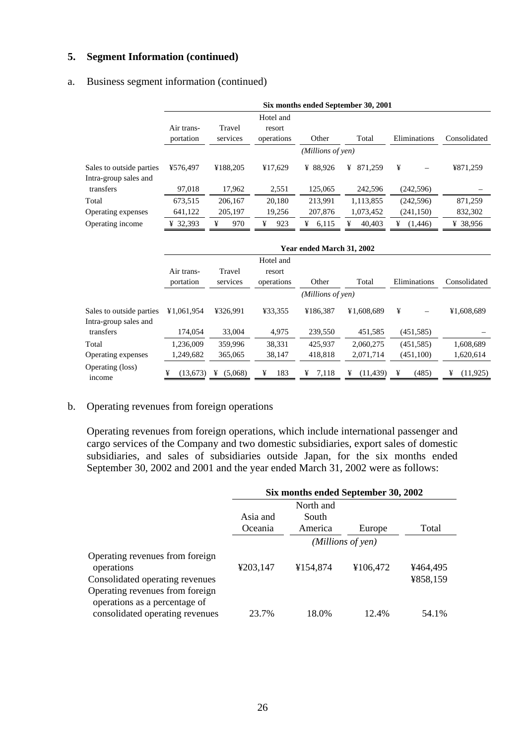## 5. Segment Information (continued)

### a. Business segment information (continued)

| | Six months ended September 30, 2001 | | | | | | |
|---|---|---|---|---|---|---|---|
| | Air transportation | Travel services | Hotel and resort operations | Other | Total | Eliminations | Consolidated |
| | *(Millions of yen)* | | | | | | |
| Sales to outside parties | ¥576,497 | ¥188,205 | ¥17,629 | ¥ 88,926 | ¥ 871,259 | ¥ – | ¥871,259 |
| Intra-group sales and transfers | 97,018 | 17,962 | 2,551 | 125,065 | 242,596 | (242,596) | – |
| Total | 673,515 | 206,167 | 20,180 | 213,991 | 1,113,855 | (242,596) | 871,259 |
| Operating expenses | 641,122 | 205,197 | 19,256 | 207,876 | 1,073,452 | (241,150) | 832,302 |
| Operating income | ¥ 32,393 | ¥ 970 | ¥ 923 | ¥ 6,115 | ¥ 40,403 | ¥ (1,446) | ¥ 38,956 |

| | Year ended March 31, 2002 | | | | | | |
|---|---|---|---|---|---|---|---|
| | Air transportation | Travel services | Hotel and resort operations | Other | Total | Eliminations | Consolidated |
| | *(Millions of yen)* | | | | | | |
| Sales to outside parties | ¥1,061,954 | ¥326,991 | ¥33,355 | ¥186,387 | ¥1,608,689 | ¥ – | ¥1,608,689 |
| Intra-group sales and transfers | 174,054 | 33,004 | 4,975 | 239,550 | 451,585 | (451,585) | – |
| Total | 1,236,009 | 359,996 | 38,331 | 425,937 | 2,060,275 | (451,585) | 1,608,689 |
| Operating expenses | 1,249,682 | 365,065 | 38,147 | 418,818 | 2,071,714 | (451,100) | 1,620,614 |
| Operating (loss) income | ¥ (13,673) | ¥ (5,068) | ¥ 183 | ¥ 7,118 | ¥ (11,439) | ¥ (485) | ¥ (11,925) |

### b. Operating revenues from foreign operations

Operating revenues from foreign operations, which include international passenger and cargo services of the Company and two domestic subsidiaries, export sales of domestic subsidiaries, and sales of subsidiaries outside Japan, for the six months ended September 30, 2002 and 2001 and the year ended March 31, 2002 were as follows:

| | Six months ended September 30, 2002 | | | |
|---|---|---|---|---|
| | Asia and Oceania | North and South America | Europe | Total |
| | *(Millions of yen)* | | | |
| Operating revenues from foreign operations | ¥203,147 | ¥154,874 | ¥106,472 | ¥464,495 |
| Consolidated operating revenues | | | | ¥858,159 |
| Operating revenues from foreign operations as a percentage of consolidated operating revenues | 23.7% | 18.0% | 12.4% | 54.1% |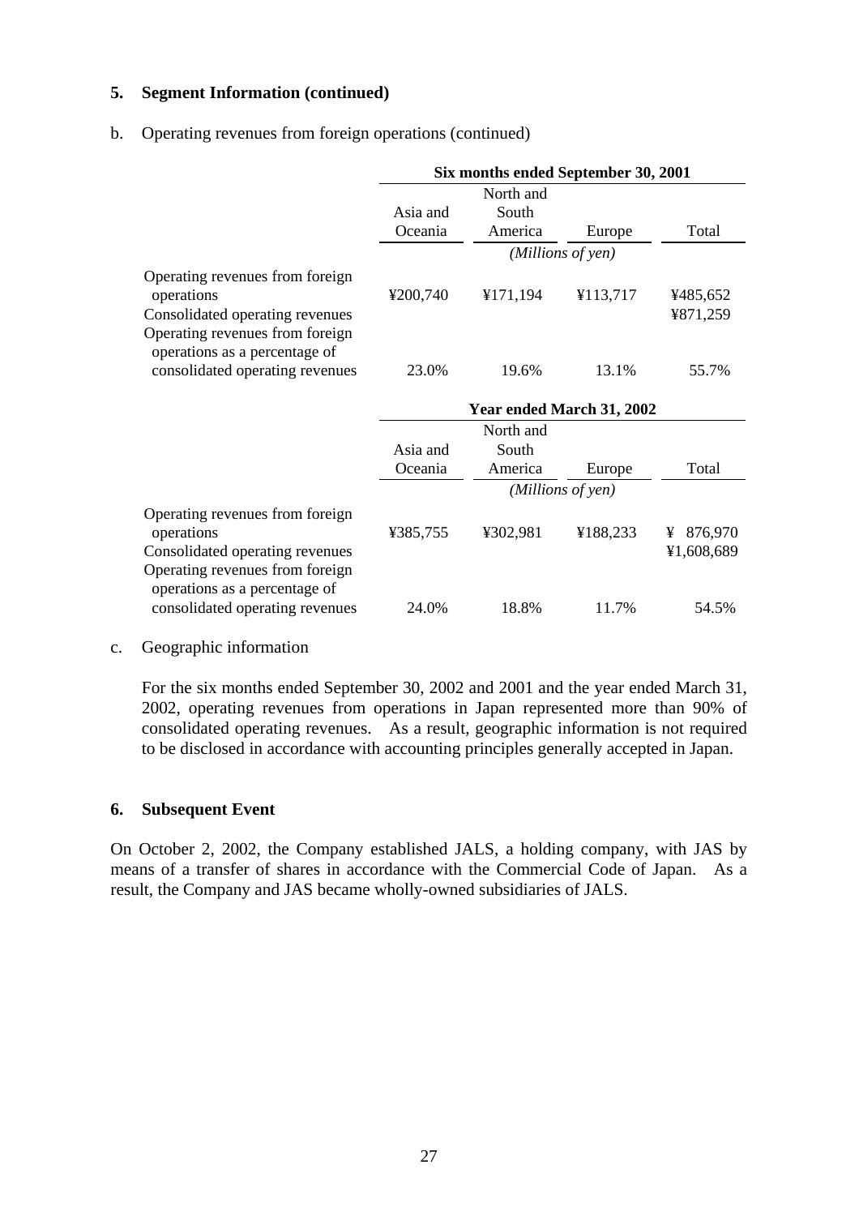## 5. Segment Information (continued)

b. Operating revenues from foreign operations (continued)

| | Six months ended September 30, 2001 | | | |
|---|---|---|---|---|
| | Asia and Oceania | North and South America | Europe | Total |
| | *(Millions of yen)* | | | |
| Operating revenues from foreign operations | ¥200,740 | ¥171,194 | ¥113,717 | ¥485,652 |
| Consolidated operating revenues | | | | ¥871,259 |
| Operating revenues from foreign operations as a percentage of consolidated operating revenues | 23.0% | 19.6% | 13.1% | 55.7% |

| | Year ended March 31, 2002 | | | |
|---|---|---|---|---|
| | Asia and Oceania | North and South America | Europe | Total |
| | *(Millions of yen)* | | | |
| Operating revenues from foreign operations | ¥385,755 | ¥302,981 | ¥188,233 | ¥ 876,970 |
| Consolidated operating revenues | | | | ¥1,608,689 |
| Operating revenues from foreign operations as a percentage of consolidated operating revenues | 24.0% | 18.8% | 11.7% | 54.5% |

c. Geographic information

For the six months ended September 30, 2002 and 2001 and the year ended March 31, 2002, operating revenues from operations in Japan represented more than 90% of consolidated operating revenues. As a result, geographic information is not required to be disclosed in accordance with accounting principles generally accepted in Japan.

## 6. Subsequent Event

On October 2, 2002, the Company established JALS, a holding company, with JAS by means of a transfer of shares in accordance with the Commercial Code of Japan. As a result, the Company and JAS became wholly-owned subsidiaries of JALS.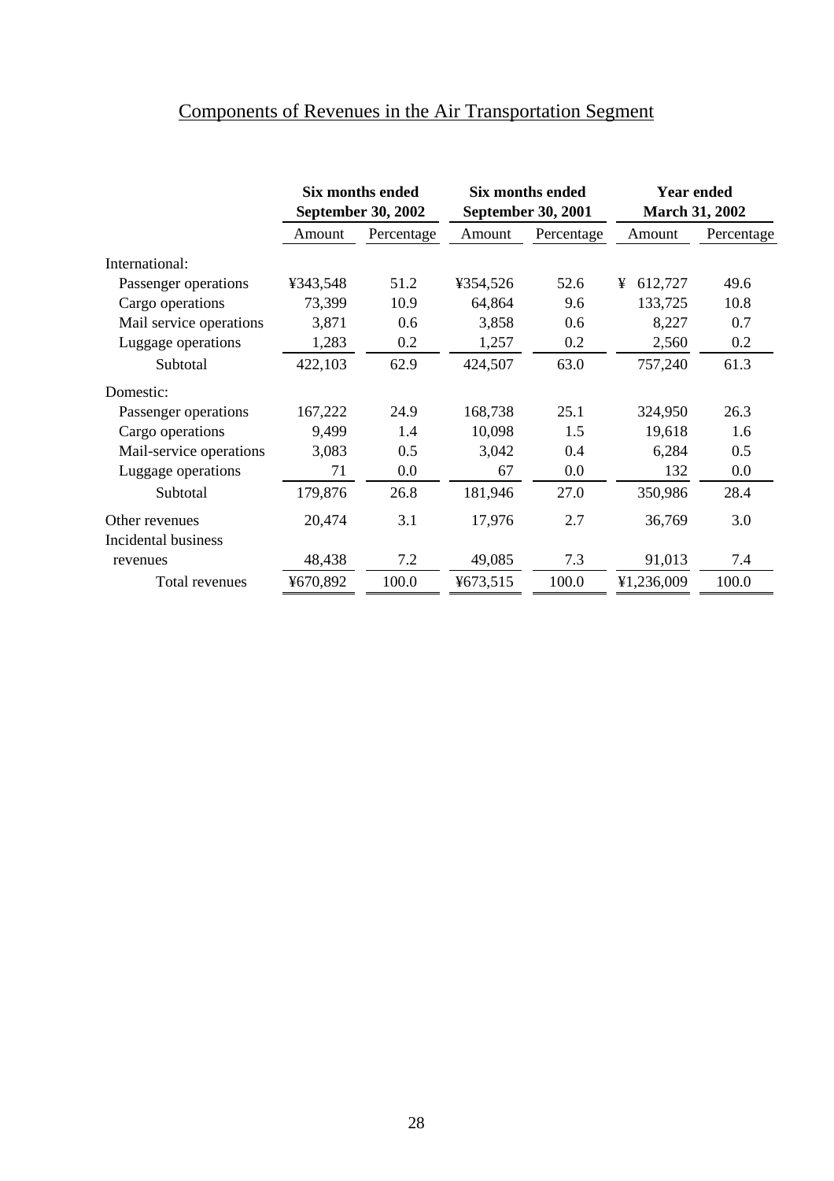## Components of Revenues in the Air Transportation Segment

| | Six months ended September 30, 2002 | | Six months ended September 30, 2001 | | Year ended March 31, 2002 | |
|---|---|---|---|---|---|---|
| | Amount | Percentage | Amount | Percentage | Amount | Percentage |
| International: | | | | | | |
| Passenger operations | ¥343,548 | 51.2 | ¥354,526 | 52.6 | ¥ 612,727 | 49.6 |
| Cargo operations | 73,399 | 10.9 | 64,864 | 9.6 | 133,725 | 10.8 |
| Mail service operations | 3,871 | 0.6 | 3,858 | 0.6 | 8,227 | 0.7 |
| Luggage operations | 1,283 | 0.2 | 1,257 | 0.2 | 2,560 | 0.2 |
| Subtotal | 422,103 | 62.9 | 424,507 | 63.0 | 757,240 | 61.3 |
| Domestic: | | | | | | |
| Passenger operations | 167,222 | 24.9 | 168,738 | 25.1 | 324,950 | 26.3 |
| Cargo operations | 9,499 | 1.4 | 10,098 | 1.5 | 19,618 | 1.6 |
| Mail-service operations | 3,083 | 0.5 | 3,042 | 0.4 | 6,284 | 0.5 |
| Luggage operations | 71 | 0.0 | 67 | 0.0 | 132 | 0.0 |
| Subtotal | 179,876 | 26.8 | 181,946 | 27.0 | 350,986 | 28.4 |
| Other revenues | 20,474 | 3.1 | 17,976 | 2.7 | 36,769 | 3.0 |
| Incidental business revenues | 48,438 | 7.2 | 49,085 | 7.3 | 91,013 | 7.4 |
| Total revenues | ¥670,892 | 100.0 | ¥673,515 | 100.0 | ¥1,236,009 | 100.0 |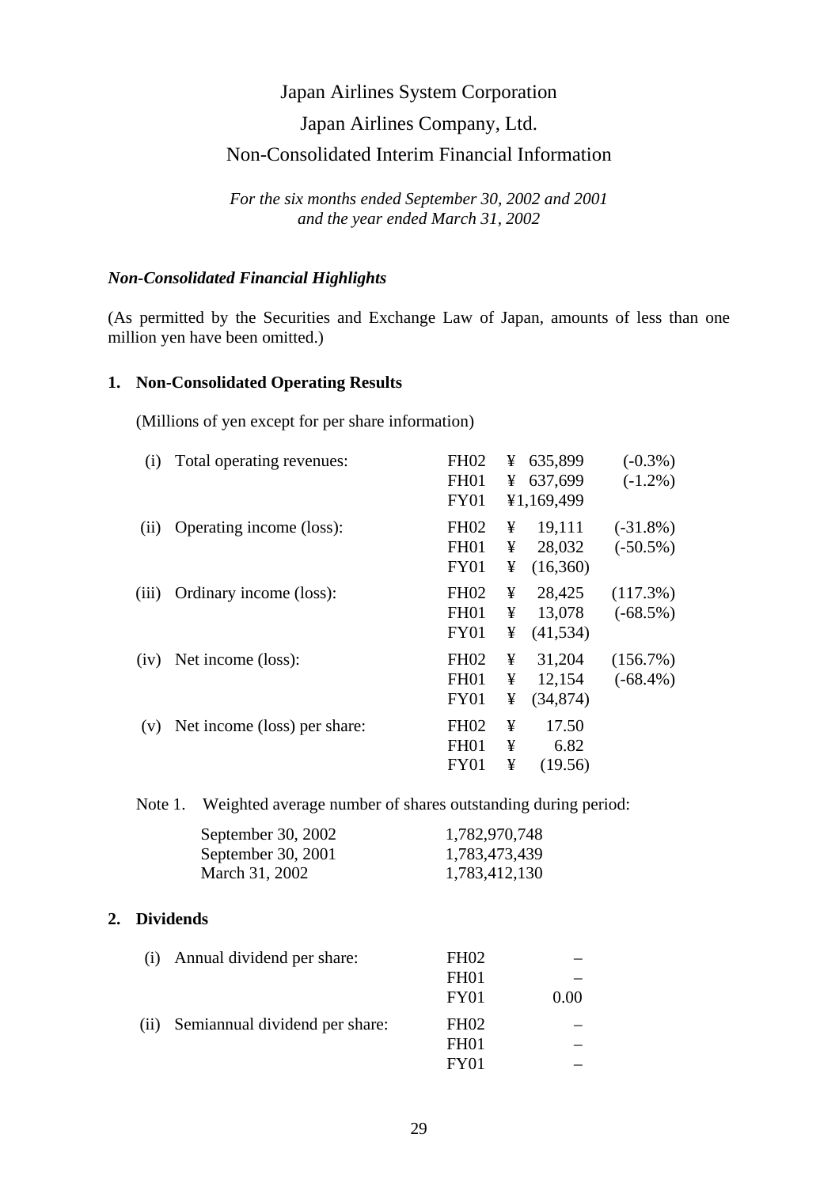Japan Airlines System Corporation

Japan Airlines Company, Ltd.

Non-Consolidated Interim Financial Information

*For the six months ended September 30, 2002 and 2001*
*and the year ended March 31, 2002*

### *Non-Consolidated Financial Highlights*

(As permitted by the Securities and Exchange Law of Japan, amounts of less than one million yen have been omitted.)

### 1. Non-Consolidated Operating Results

(Millions of yen except for per share information)

| | Item | Period | Amount | Change |
|---|---|---|---|---|
| (i) | Total operating revenues: | FH02 | ¥ 635,899 | (-0.3%) |
| | | FH01 | ¥ 637,699 | (-1.2%) |
| | | FY01 | ¥1,169,499 | |
| (ii) | Operating income (loss): | FH02 | ¥ 19,111 | (-31.8%) |
| | | FH01 | ¥ 28,032 | (-50.5%) |
| | | FY01 | ¥ (16,360) | |
| (iii) | Ordinary income (loss): | FH02 | ¥ 28,425 | (117.3%) |
| | | FH01 | ¥ 13,078 | (-68.5%) |
| | | FY01 | ¥ (41,534) | |
| (iv) | Net income (loss): | FH02 | ¥ 31,204 | (156.7%) |
| | | FH01 | ¥ 12,154 | (-68.4%) |
| | | FY01 | ¥ (34,874) | |
| (v) | Net income (loss) per share: | FH02 | ¥ 17.50 | |
| | | FH01 | ¥ 6.82 | |
| | | FY01 | ¥ (19.56) | |

Note 1. Weighted average number of shares outstanding during period:

| Period | Shares |
|---|---|
| September 30, 2002 | 1,782,970,748 |
| September 30, 2001 | 1,783,473,439 |
| March 31, 2002 | 1,783,412,130 |

### 2. Dividends

| | Item | Period | Amount |
|---|---|---|---|
| (i) | Annual dividend per share: | FH02 | – |
| | | FH01 | – |
| | | FY01 | 0.00 |
| (ii) | Semiannual dividend per share: | FH02 | – |
| | | FH01 | – |
| | | FY01 | – |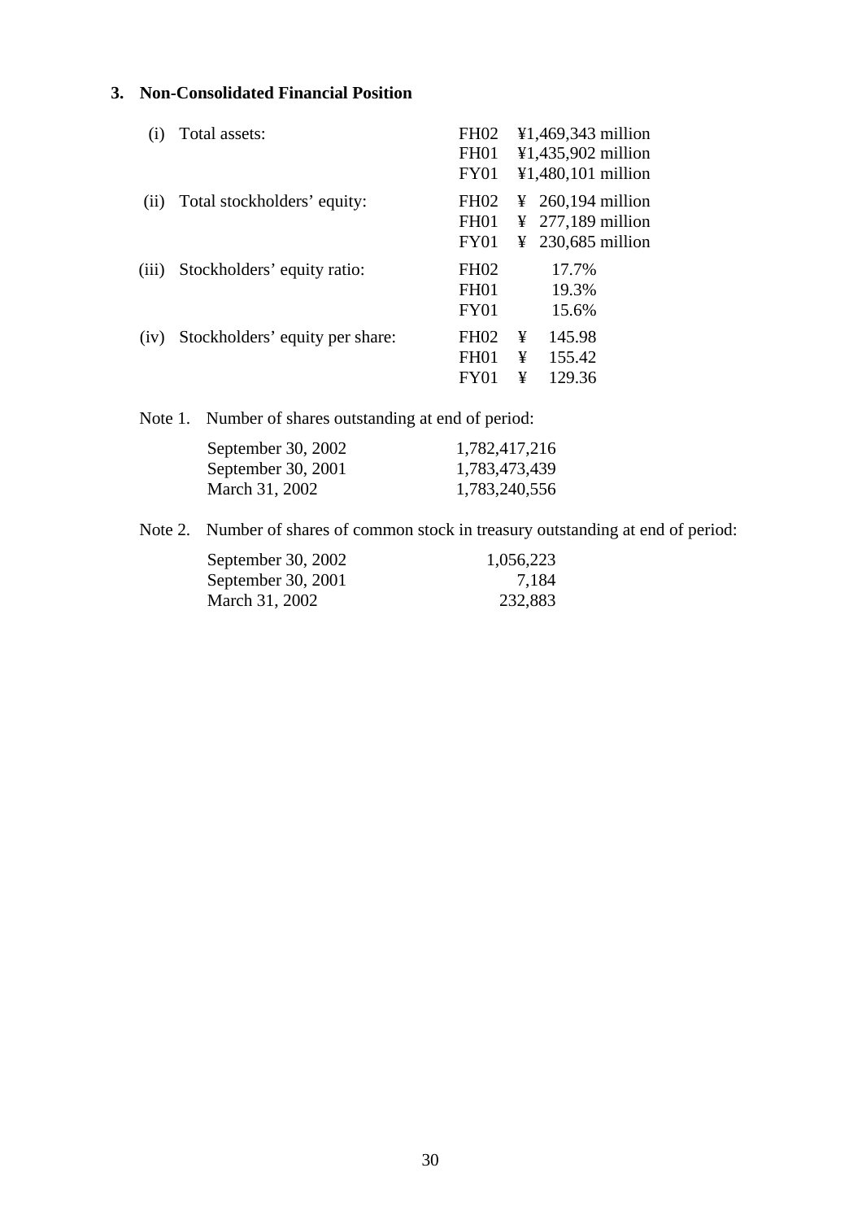### 3. Non-Consolidated Financial Position

| | | | |
|---|---|---|---|
| (i) | Total assets: | FH02 | ¥1,469,343 million |
| | | FH01 | ¥1,435,902 million |
| | | FY01 | ¥1,480,101 million |
| (ii) | Total stockholders' equity: | FH02 | ¥ 260,194 million |
| | | FH01 | ¥ 277,189 million |
| | | FY01 | ¥ 230,685 million |
| (iii) | Stockholders' equity ratio: | FH02 | 17.7% |
| | | FH01 | 19.3% |
| | | FY01 | 15.6% |
| (iv) | Stockholders' equity per share: | FH02 | ¥ 145.98 |
| | | FH01 | ¥ 155.42 |
| | | FY01 | ¥ 129.36 |

Note 1. Number of shares outstanding at end of period:

| | |
|---|---|
| September 30, 2002 | 1,782,417,216 |
| September 30, 2001 | 1,783,473,439 |
| March 31, 2002 | 1,783,240,556 |

Note 2. Number of shares of common stock in treasury outstanding at end of period:

| | |
|---|---|
| September 30, 2002 | 1,056,223 |
| September 30, 2001 | 7,184 |
| March 31, 2002 | 232,883 |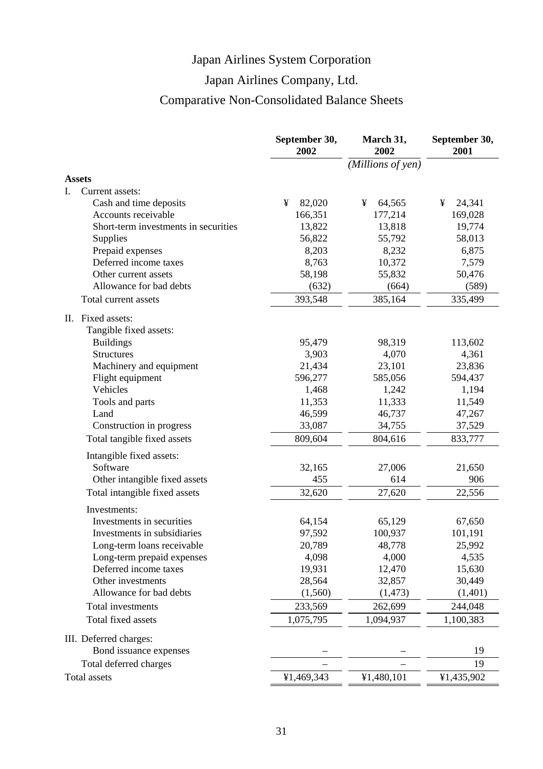# Japan Airlines System Corporation

## Japan Airlines Company, Ltd.

## Comparative Non-Consolidated Balance Sheets

| | September 30, 2002 | March 31, 2002 | September 30, 2001 |
|---|---|---|---|
| | | *(Millions of yen)* | |
| **Assets** | | | |
| I. Current assets: | | | |
| Cash and time deposits | ¥ 82,020 | ¥ 64,565 | ¥ 24,341 |
| Accounts receivable | 166,351 | 177,214 | 169,028 |
| Short-term investments in securities | 13,822 | 13,818 | 19,774 |
| Supplies | 56,822 | 55,792 | 58,013 |
| Prepaid expenses | 8,203 | 8,232 | 6,875 |
| Deferred income taxes | 8,763 | 10,372 | 7,579 |
| Other current assets | 58,198 | 55,832 | 50,476 |
| Allowance for bad debts | (632) | (664) | (589) |
| Total current assets | 393,548 | 385,164 | 335,499 |
| II. Fixed assets: | | | |
| Tangible fixed assets: | | | |
| Buildings | 95,479 | 98,319 | 113,602 |
| Structures | 3,903 | 4,070 | 4,361 |
| Machinery and equipment | 21,434 | 23,101 | 23,836 |
| Flight equipment | 596,277 | 585,056 | 594,437 |
| Vehicles | 1,468 | 1,242 | 1,194 |
| Tools and parts | 11,353 | 11,333 | 11,549 |
| Land | 46,599 | 46,737 | 47,267 |
| Construction in progress | 33,087 | 34,755 | 37,529 |
| Total tangible fixed assets | 809,604 | 804,616 | 833,777 |
| Intangible fixed assets: | | | |
| Software | 32,165 | 27,006 | 21,650 |
| Other intangible fixed assets | 455 | 614 | 906 |
| Total intangible fixed assets | 32,620 | 27,620 | 22,556 |
| Investments: | | | |
| Investments in securities | 64,154 | 65,129 | 67,650 |
| Investments in subsidiaries | 97,592 | 100,937 | 101,191 |
| Long-term loans receivable | 20,789 | 48,778 | 25,992 |
| Long-term prepaid expenses | 4,098 | 4,000 | 4,535 |
| Deferred income taxes | 19,931 | 12,470 | 15,630 |
| Other investments | 28,564 | 32,857 | 30,449 |
| Allowance for bad debts | (1,560) | (1,473) | (1,401) |
| Total investments | 233,569 | 262,699 | 244,048 |
| Total fixed assets | 1,075,795 | 1,094,937 | 1,100,383 |
| III. Deferred charges: | | | |
| Bond issuance expenses | – | – | 19 |
| Total deferred charges | – | – | 19 |
| Total assets | ¥1,469,343 | ¥1,480,101 | ¥1,435,902 |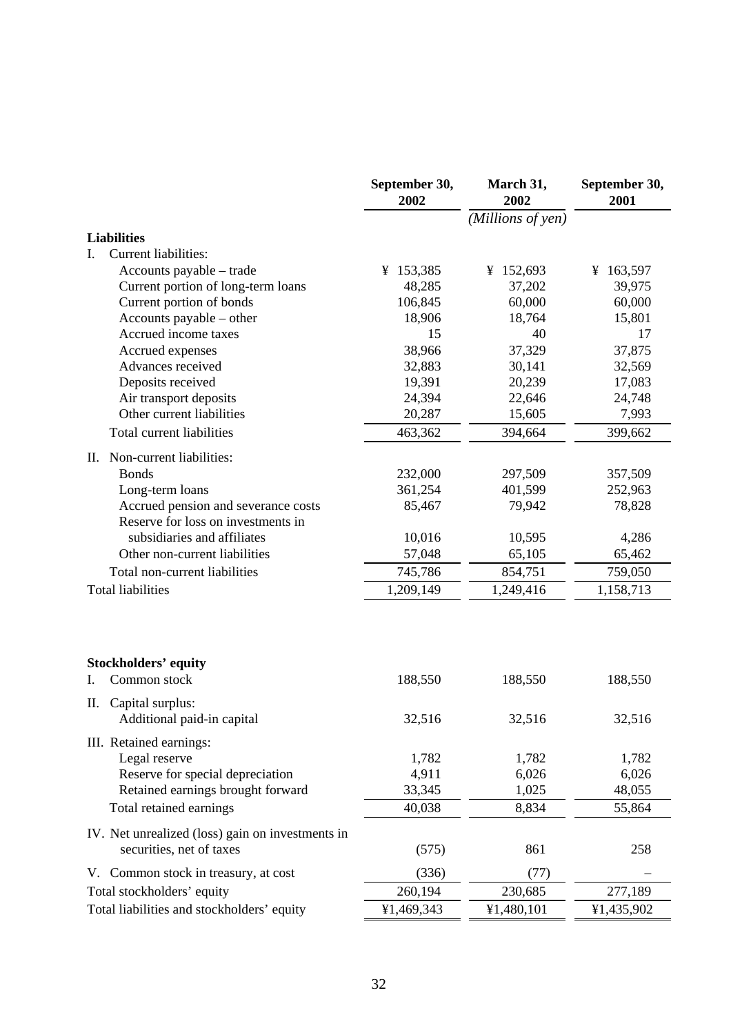| | September 30, 2002 | March 31, 2002 | September 30, 2001 |
|---|---|---|---|
| | | *(Millions of yen)* | |
| **Liabilities** | | | |
| I. Current liabilities: | | | |
| Accounts payable – trade | ¥ 153,385 | ¥ 152,693 | ¥ 163,597 |
| Current portion of long-term loans | 48,285 | 37,202 | 39,975 |
| Current portion of bonds | 106,845 | 60,000 | 60,000 |
| Accounts payable – other | 18,906 | 18,764 | 15,801 |
| Accrued income taxes | 15 | 40 | 17 |
| Accrued expenses | 38,966 | 37,329 | 37,875 |
| Advances received | 32,883 | 30,141 | 32,569 |
| Deposits received | 19,391 | 20,239 | 17,083 |
| Air transport deposits | 24,394 | 22,646 | 24,748 |
| Other current liabilities | 20,287 | 15,605 | 7,993 |
| Total current liabilities | 463,362 | 394,664 | 399,662 |
| II. Non-current liabilities: | | | |
| Bonds | 232,000 | 297,509 | 357,509 |
| Long-term loans | 361,254 | 401,599 | 252,963 |
| Accrued pension and severance costs | 85,467 | 79,942 | 78,828 |
| Reserve for loss on investments in subsidiaries and affiliates | 10,016 | 10,595 | 4,286 |
| Other non-current liabilities | 57,048 | 65,105 | 65,462 |
| Total non-current liabilities | 745,786 | 854,751 | 759,050 |
| Total liabilities | 1,209,149 | 1,249,416 | 1,158,713 |
| **Stockholders' equity** | | | |
| I. Common stock | 188,550 | 188,550 | 188,550 |
| II. Capital surplus: | | | |
| Additional paid-in capital | 32,516 | 32,516 | 32,516 |
| III. Retained earnings: | | | |
| Legal reserve | 1,782 | 1,782 | 1,782 |
| Reserve for special depreciation | 4,911 | 6,026 | 6,026 |
| Retained earnings brought forward | 33,345 | 1,025 | 48,055 |
| Total retained earnings | 40,038 | 8,834 | 55,864 |
| IV. Net unrealized (loss) gain on investments in securities, net of taxes | (575) | 861 | 258 |
| V. Common stock in treasury, at cost | (336) | (77) | – |
| Total stockholders' equity | 260,194 | 230,685 | 277,189 |
| Total liabilities and stockholders' equity | ¥1,469,343 | ¥1,480,101 | ¥1,435,902 |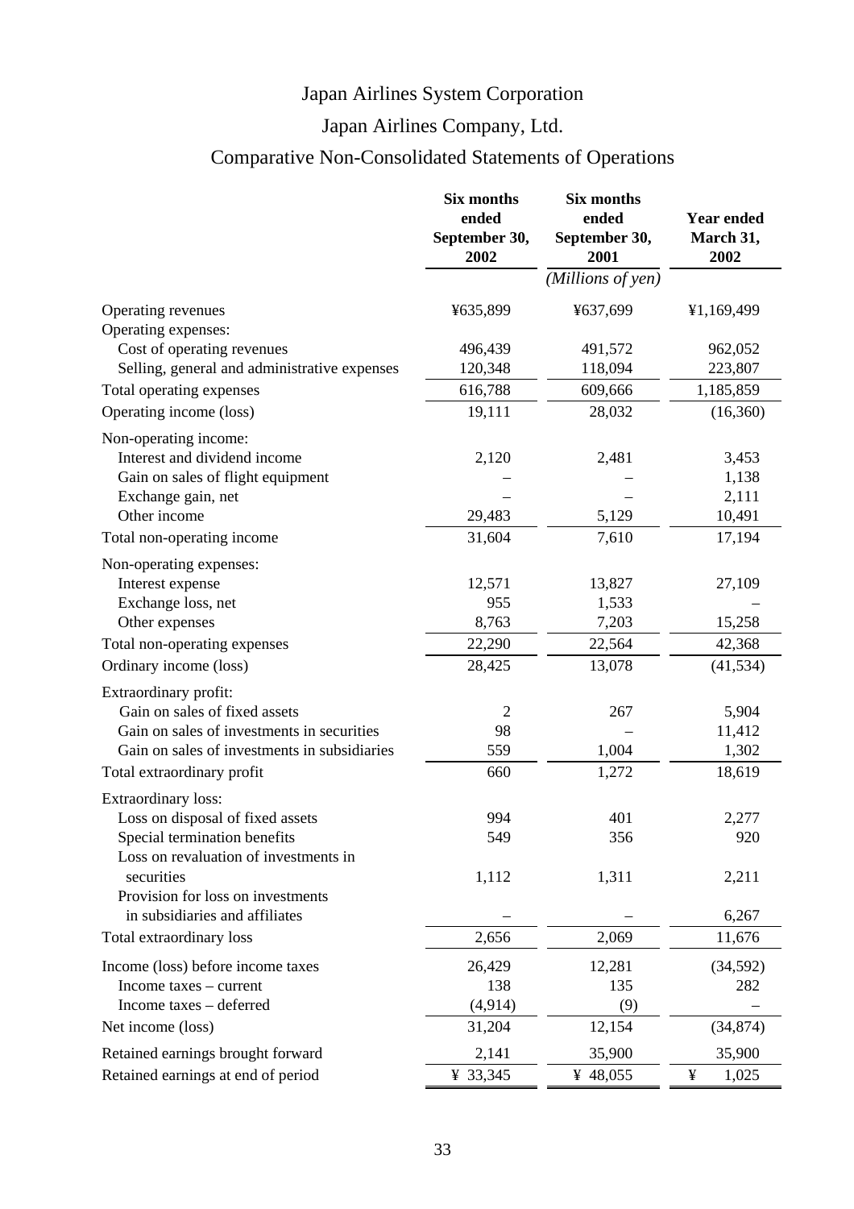# Japan Airlines System Corporation

## Japan Airlines Company, Ltd.

## Comparative Non-Consolidated Statements of Operations

| | Six months ended September 30, 2002 | Six months ended September 30, 2001 | Year ended March 31, 2002 |
|---|---|---|---|
| | | *(Millions of yen)* | |
| Operating revenues | ¥635,899 | ¥637,699 | ¥1,169,499 |
| Operating expenses: | | | |
| Cost of operating revenues | 496,439 | 491,572 | 962,052 |
| Selling, general and administrative expenses | 120,348 | 118,094 | 223,807 |
| Total operating expenses | 616,788 | 609,666 | 1,185,859 |
| Operating income (loss) | 19,111 | 28,032 | (16,360) |
| Non-operating income: | | | |
| Interest and dividend income | 2,120 | 2,481 | 3,453 |
| Gain on sales of flight equipment | – | – | 1,138 |
| Exchange gain, net | – | – | 2,111 |
| Other income | 29,483 | 5,129 | 10,491 |
| Total non-operating income | 31,604 | 7,610 | 17,194 |
| Non-operating expenses: | | | |
| Interest expense | 12,571 | 13,827 | 27,109 |
| Exchange loss, net | 955 | 1,533 | – |
| Other expenses | 8,763 | 7,203 | 15,258 |
| Total non-operating expenses | 22,290 | 22,564 | 42,368 |
| Ordinary income (loss) | 28,425 | 13,078 | (41,534) |
| Extraordinary profit: | | | |
| Gain on sales of fixed assets | 2 | 267 | 5,904 |
| Gain on sales of investments in securities | 98 | – | 11,412 |
| Gain on sales of investments in subsidiaries | 559 | 1,004 | 1,302 |
| Total extraordinary profit | 660 | 1,272 | 18,619 |
| Extraordinary loss: | | | |
| Loss on disposal of fixed assets | 994 | 401 | 2,277 |
| Special termination benefits | 549 | 356 | 920 |
| Loss on revaluation of investments in securities | 1,112 | 1,311 | 2,211 |
| Provision for loss on investments in subsidiaries and affiliates | – | – | 6,267 |
| Total extraordinary loss | 2,656 | 2,069 | 11,676 |
| Income (loss) before income taxes | 26,429 | 12,281 | (34,592) |
| Income taxes – current | 138 | 135 | 282 |
| Income taxes – deferred | (4,914) | (9) | – |
| Net income (loss) | 31,204 | 12,154 | (34,874) |
| Retained earnings brought forward | 2,141 | 35,900 | 35,900 |
| Retained earnings at end of period | ¥ 33,345 | ¥ 48,055 | ¥ 1,025 |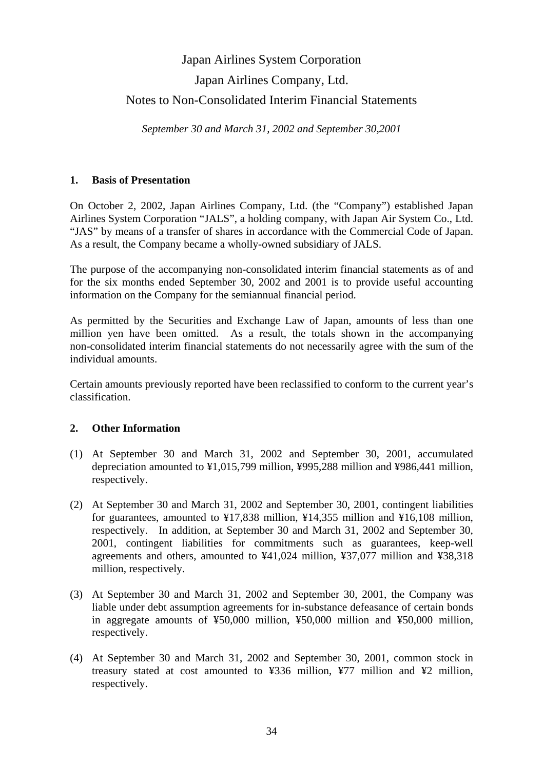# Japan Airlines System Corporation

# Japan Airlines Company, Ltd.

# Notes to Non-Consolidated Interim Financial Statements

*September 30 and March 31, 2002 and September 30,2001*

## 1. Basis of Presentation

On October 2, 2002, Japan Airlines Company, Ltd. (the "Company") established Japan Airlines System Corporation "JALS", a holding company, with Japan Air System Co., Ltd. "JAS" by means of a transfer of shares in accordance with the Commercial Code of Japan. As a result, the Company became a wholly-owned subsidiary of JALS.

The purpose of the accompanying non-consolidated interim financial statements as of and for the six months ended September 30, 2002 and 2001 is to provide useful accounting information on the Company for the semiannual financial period.

As permitted by the Securities and Exchange Law of Japan, amounts of less than one million yen have been omitted. As a result, the totals shown in the accompanying non-consolidated interim financial statements do not necessarily agree with the sum of the individual amounts.

Certain amounts previously reported have been reclassified to conform to the current year's classification.

## 2. Other Information

(1) At September 30 and March 31, 2002 and September 30, 2001, accumulated depreciation amounted to ¥1,015,799 million, ¥995,288 million and ¥986,441 million, respectively.

(2) At September 30 and March 31, 2002 and September 30, 2001, contingent liabilities for guarantees, amounted to ¥17,838 million, ¥14,355 million and ¥16,108 million, respectively. In addition, at September 30 and March 31, 2002 and September 30, 2001, contingent liabilities for commitments such as guarantees, keep-well agreements and others, amounted to ¥41,024 million, ¥37,077 million and ¥38,318 million, respectively.

(3) At September 30 and March 31, 2002 and September 30, 2001, the Company was liable under debt assumption agreements for in-substance defeasance of certain bonds in aggregate amounts of ¥50,000 million, ¥50,000 million and ¥50,000 million, respectively.

(4) At September 30 and March 31, 2002 and September 30, 2001, common stock in treasury stated at cost amounted to ¥336 million, ¥77 million and ¥2 million, respectively.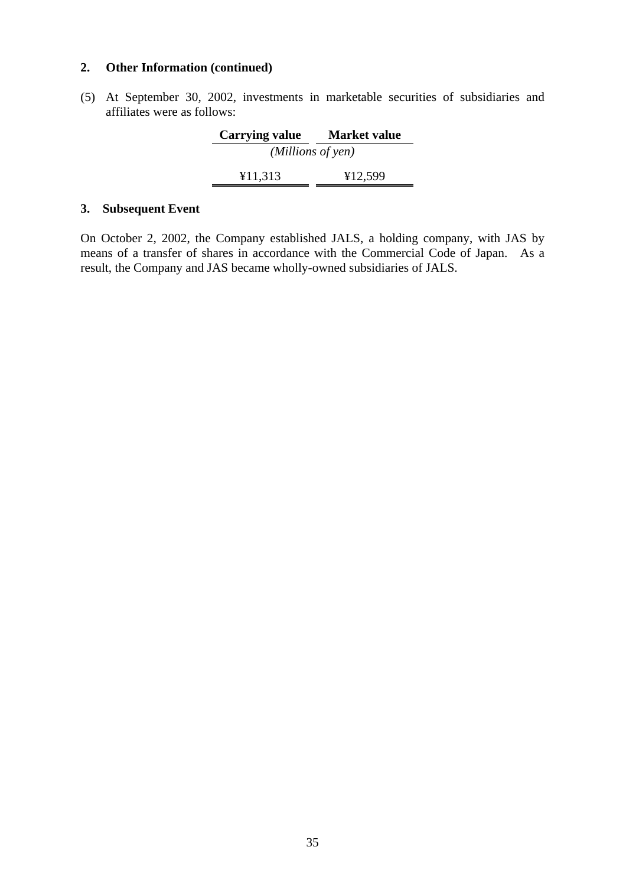## 2. Other Information (continued)

(5) At September 30, 2002, investments in marketable securities of subsidiaries and affiliates were as follows:

| Carrying value | Market value |
|---|---|
| *(Millions of yen)* | |
| ¥11,313 | ¥12,599 |

## 3. Subsequent Event

On October 2, 2002, the Company established JALS, a holding company, with JAS by means of a transfer of shares in accordance with the Commercial Code of Japan. As a result, the Company and JAS became wholly-owned subsidiaries of JALS.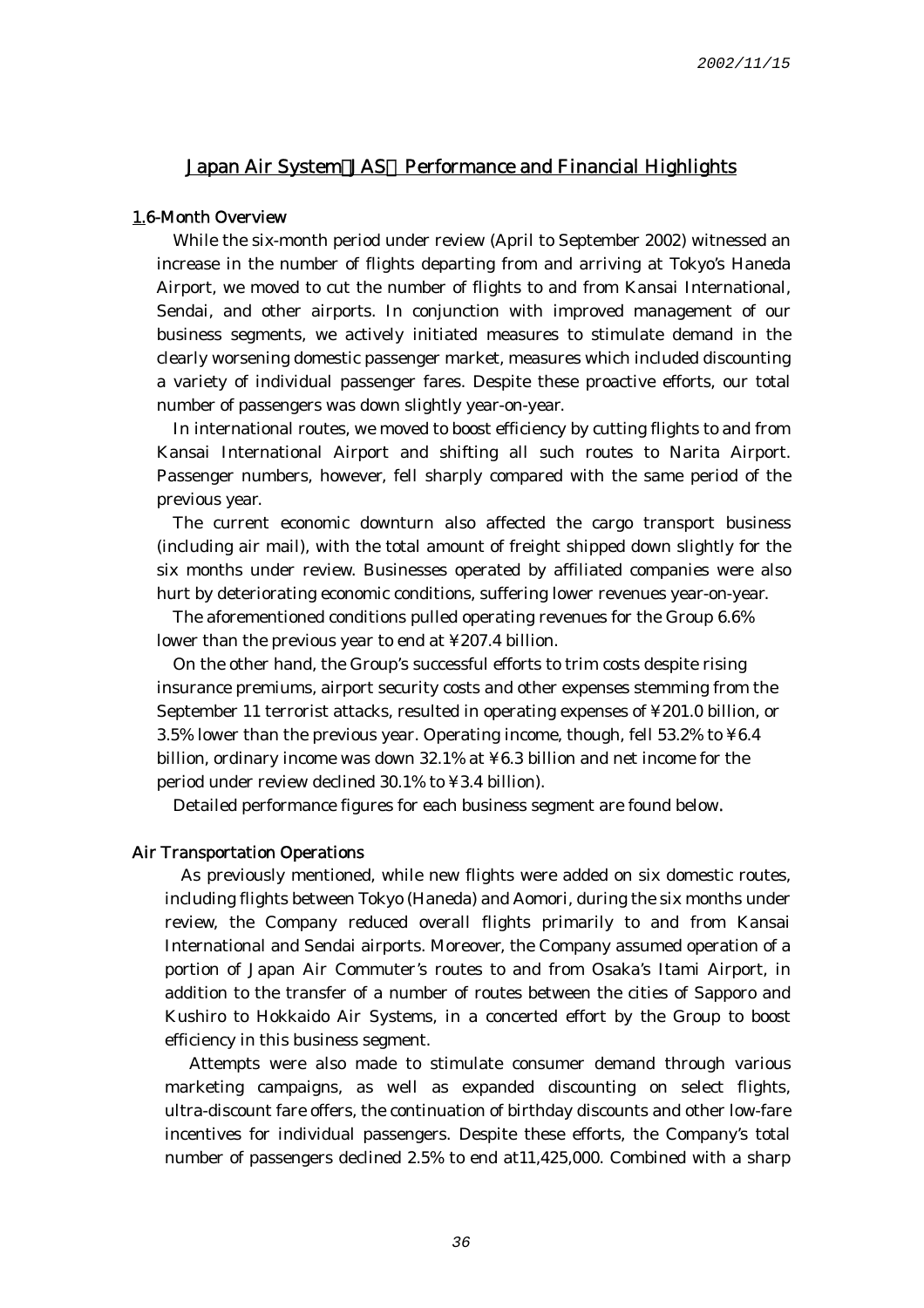# Japan Air System（JAS）Performance and Financial Highlights

## 1.6-Month Overview

While the six-month period under review (April to September 2002) witnessed an increase in the number of flights departing from and arriving at Tokyo's Haneda Airport, we moved to cut the number of flights to and from Kansai International, Sendai, and other airports. In conjunction with improved management of our business segments, we actively initiated measures to stimulate demand in the clearly worsening domestic passenger market, measures which included discounting a variety of individual passenger fares. Despite these proactive efforts, our total number of passengers was down slightly year-on-year.

In international routes, we moved to boost efficiency by cutting flights to and from Kansai International Airport and shifting all such routes to Narita Airport. Passenger numbers, however, fell sharply compared with the same period of the previous year.

The current economic downturn also affected the cargo transport business (including air mail), with the total amount of freight shipped down slightly for the six months under review. Businesses operated by affiliated companies were also hurt by deteriorating economic conditions, suffering lower revenues year-on-year.

The aforementioned conditions pulled operating revenues for the Group 6.6% lower than the previous year to end at ¥207.4 billion.

On the other hand, the Group's successful efforts to trim costs despite rising insurance premiums, airport security costs and other expenses stemming from the September 11 terrorist attacks, resulted in operating expenses of ¥201.0 billion, or 3.5% lower than the previous year. Operating income, though, fell 53.2% to ¥6.4 billion, ordinary income was down 32.1% at ¥6.3 billion and net income for the period under review declined 30.1% to ¥3.4 billion).

Detailed performance figures for each business segment are found below.

### Air Transportation Operations

As previously mentioned, while new flights were added on six domestic routes, including flights between Tokyo (Haneda) and Aomori, during the six months under review, the Company reduced overall flights primarily to and from Kansai International and Sendai airports. Moreover, the Company assumed operation of a portion of Japan Air Commuter's routes to and from Osaka's Itami Airport, in addition to the transfer of a number of routes between the cities of Sapporo and Kushiro to Hokkaido Air Systems, in a concerted effort by the Group to boost efficiency in this business segment.

Attempts were also made to stimulate consumer demand through various marketing campaigns, as well as expanded discounting on select flights, ultra-discount fare offers, the continuation of birthday discounts and other low-fare incentives for individual passengers. Despite these efforts, the Company's total number of passengers declined 2.5% to end at11,425,000. Combined with a sharp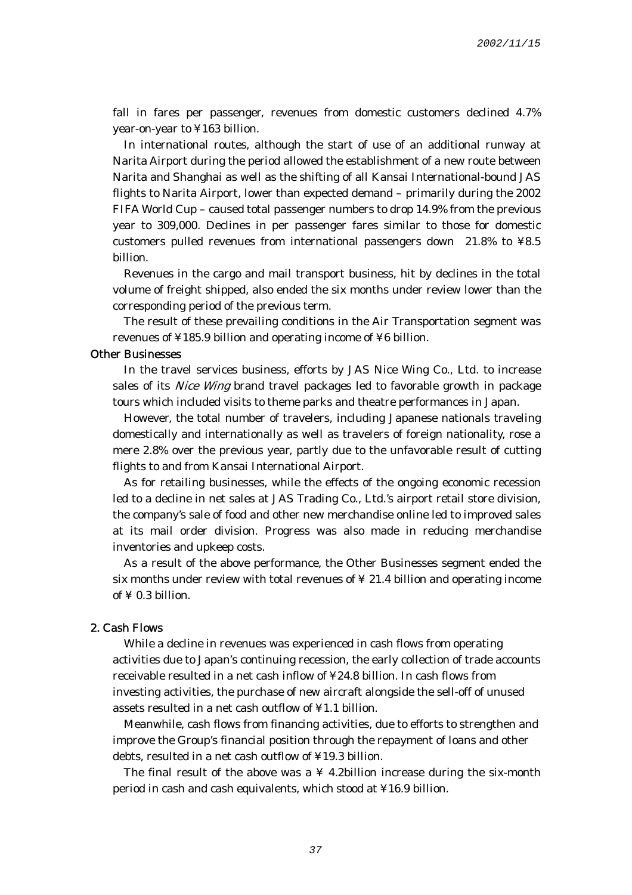fall in fares per passenger, revenues from domestic customers declined 4.7% year-on-year to ¥163 billion.

In international routes, although the start of use of an additional runway at Narita Airport during the period allowed the establishment of a new route between Narita and Shanghai as well as the shifting of all Kansai International-bound JAS flights to Narita Airport, lower than expected demand – primarily during the 2002 FIFA World Cup – caused total passenger numbers to drop 14.9% from the previous year to 309,000. Declines in per passenger fares similar to those for domestic customers pulled revenues from international passengers down 21.8% to ¥8.5 billion.

Revenues in the cargo and mail transport business, hit by declines in the total volume of freight shipped, also ended the six months under review lower than the corresponding period of the previous term.

The result of these prevailing conditions in the Air Transportation segment was revenues of ¥185.9 billion and operating income of ¥6 billion.

### Other Businesses

In the travel services business, efforts by JAS Nice Wing Co., Ltd. to increase sales of its *Nice Wing* brand travel packages led to favorable growth in package tours which included visits to theme parks and theatre performances in Japan.

However, the total number of travelers, including Japanese nationals traveling domestically and internationally as well as travelers of foreign nationality, rose a mere 2.8% over the previous year, partly due to the unfavorable result of cutting flights to and from Kansai International Airport.

As for retailing businesses, while the effects of the ongoing economic recession led to a decline in net sales at JAS Trading Co., Ltd.'s airport retail store division, the company's sale of food and other new merchandise online led to improved sales at its mail order division. Progress was also made in reducing merchandise inventories and upkeep costs.

As a result of the above performance, the Other Businesses segment ended the six months under review with total revenues of ¥ 21.4 billion and operating income of ¥ 0.3 billion.

## 2. Cash Flows

While a decline in revenues was experienced in cash flows from operating activities due to Japan's continuing recession, the early collection of trade accounts receivable resulted in a net cash inflow of ¥24.8 billion. In cash flows from investing activities, the purchase of new aircraft alongside the sell-off of unused assets resulted in a net cash outflow of ¥1.1 billion.

Meanwhile, cash flows from financing activities, due to efforts to strengthen and improve the Group's financial position through the repayment of loans and other debts, resulted in a net cash outflow of ¥19.3 billion.

The final result of the above was a ¥ 4.2billion increase during the six-month period in cash and cash equivalents, which stood at ¥16.9 billion.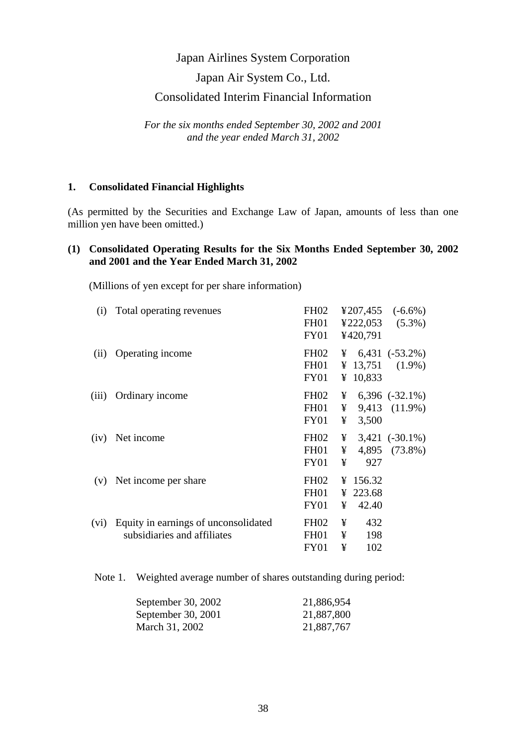# Japan Airlines System Corporation

# Japan Air System Co., Ltd.

# Consolidated Interim Financial Information

*For the six months ended September 30, 2002 and 2001*
*and the year ended March 31, 2002*

## 1. Consolidated Financial Highlights

(As permitted by the Securities and Exchange Law of Japan, amounts of less than one million yen have been omitted.)

### (1) Consolidated Operating Results for the Six Months Ended September 30, 2002 and 2001 and the Year Ended March 31, 2002

(Millions of yen except for per share information)

| | Item | Period | Amount | Change |
|---|---|---|---|---|
| (i) | Total operating revenues | FH02 | ¥207,455 | (-6.6%) |
| | | FH01 | ¥222,053 | (5.3%) |
| | | FY01 | ¥420,791 | |
| (ii) | Operating income | FH02 | ¥ 6,431 | (-53.2%) |
| | | FH01 | ¥ 13,751 | (1.9%) |
| | | FY01 | ¥ 10,833 | |
| (iii) | Ordinary income | FH02 | ¥ 6,396 | (-32.1%) |
| | | FH01 | ¥ 9,413 | (11.9%) |
| | | FY01 | ¥ 3,500 | |
| (iv) | Net income | FH02 | ¥ 3,421 | (-30.1%) |
| | | FH01 | ¥ 4,895 | (73.8%) |
| | | FY01 | ¥ 927 | |
| (v) | Net income per share | FH02 | ¥ 156.32 | |
| | | FH01 | ¥ 223.68 | |
| | | FY01 | ¥ 42.40 | |
| (vi) | Equity in earnings of unconsolidated subsidiaries and affiliates | FH02 | ¥ 432 | |
| | | FH01 | ¥ 198 | |
| | | FY01 | ¥ 102 | |

Note 1. Weighted average number of shares outstanding during period:

| | |
|---|---|
| September 30, 2002 | 21,886,954 |
| September 30, 2001 | 21,887,800 |
| March 31, 2002 | 21,887,767 |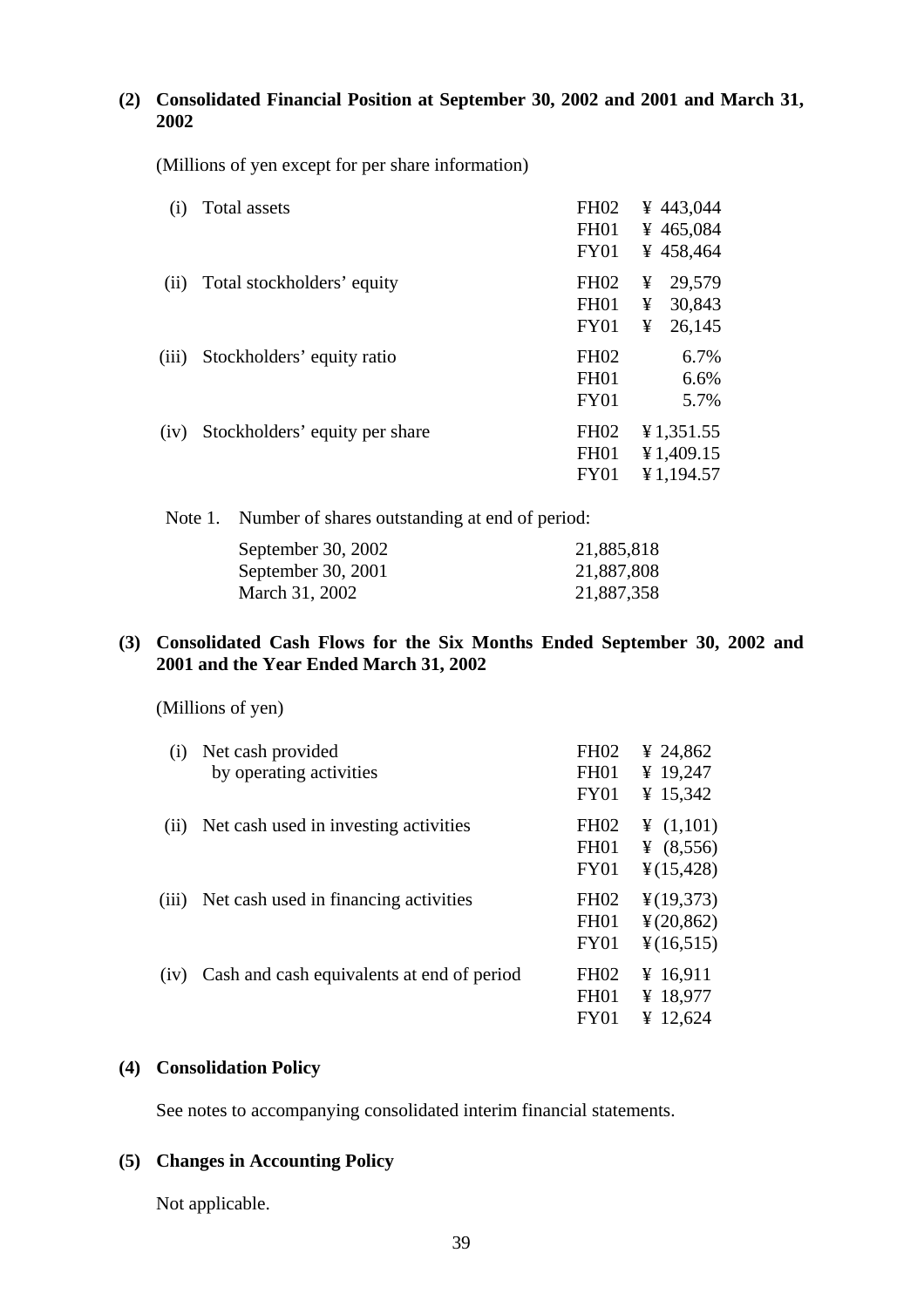## (2) Consolidated Financial Position at September 30, 2002 and 2001 and March 31, 2002

(Millions of yen except for per share information)

| | | | |
|---|---|---|---|
| (i) | Total assets | FH02 | ¥ 443,044 |
| | | FH01 | ¥ 465,084 |
| | | FY01 | ¥ 458,464 |
| (ii) | Total stockholders' equity | FH02 | ¥ 29,579 |
| | | FH01 | ¥ 30,843 |
| | | FY01 | ¥ 26,145 |
| (iii) | Stockholders' equity ratio | FH02 | 6.7% |
| | | FH01 | 6.6% |
| | | FY01 | 5.7% |
| (iv) | Stockholders' equity per share | FH02 | ¥1,351.55 |
| | | FH01 | ¥1,409.15 |
| | | FY01 | ¥1,194.57 |

Note 1. Number of shares outstanding at end of period:

| | |
|---|---|
| September 30, 2002 | 21,885,818 |
| September 30, 2001 | 21,887,808 |
| March 31, 2002 | 21,887,358 |

## (3) Consolidated Cash Flows for the Six Months Ended September 30, 2002 and 2001 and the Year Ended March 31, 2002

(Millions of yen)

| | | | |
|---|---|---|---|
| (i) | Net cash provided by operating activities | FH02 | ¥ 24,862 |
| | | FH01 | ¥ 19,247 |
| | | FY01 | ¥ 15,342 |
| (ii) | Net cash used in investing activities | FH02 | ¥ (1,101) |
| | | FH01 | ¥ (8,556) |
| | | FY01 | ¥(15,428) |
| (iii) | Net cash used in financing activities | FH02 | ¥(19,373) |
| | | FH01 | ¥(20,862) |
| | | FY01 | ¥(16,515) |
| (iv) | Cash and cash equivalents at end of period | FH02 | ¥ 16,911 |
| | | FH01 | ¥ 18,977 |
| | | FY01 | ¥ 12,624 |

## (4) Consolidation Policy

See notes to accompanying consolidated interim financial statements.

## (5) Changes in Accounting Policy

Not applicable.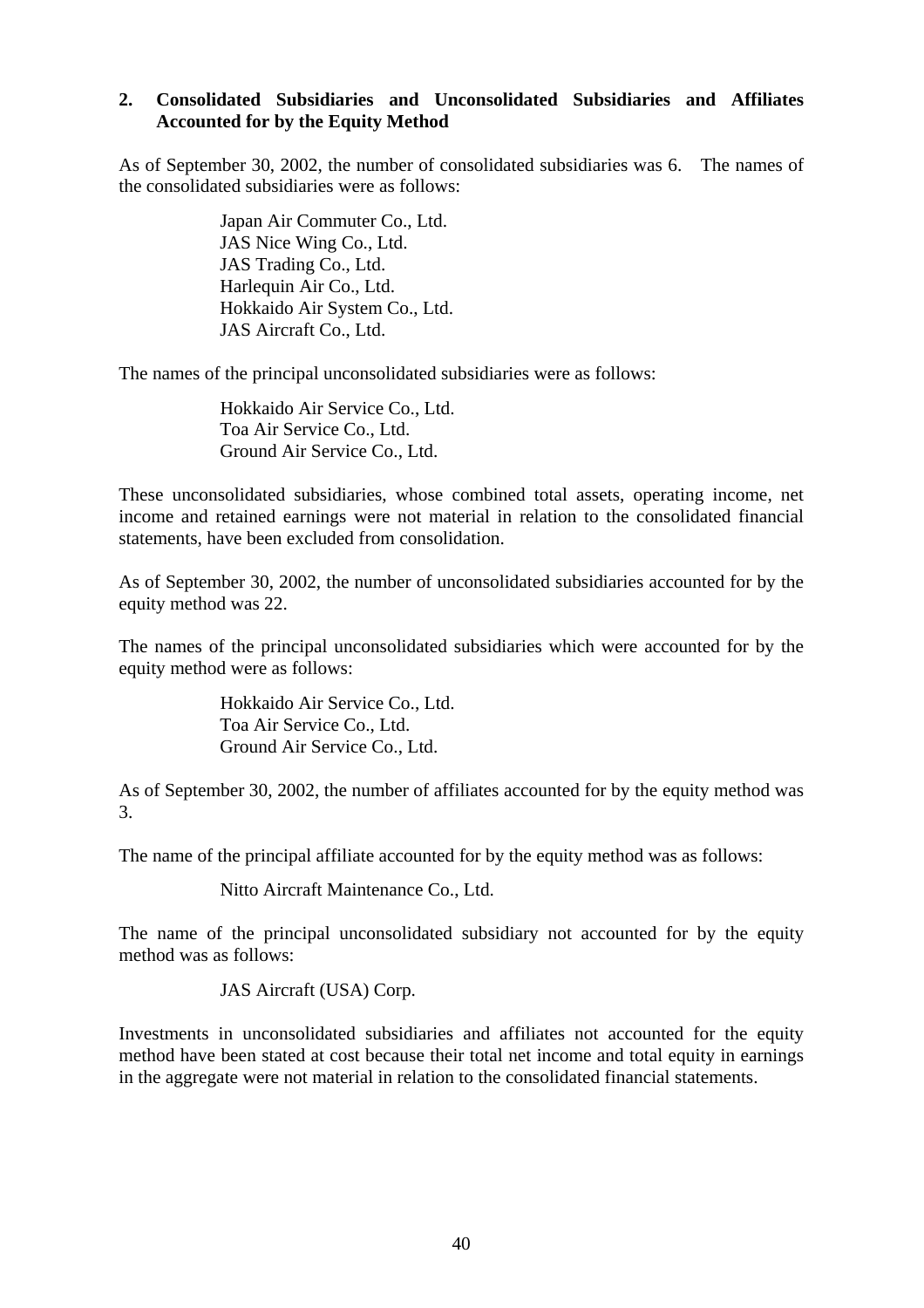## 2. Consolidated Subsidiaries and Unconsolidated Subsidiaries and Affiliates Accounted for by the Equity Method

As of September 30, 2002, the number of consolidated subsidiaries was 6. The names of the consolidated subsidiaries were as follows:

Japan Air Commuter Co., Ltd.
JAS Nice Wing Co., Ltd.
JAS Trading Co., Ltd.
Harlequin Air Co., Ltd.
Hokkaido Air System Co., Ltd.
JAS Aircraft Co., Ltd.

The names of the principal unconsolidated subsidiaries were as follows:

Hokkaido Air Service Co., Ltd.
Toa Air Service Co., Ltd.
Ground Air Service Co., Ltd.

These unconsolidated subsidiaries, whose combined total assets, operating income, net income and retained earnings were not material in relation to the consolidated financial statements, have been excluded from consolidation.

As of September 30, 2002, the number of unconsolidated subsidiaries accounted for by the equity method was 22.

The names of the principal unconsolidated subsidiaries which were accounted for by the equity method were as follows:

Hokkaido Air Service Co., Ltd.
Toa Air Service Co., Ltd.
Ground Air Service Co., Ltd.

As of September 30, 2002, the number of affiliates accounted for by the equity method was 3.

The name of the principal affiliate accounted for by the equity method was as follows:

Nitto Aircraft Maintenance Co., Ltd.

The name of the principal unconsolidated subsidiary not accounted for by the equity method was as follows:

JAS Aircraft (USA) Corp.

Investments in unconsolidated subsidiaries and affiliates not accounted for the equity method have been stated at cost because their total net income and total equity in earnings in the aggregate were not material in relation to the consolidated financial statements.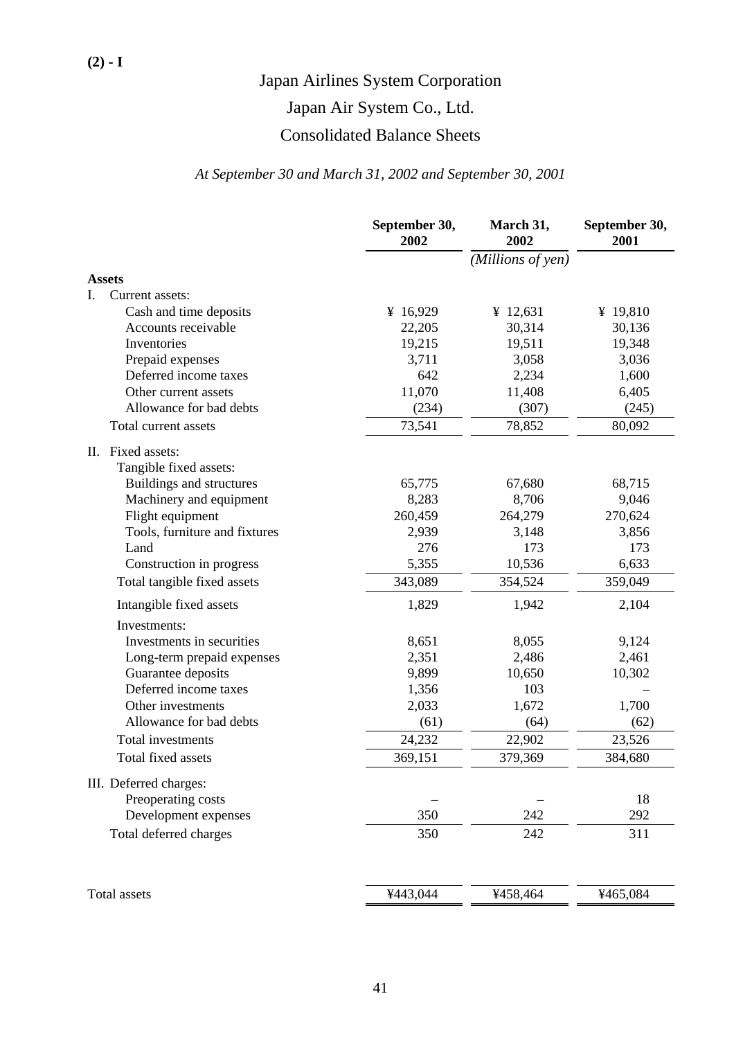(2) - I

# Japan Airlines System Corporation

# Japan Air System Co., Ltd.

## Consolidated Balance Sheets

*At September 30 and March 31, 2002 and September 30, 2001*

| | September 30, 2002 | March 31, 2002 | September 30, 2001 |
|---|---|---|---|
| | | *(Millions of yen)* | |
| **Assets** | | | |
| I. Current assets: | | | |
| Cash and time deposits | ¥ 16,929 | ¥ 12,631 | ¥ 19,810 |
| Accounts receivable | 22,205 | 30,314 | 30,136 |
| Inventories | 19,215 | 19,511 | 19,348 |
| Prepaid expenses | 3,711 | 3,058 | 3,036 |
| Deferred income taxes | 642 | 2,234 | 1,600 |
| Other current assets | 11,070 | 11,408 | 6,405 |
| Allowance for bad debts | (234) | (307) | (245) |
| Total current assets | 73,541 | 78,852 | 80,092 |
| II. Fixed assets: | | | |
| Tangible fixed assets: | | | |
| Buildings and structures | 65,775 | 67,680 | 68,715 |
| Machinery and equipment | 8,283 | 8,706 | 9,046 |
| Flight equipment | 260,459 | 264,279 | 270,624 |
| Tools, furniture and fixtures | 2,939 | 3,148 | 3,856 |
| Land | 276 | 173 | 173 |
| Construction in progress | 5,355 | 10,536 | 6,633 |
| Total tangible fixed assets | 343,089 | 354,524 | 359,049 |
| Intangible fixed assets | 1,829 | 1,942 | 2,104 |
| Investments: | | | |
| Investments in securities | 8,651 | 8,055 | 9,124 |
| Long-term prepaid expenses | 2,351 | 2,486 | 2,461 |
| Guarantee deposits | 9,899 | 10,650 | 10,302 |
| Deferred income taxes | 1,356 | 103 | – |
| Other investments | 2,033 | 1,672 | 1,700 |
| Allowance for bad debts | (61) | (64) | (62) |
| Total investments | 24,232 | 22,902 | 23,526 |
| Total fixed assets | 369,151 | 379,369 | 384,680 |
| III. Deferred charges: | | | |
| Preoperating costs | – | – | 18 |
| Development expenses | 350 | 242 | 292 |
| Total deferred charges | 350 | 242 | 311 |
| Total assets | ¥443,044 | ¥458,464 | ¥465,084 |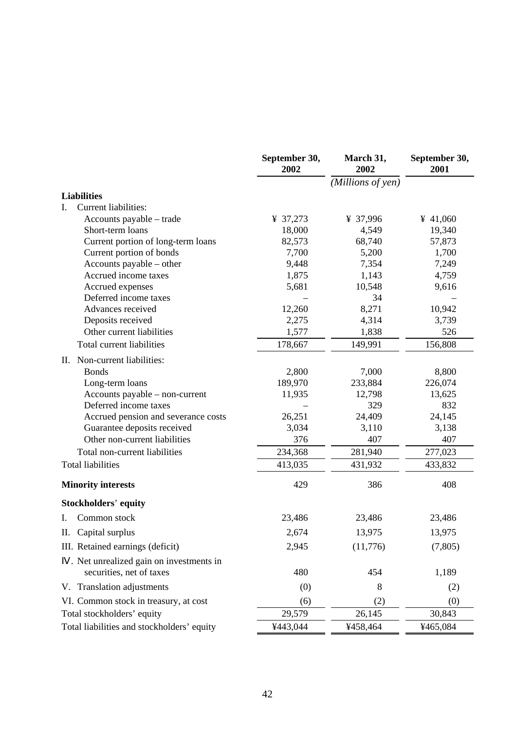| | September 30, 2002 | March 31, 2002 | September 30, 2001 |
|---|---|---|---|
| | | *(Millions of yen)* | |
| **Liabilities** | | | |
| I. Current liabilities: | | | |
| Accounts payable – trade | ¥ 37,273 | ¥ 37,996 | ¥ 41,060 |
| Short-term loans | 18,000 | 4,549 | 19,340 |
| Current portion of long-term loans | 82,573 | 68,740 | 57,873 |
| Current portion of bonds | 7,700 | 5,200 | 1,700 |
| Accounts payable – other | 9,448 | 7,354 | 7,249 |
| Accrued income taxes | 1,875 | 1,143 | 4,759 |
| Accrued expenses | 5,681 | 10,548 | 9,616 |
| Deferred income taxes | – | 34 | – |
| Advances received | 12,260 | 8,271 | 10,942 |
| Deposits received | 2,275 | 4,314 | 3,739 |
| Other current liabilities | 1,577 | 1,838 | 526 |
| Total current liabilities | 178,667 | 149,991 | 156,808 |
| II. Non-current liabilities: | | | |
| Bonds | 2,800 | 7,000 | 8,800 |
| Long-term loans | 189,970 | 233,884 | 226,074 |
| Accounts payable – non-current | 11,935 | 12,798 | 13,625 |
| Deferred income taxes | – | 329 | 832 |
| Accrued pension and severance costs | 26,251 | 24,409 | 24,145 |
| Guarantee deposits received | 3,034 | 3,110 | 3,138 |
| Other non-current liabilities | 376 | 407 | 407 |
| Total non-current liabilities | 234,368 | 281,940 | 277,023 |
| Total liabilities | 413,035 | 431,932 | 433,832 |
| **Minority interests** | 429 | 386 | 408 |
| **Stockholders' equity** | | | |
| I. Common stock | 23,486 | 23,486 | 23,486 |
| II. Capital surplus | 2,674 | 13,975 | 13,975 |
| III. Retained earnings (deficit) | 2,945 | (11,776) | (7,805) |
| IV. Net unrealized gain on investments in securities, net of taxes | 480 | 454 | 1,189 |
| V. Translation adjustments | (0) | 8 | (2) |
| VI. Common stock in treasury, at cost | (6) | (2) | (0) |
| Total stockholders' equity | 29,579 | 26,145 | 30,843 |
| Total liabilities and stockholders' equity | ¥443,044 | ¥458,464 | ¥465,084 |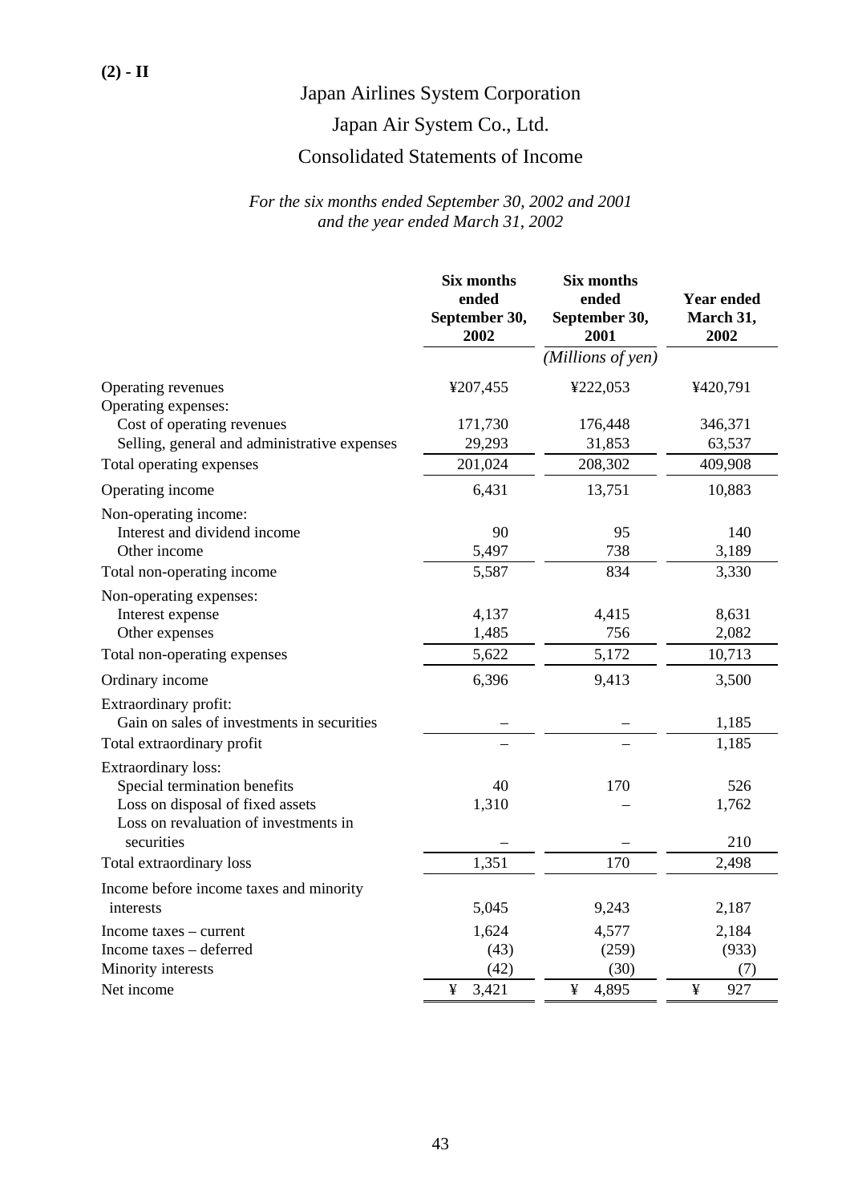**(2) - II**

# Japan Airlines System Corporation

# Japan Air System Co., Ltd.

## Consolidated Statements of Income

*For the six months ended September 30, 2002 and 2001*
*and the year ended March 31, 2002*

| | Six months ended September 30, 2002 | Six months ended September 30, 2001 | Year ended March 31, 2002 |
|---|---|---|---|
| | | *(Millions of yen)* | |
| Operating revenues | ¥207,455 | ¥222,053 | ¥420,791 |
| Operating expenses: | | | |
| Cost of operating revenues | 171,730 | 176,448 | 346,371 |
| Selling, general and administrative expenses | 29,293 | 31,853 | 63,537 |
| Total operating expenses | 201,024 | 208,302 | 409,908 |
| Operating income | 6,431 | 13,751 | 10,883 |
| Non-operating income: | | | |
| Interest and dividend income | 90 | 95 | 140 |
| Other income | 5,497 | 738 | 3,189 |
| Total non-operating income | 5,587 | 834 | 3,330 |
| Non-operating expenses: | | | |
| Interest expense | 4,137 | 4,415 | 8,631 |
| Other expenses | 1,485 | 756 | 2,082 |
| Total non-operating expenses | 5,622 | 5,172 | 10,713 |
| Ordinary income | 6,396 | 9,413 | 3,500 |
| Extraordinary profit: | | | |
| Gain on sales of investments in securities | – | – | 1,185 |
| Total extraordinary profit | – | – | 1,185 |
| Extraordinary loss: | | | |
| Special termination benefits | 40 | 170 | 526 |
| Loss on disposal of fixed assets | 1,310 | – | 1,762 |
| Loss on revaluation of investments in securities | – | – | 210 |
| Total extraordinary loss | 1,351 | 170 | 2,498 |
| Income before income taxes and minority interests | 5,045 | 9,243 | 2,187 |
| Income taxes – current | 1,624 | 4,577 | 2,184 |
| Income taxes – deferred | (43) | (259) | (933) |
| Minority interests | (42) | (30) | (7) |
| Net income | ¥ 3,421 | ¥ 4,895 | ¥ 927 |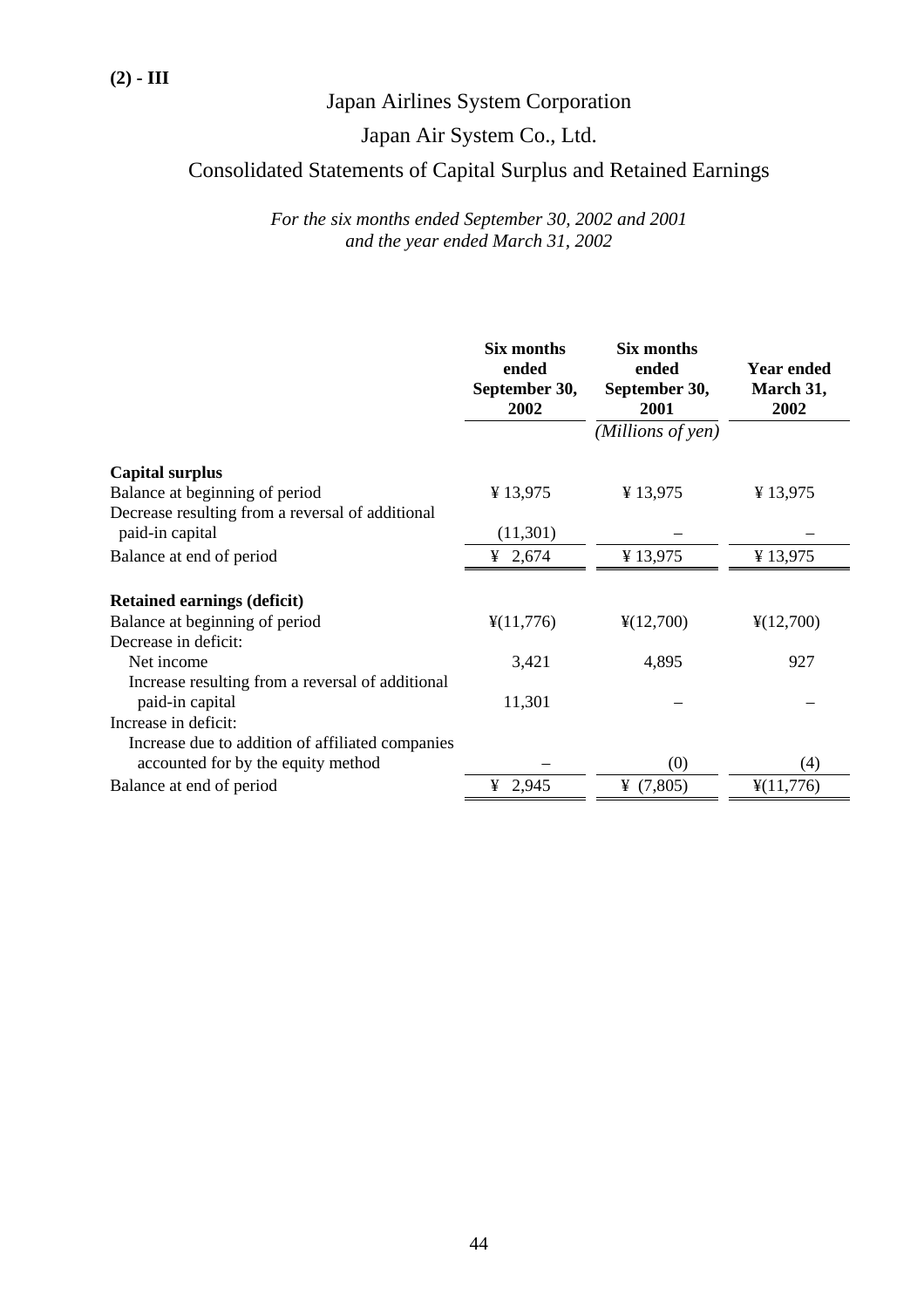**(2) - III**

# Japan Airlines System Corporation

# Japan Air System Co., Ltd.

## Consolidated Statements of Capital Surplus and Retained Earnings

*For the six months ended September 30, 2002 and 2001*
*and the year ended March 31, 2002*

| | Six months ended September 30, 2002 | Six months ended September 30, 2001 | Year ended March 31, 2002 |
|---|---|---|---|
| | | *(Millions of yen)* | |
| **Capital surplus** | | | |
| Balance at beginning of period | ¥ 13,975 | ¥ 13,975 | ¥ 13,975 |
| Decrease resulting from a reversal of additional paid-in capital | (11,301) | – | – |
| Balance at end of period | ¥ 2,674 | ¥ 13,975 | ¥ 13,975 |
| **Retained earnings (deficit)** | | | |
| Balance at beginning of period | ¥(11,776) | ¥(12,700) | ¥(12,700) |
| Decrease in deficit: | | | |
| Net income | 3,421 | 4,895 | 927 |
| Increase resulting from a reversal of additional paid-in capital | 11,301 | – | – |
| Increase in deficit: | | | |
| Increase due to addition of affiliated companies accounted for by the equity method | – | (0) | (4) |
| Balance at end of period | ¥ 2,945 | ¥ (7,805) | ¥(11,776) |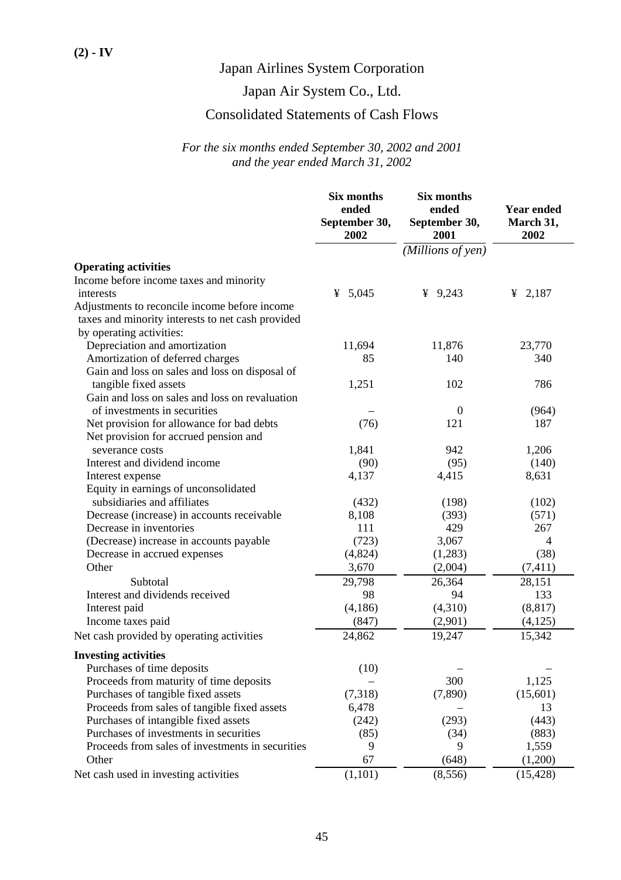(2) - IV

# Japan Airlines System Corporation

## Japan Air System Co., Ltd.

## Consolidated Statements of Cash Flows

*For the six months ended September 30, 2002 and 2001*
*and the year ended March 31, 2002*

| | Six months ended September 30, 2002 | Six months ended September 30, 2001 | Year ended March 31, 2002 |
|---|---|---|---|
| | | *(Millions of yen)* | |
| **Operating activities** | | | |
| Income before income taxes and minority interests | ¥ 5,045 | ¥ 9,243 | ¥ 2,187 |
| Adjustments to reconcile income before income taxes and minority interests to net cash provided by operating activities: | | | |
| Depreciation and amortization | 11,694 | 11,876 | 23,770 |
| Amortization of deferred charges | 85 | 140 | 340 |
| Gain and loss on sales and loss on disposal of tangible fixed assets | 1,251 | 102 | 786 |
| Gain and loss on sales and loss on revaluation of investments in securities | – | 0 | (964) |
| Net provision for allowance for bad debts | (76) | 121 | 187 |
| Net provision for accrued pension and severance costs | 1,841 | 942 | 1,206 |
| Interest and dividend income | (90) | (95) | (140) |
| Interest expense | 4,137 | 4,415 | 8,631 |
| Equity in earnings of unconsolidated subsidiaries and affiliates | (432) | (198) | (102) |
| Decrease (increase) in accounts receivable | 8,108 | (393) | (571) |
| Decrease in inventories | 111 | 429 | 267 |
| (Decrease) increase in accounts payable | (723) | 3,067 | 4 |
| Decrease in accrued expenses | (4,824) | (1,283) | (38) |
| Other | 3,670 | (2,004) | (7,411) |
| Subtotal | 29,798 | 26,364 | 28,151 |
| Interest and dividends received | 98 | 94 | 133 |
| Interest paid | (4,186) | (4,310) | (8,817) |
| Income taxes paid | (847) | (2,901) | (4,125) |
| Net cash provided by operating activities | 24,862 | 19,247 | 15,342 |
| **Investing activities** | | | |
| Purchases of time deposits | (10) | – | – |
| Proceeds from maturity of time deposits | – | 300 | 1,125 |
| Purchases of tangible fixed assets | (7,318) | (7,890) | (15,601) |
| Proceeds from sales of tangible fixed assets | 6,478 | – | 13 |
| Purchases of intangible fixed assets | (242) | (293) | (443) |
| Purchases of investments in securities | (85) | (34) | (883) |
| Proceeds from sales of investments in securities | 9 | 9 | 1,559 |
| Other | 67 | (648) | (1,200) |
| Net cash used in investing activities | (1,101) | (8,556) | (15,428) |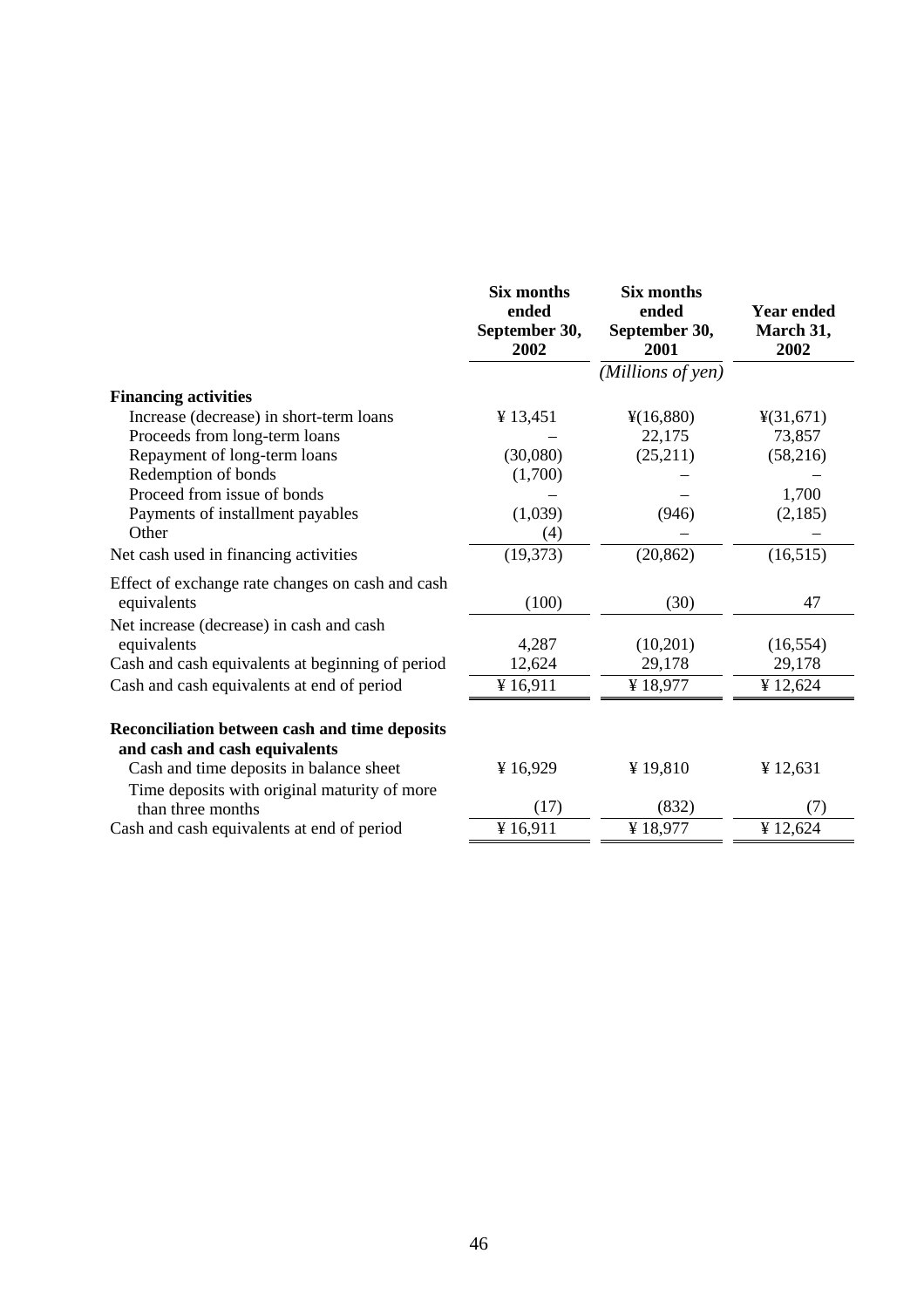| | Six months ended September 30, 2002 | Six months ended September 30, 2001 | Year ended March 31, 2002 |
|---|---|---|---|
| | | *(Millions of yen)* | |
| **Financing activities** | | | |
| Increase (decrease) in short-term loans | ¥ 13,451 | ¥(16,880) | ¥(31,671) |
| Proceeds from long-term loans | – | 22,175 | 73,857 |
| Repayment of long-term loans | (30,080) | (25,211) | (58,216) |
| Redemption of bonds | (1,700) | – | – |
| Proceed from issue of bonds | – | – | 1,700 |
| Payments of installment payables | (1,039) | (946) | (2,185) |
| Other | (4) | – | – |
| Net cash used in financing activities | (19,373) | (20,862) | (16,515) |
| Effect of exchange rate changes on cash and cash equivalents | (100) | (30) | 47 |
| Net increase (decrease) in cash and cash equivalents | 4,287 | (10,201) | (16,554) |
| Cash and cash equivalents at beginning of period | 12,624 | 29,178 | 29,178 |
| Cash and cash equivalents at end of period | ¥ 16,911 | ¥ 18,977 | ¥ 12,624 |
| **Reconciliation between cash and time deposits and cash and cash equivalents** | | | |
| Cash and time deposits in balance sheet | ¥ 16,929 | ¥ 19,810 | ¥ 12,631 |
| Time deposits with original maturity of more than three months | (17) | (832) | (7) |
| Cash and cash equivalents at end of period | ¥ 16,911 | ¥ 18,977 | ¥ 12,624 |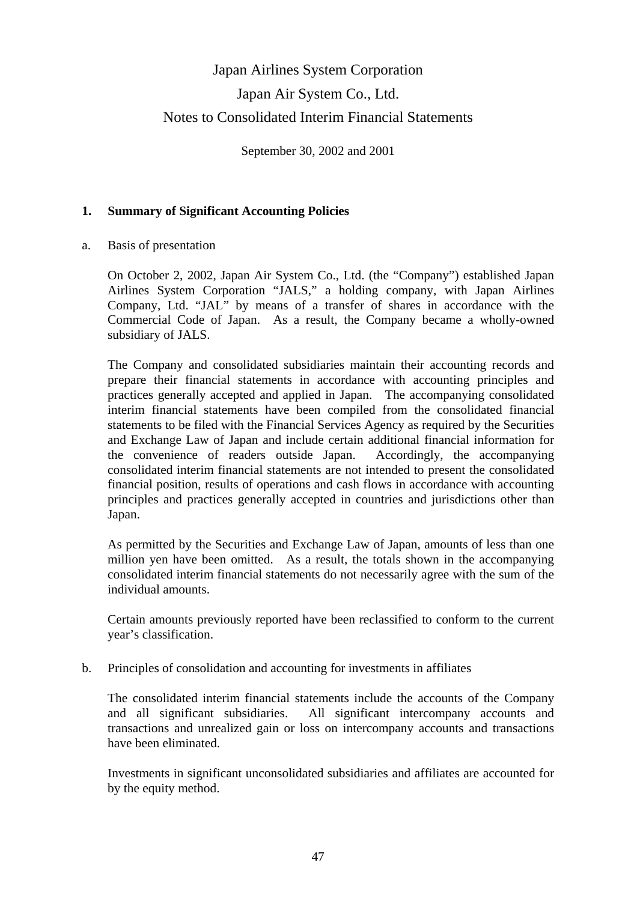# Japan Airlines System Corporation

# Japan Air System Co., Ltd.

# Notes to Consolidated Interim Financial Statements

September 30, 2002 and 2001

## 1. Summary of Significant Accounting Policies

a. Basis of presentation

On October 2, 2002, Japan Air System Co., Ltd. (the "Company") established Japan Airlines System Corporation "JALS," a holding company, with Japan Airlines Company, Ltd. "JAL" by means of a transfer of shares in accordance with the Commercial Code of Japan. As a result, the Company became a wholly-owned subsidiary of JALS.

The Company and consolidated subsidiaries maintain their accounting records and prepare their financial statements in accordance with accounting principles and practices generally accepted and applied in Japan. The accompanying consolidated interim financial statements have been compiled from the consolidated financial statements to be filed with the Financial Services Agency as required by the Securities and Exchange Law of Japan and include certain additional financial information for the convenience of readers outside Japan. Accordingly, the accompanying consolidated interim financial statements are not intended to present the consolidated financial position, results of operations and cash flows in accordance with accounting principles and practices generally accepted in countries and jurisdictions other than Japan.

As permitted by the Securities and Exchange Law of Japan, amounts of less than one million yen have been omitted. As a result, the totals shown in the accompanying consolidated interim financial statements do not necessarily agree with the sum of the individual amounts.

Certain amounts previously reported have been reclassified to conform to the current year's classification.

b. Principles of consolidation and accounting for investments in affiliates

The consolidated interim financial statements include the accounts of the Company and all significant subsidiaries. All significant intercompany accounts and transactions and unrealized gain or loss on intercompany accounts and transactions have been eliminated.

Investments in significant unconsolidated subsidiaries and affiliates are accounted for by the equity method.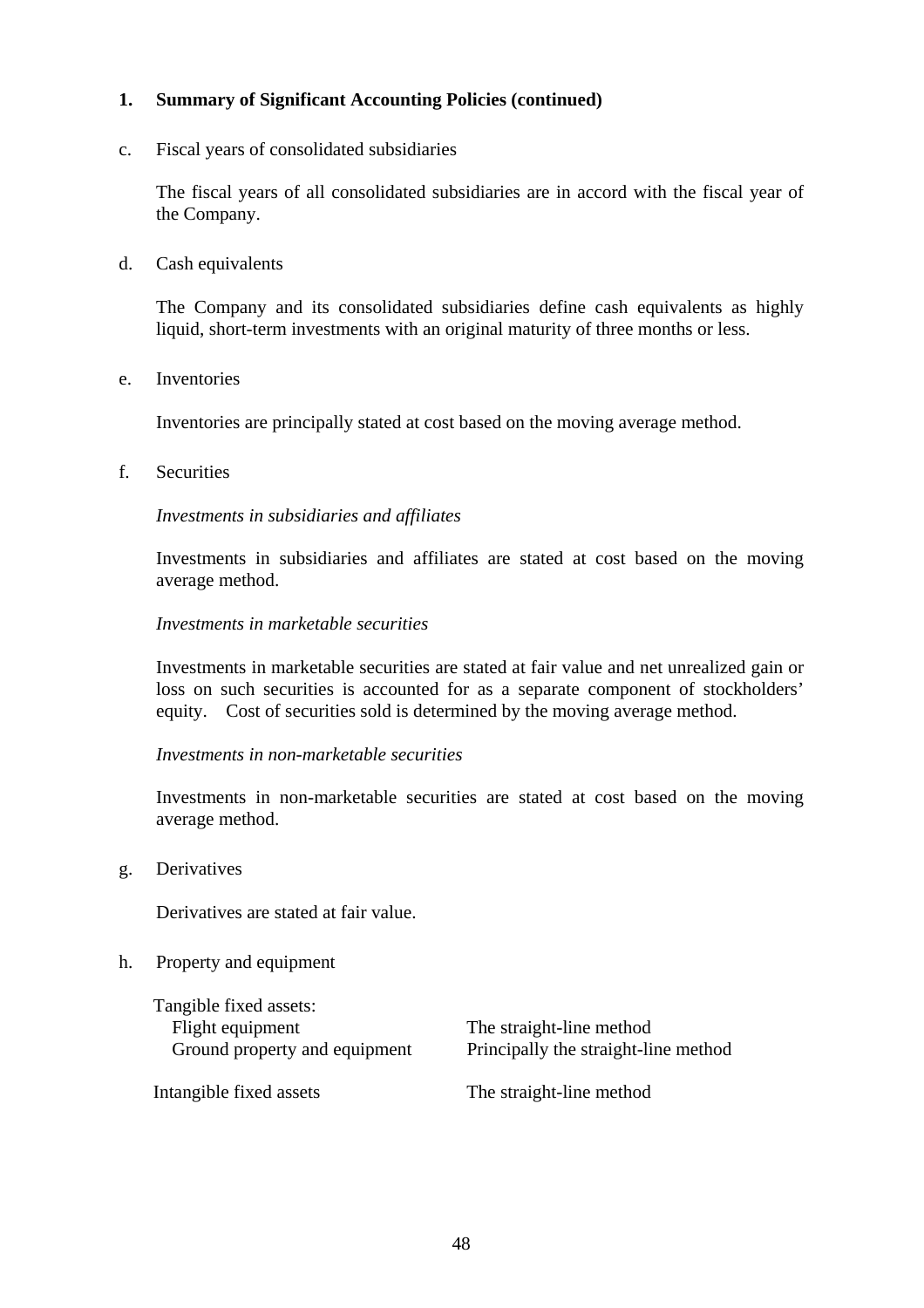## 1. Summary of Significant Accounting Policies (continued)

c. Fiscal years of consolidated subsidiaries

The fiscal years of all consolidated subsidiaries are in accord with the fiscal year of the Company.

d. Cash equivalents

The Company and its consolidated subsidiaries define cash equivalents as highly liquid, short-term investments with an original maturity of three months or less.

e. Inventories

Inventories are principally stated at cost based on the moving average method.

f. Securities

*Investments in subsidiaries and affiliates*

Investments in subsidiaries and affiliates are stated at cost based on the moving average method.

*Investments in marketable securities*

Investments in marketable securities are stated at fair value and net unrealized gain or loss on such securities is accounted for as a separate component of stockholders' equity. Cost of securities sold is determined by the moving average method.

*Investments in non-marketable securities*

Investments in non-marketable securities are stated at cost based on the moving average method.

g. Derivatives

Derivatives are stated at fair value.

h. Property and equipment

| | |
|---|---|
| Tangible fixed assets: | |
| Flight equipment | The straight-line method |
| Ground property and equipment | Principally the straight-line method |
| Intangible fixed assets | The straight-line method |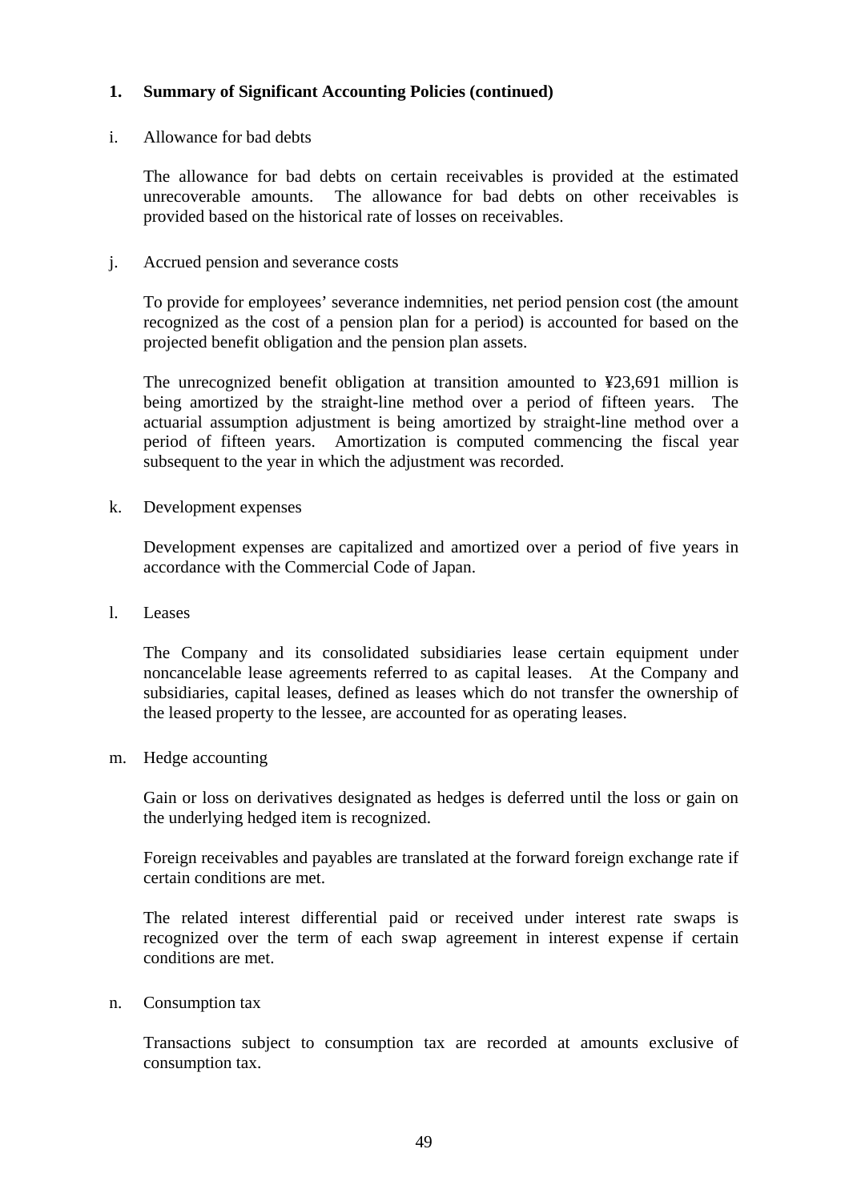## 1. Summary of Significant Accounting Policies (continued)

i. Allowance for bad debts

The allowance for bad debts on certain receivables is provided at the estimated unrecoverable amounts. The allowance for bad debts on other receivables is provided based on the historical rate of losses on receivables.

j. Accrued pension and severance costs

To provide for employees' severance indemnities, net period pension cost (the amount recognized as the cost of a pension plan for a period) is accounted for based on the projected benefit obligation and the pension plan assets.

The unrecognized benefit obligation at transition amounted to ¥23,691 million is being amortized by the straight-line method over a period of fifteen years. The actuarial assumption adjustment is being amortized by straight-line method over a period of fifteen years. Amortization is computed commencing the fiscal year subsequent to the year in which the adjustment was recorded.

k. Development expenses

Development expenses are capitalized and amortized over a period of five years in accordance with the Commercial Code of Japan.

l. Leases

The Company and its consolidated subsidiaries lease certain equipment under noncancelable lease agreements referred to as capital leases. At the Company and subsidiaries, capital leases, defined as leases which do not transfer the ownership of the leased property to the lessee, are accounted for as operating leases.

m. Hedge accounting

Gain or loss on derivatives designated as hedges is deferred until the loss or gain on the underlying hedged item is recognized.

Foreign receivables and payables are translated at the forward foreign exchange rate if certain conditions are met.

The related interest differential paid or received under interest rate swaps is recognized over the term of each swap agreement in interest expense if certain conditions are met.

n. Consumption tax

Transactions subject to consumption tax are recorded at amounts exclusive of consumption tax.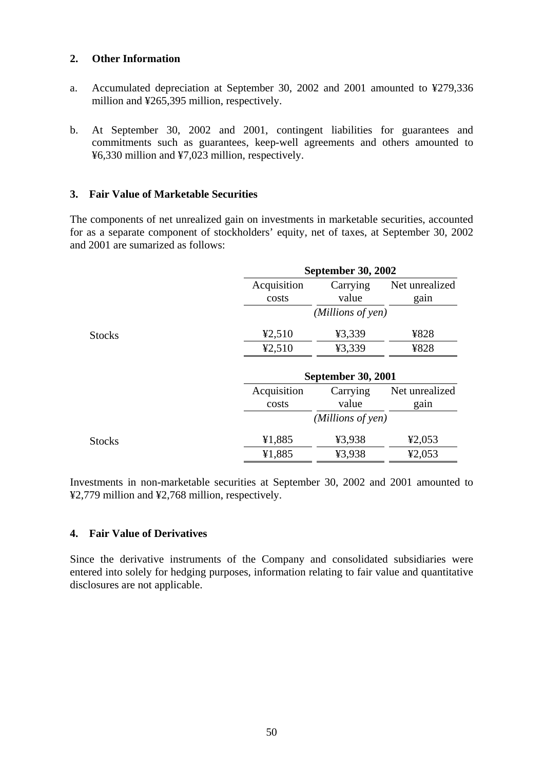## 2. Other Information

a. Accumulated depreciation at September 30, 2002 and 2001 amounted to ¥279,336 million and ¥265,395 million, respectively.

b. At September 30, 2002 and 2001, contingent liabilities for guarantees and commitments such as guarantees, keep-well agreements and others amounted to ¥6,330 million and ¥7,023 million, respectively.

## 3. Fair Value of Marketable Securities

The components of net unrealized gain on investments in marketable securities, accounted for as a separate component of stockholders' equity, net of taxes, at September 30, 2002 and 2001 are sumarized as follows:

| | September 30, 2002 | | |
|---|---|---|---|
| | Acquisition costs | Carrying value | Net unrealized gain |
| | | *(Millions of yen)* | |
| Stocks | ¥2,510 | ¥3,339 | ¥828 |
| | ¥2,510 | ¥3,339 | ¥828 |

| | September 30, 2001 | | |
|---|---|---|---|
| | Acquisition costs | Carrying value | Net unrealized gain |
| | | *(Millions of yen)* | |
| Stocks | ¥1,885 | ¥3,938 | ¥2,053 |
| | ¥1,885 | ¥3,938 | ¥2,053 |

Investments in non-marketable securities at September 30, 2002 and 2001 amounted to ¥2,779 million and ¥2,768 million, respectively.

## 4. Fair Value of Derivatives

Since the derivative instruments of the Company and consolidated subsidiaries were entered into solely for hedging purposes, information relating to fair value and quantitative disclosures are not applicable.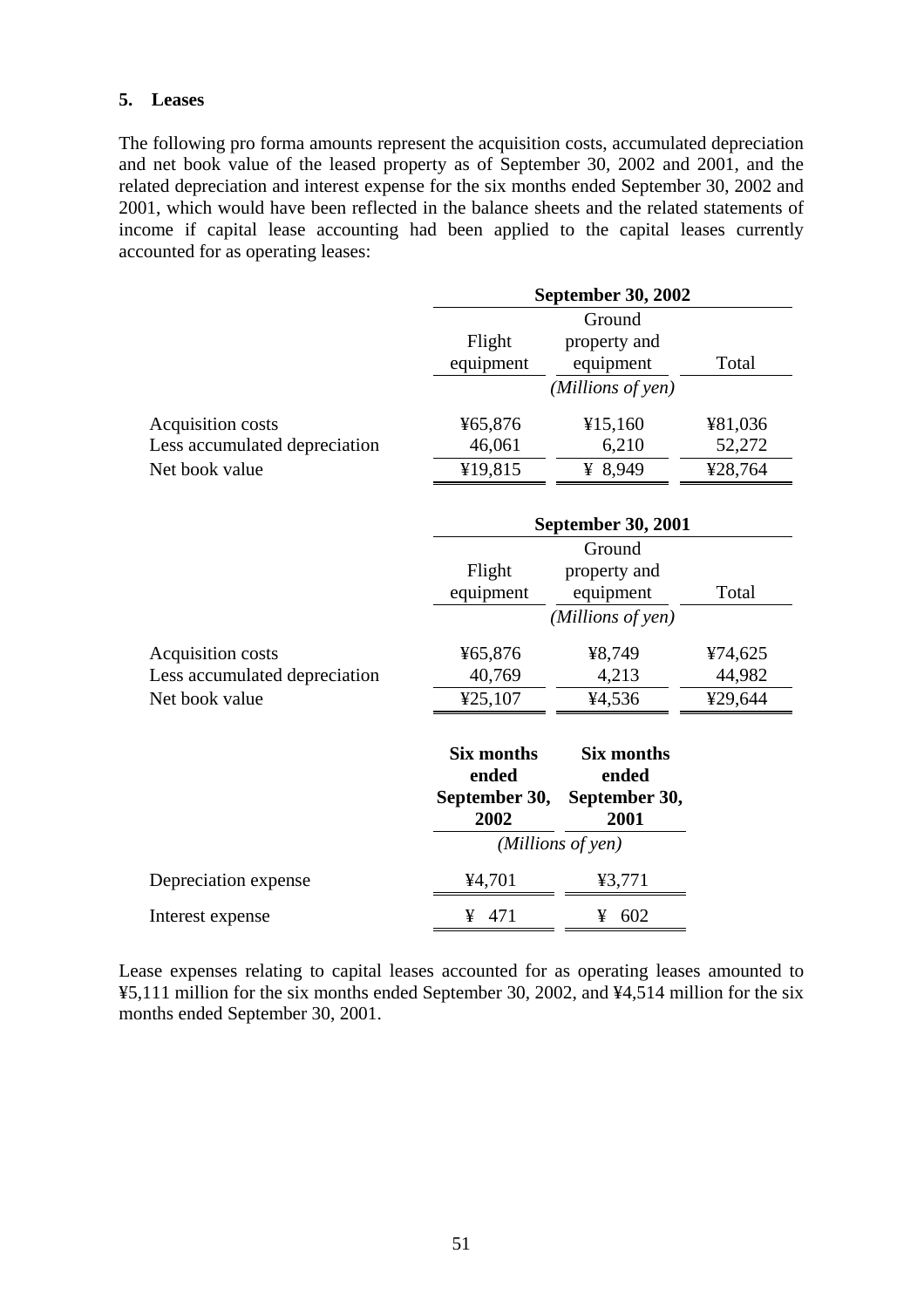## 5. Leases

The following pro forma amounts represent the acquisition costs, accumulated depreciation and net book value of the leased property as of September 30, 2002 and 2001, and the related depreciation and interest expense for the six months ended September 30, 2002 and 2001, which would have been reflected in the balance sheets and the related statements of income if capital lease accounting had been applied to the capital leases currently accounted for as operating leases:

| | **September 30, 2002** | | |
|---|---|---|---|
| | Flight equipment | Ground property and equipment | Total |
| | *(Millions of yen)* | | |
| Acquisition costs | ¥65,876 | ¥15,160 | ¥81,036 |
| Less accumulated depreciation | 46,061 | 6,210 | 52,272 |
| Net book value | ¥19,815 | ¥ 8,949 | ¥28,764 |

| | **September 30, 2001** | | |
|---|---|---|---|
| | Flight equipment | Ground property and equipment | Total |
| | *(Millions of yen)* | | |
| Acquisition costs | ¥65,876 | ¥8,749 | ¥74,625 |
| Less accumulated depreciation | 40,769 | 4,213 | 44,982 |
| Net book value | ¥25,107 | ¥4,536 | ¥29,644 |

| | **Six months ended September 30, 2002** | **Six months ended September 30, 2001** |
|---|---|---|
| | *(Millions of yen)* | |
| Depreciation expense | ¥4,701 | ¥3,771 |
| Interest expense | ¥ 471 | ¥ 602 |

Lease expenses relating to capital leases accounted for as operating leases amounted to ¥5,111 million for the six months ended September 30, 2002, and ¥4,514 million for the six months ended September 30, 2001.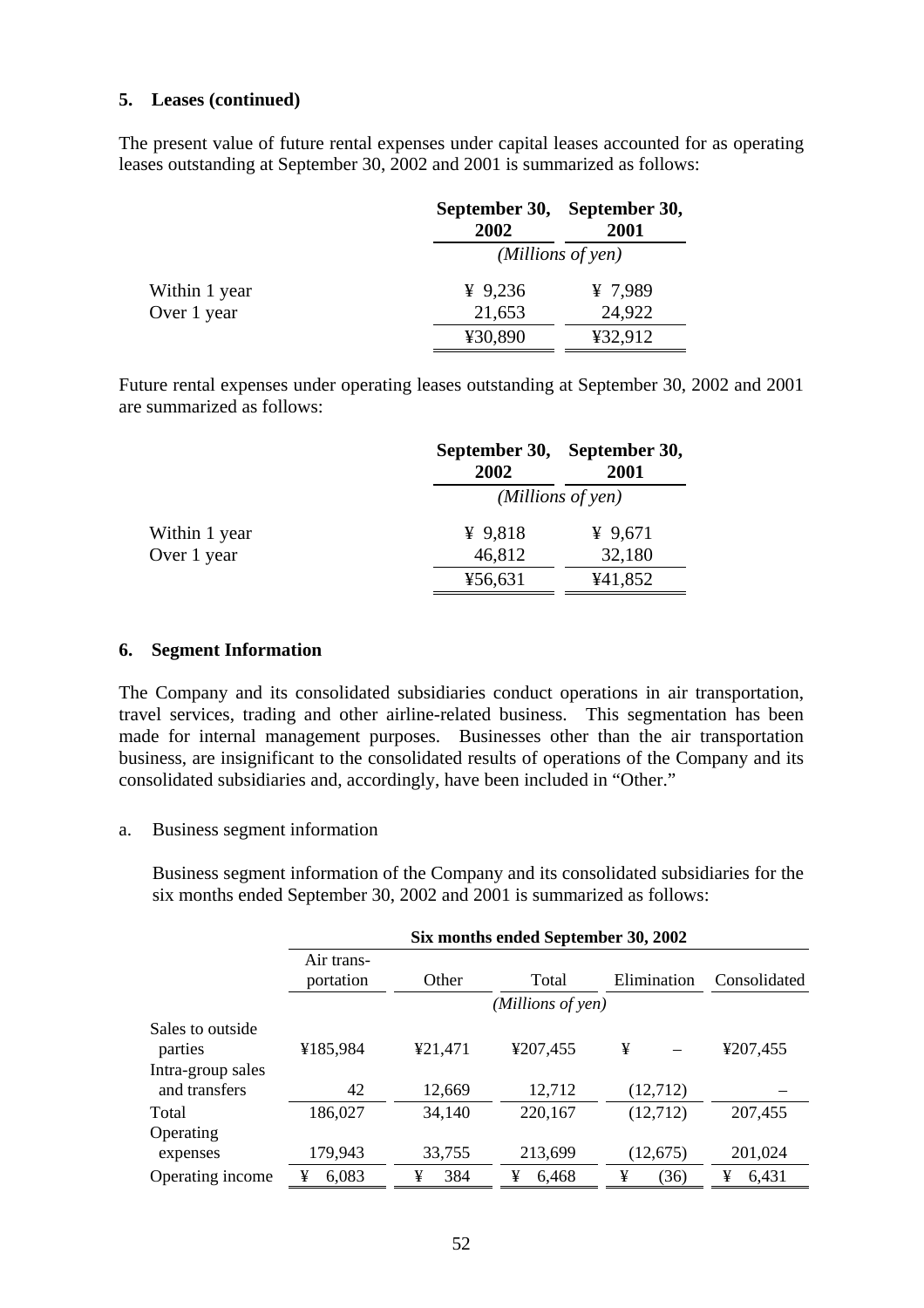**5. Leases (continued)**

The present value of future rental expenses under capital leases accounted for as operating leases outstanding at September 30, 2002 and 2001 is summarized as follows:

| | September 30, 2002 | September 30, 2001 |
|---|---|---|
| | *(Millions of yen)* | |
| Within 1 year | ¥ 9,236 | ¥ 7,989 |
| Over 1 year | 21,653 | 24,922 |
| | ¥30,890 | ¥32,912 |

Future rental expenses under operating leases outstanding at September 30, 2002 and 2001 are summarized as follows:

| | September 30, 2002 | September 30, 2001 |
|---|---|---|
| | *(Millions of yen)* | |
| Within 1 year | ¥ 9,818 | ¥ 9,671 |
| Over 1 year | 46,812 | 32,180 |
| | ¥56,631 | ¥41,852 |

**6. Segment Information**

The Company and its consolidated subsidiaries conduct operations in air transportation, travel services, trading and other airline-related business. This segmentation has been made for internal management purposes. Businesses other than the air transportation business, are insignificant to the consolidated results of operations of the Company and its consolidated subsidiaries and, accordingly, have been included in "Other."

a. Business segment information

Business segment information of the Company and its consolidated subsidiaries for the six months ended September 30, 2002 and 2001 is summarized as follows:

| | Six months ended September 30, 2002 | | | | |
|---|---|---|---|---|---|
| | Air transportation | Other | Total | Elimination | Consolidated |
| | *(Millions of yen)* | | | | |
| Sales to outside parties | ¥185,984 | ¥21,471 | ¥207,455 | ¥ – | ¥207,455 |
| Intra-group sales and transfers | 42 | 12,669 | 12,712 | (12,712) | – |
| Total | 186,027 | 34,140 | 220,167 | (12,712) | 207,455 |
| Operating expenses | 179,943 | 33,755 | 213,699 | (12,675) | 201,024 |
| Operating income | ¥ 6,083 | ¥ 384 | ¥ 6,468 | ¥ (36) | ¥ 6,431 |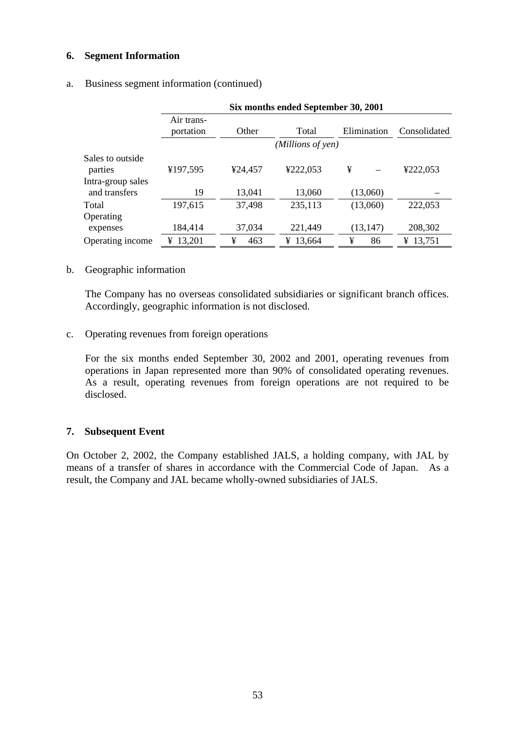## 6. Segment Information

a. Business segment information (continued)

| | Six months ended September 30, 2001 | | | | |
|---|---|---|---|---|---|
| | Air trans-portation | Other | Total | Elimination | Consolidated |
| | | | *(Millions of yen)* | | |
| Sales to outside parties | ¥197,595 | ¥24,457 | ¥222,053 | ¥ – | ¥222,053 |
| Intra-group sales and transfers | 19 | 13,041 | 13,060 | (13,060) | – |
| Total | 197,615 | 37,498 | 235,113 | (13,060) | 222,053 |
| Operating expenses | 184,414 | 37,034 | 221,449 | (13,147) | 208,302 |
| Operating income | ¥ 13,201 | ¥ 463 | ¥ 13,664 | ¥ 86 | ¥ 13,751 |

b. Geographic information

The Company has no overseas consolidated subsidiaries or significant branch offices. Accordingly, geographic information is not disclosed.

c. Operating revenues from foreign operations

For the six months ended September 30, 2002 and 2001, operating revenues from operations in Japan represented more than 90% of consolidated operating revenues. As a result, operating revenues from foreign operations are not required to be disclosed.

## 7. Subsequent Event

On October 2, 2002, the Company established JALS, a holding company, with JAL by means of a transfer of shares in accordance with the Commercial Code of Japan. As a result, the Company and JAL became wholly-owned subsidiaries of JALS.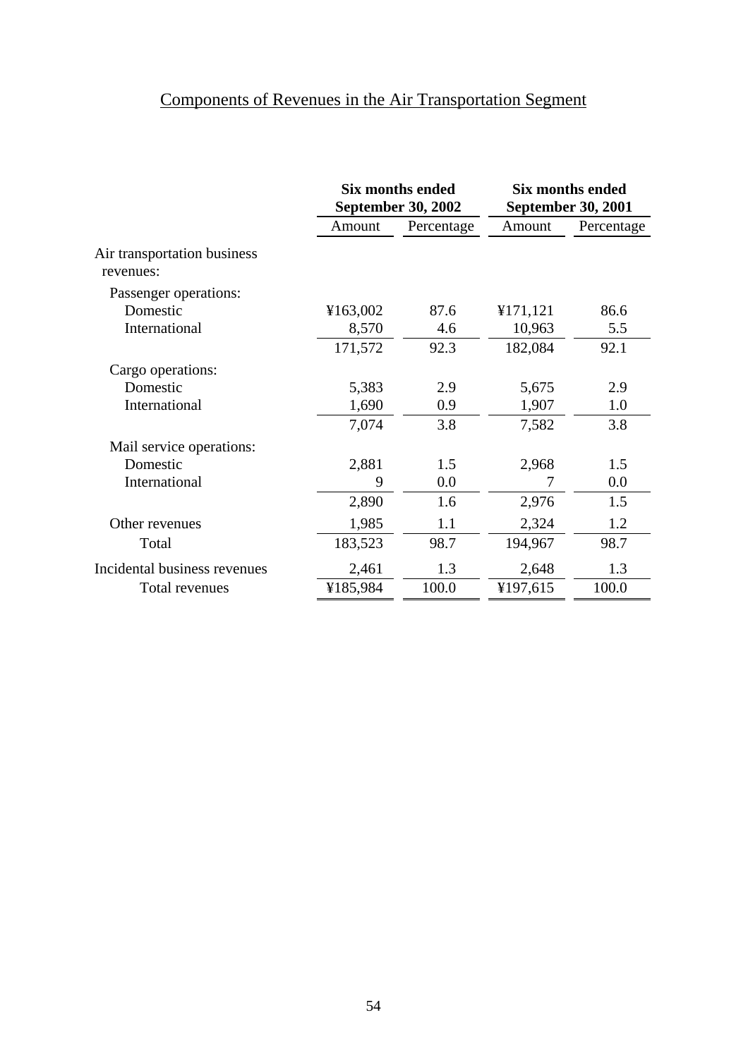## Components of Revenues in the Air Transportation Segment

| | Six months ended September 30, 2002 | | Six months ended September 30, 2001 | |
|---|---|---|---|---|
| | Amount | Percentage | Amount | Percentage |
| Air transportation business revenues: | | | | |
| Passenger operations: | | | | |
| Domestic | ¥163,002 | 87.6 | ¥171,121 | 86.6 |
| International | 8,570 | 4.6 | 10,963 | 5.5 |
| | 171,572 | 92.3 | 182,084 | 92.1 |
| Cargo operations: | | | | |
| Domestic | 5,383 | 2.9 | 5,675 | 2.9 |
| International | 1,690 | 0.9 | 1,907 | 1.0 |
| | 7,074 | 3.8 | 7,582 | 3.8 |
| Mail service operations: | | | | |
| Domestic | 2,881 | 1.5 | 2,968 | 1.5 |
| International | 9 | 0.0 | 7 | 0.0 |
| | 2,890 | 1.6 | 2,976 | 1.5 |
| Other revenues | 1,985 | 1.1 | 2,324 | 1.2 |
| Total | 183,523 | 98.7 | 194,967 | 98.7 |
| Incidental business revenues | 2,461 | 1.3 | 2,648 | 1.3 |
| Total revenues | ¥185,984 | 100.0 | ¥197,615 | 100.0 |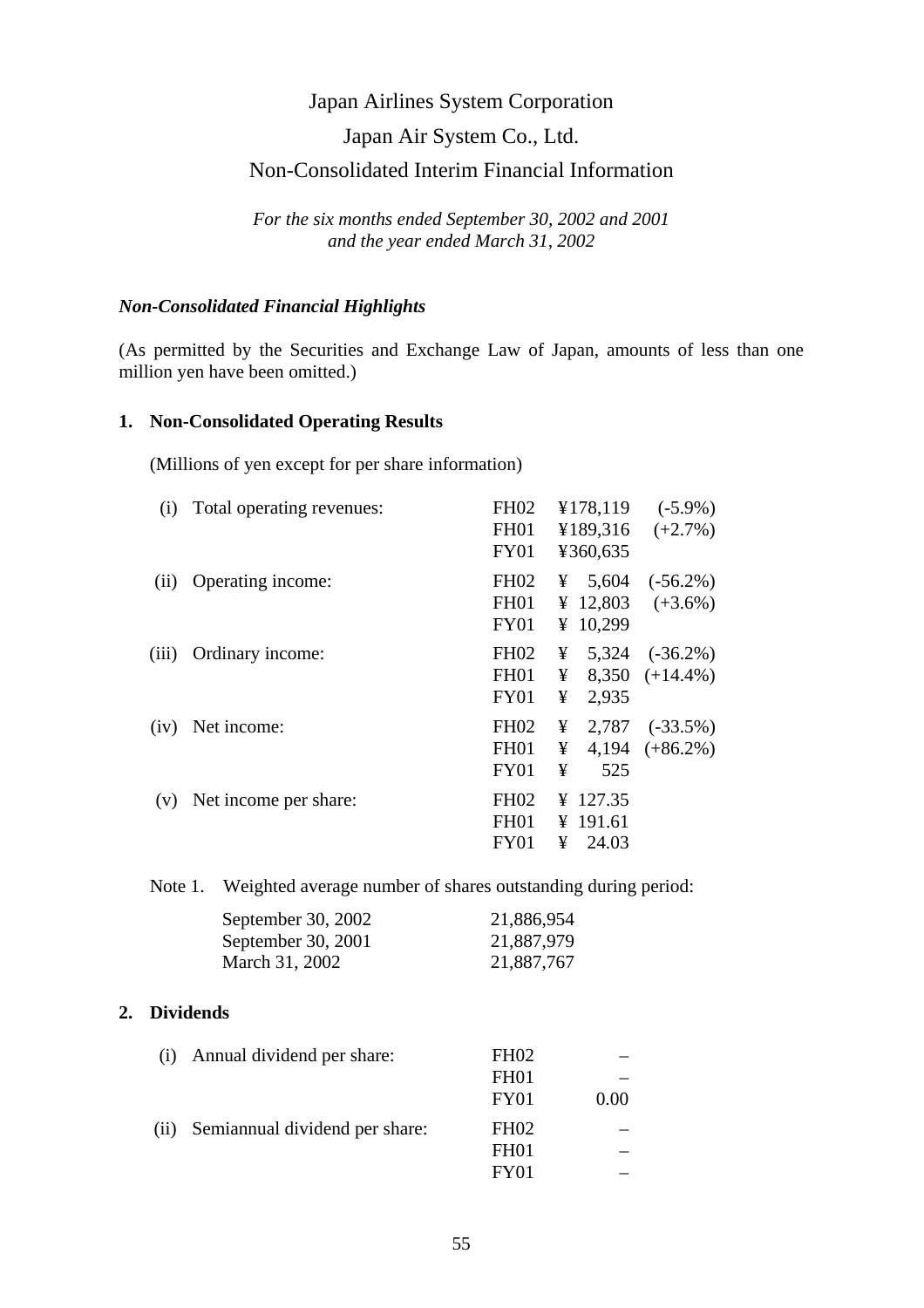# Japan Airlines System Corporation

# Japan Air System Co., Ltd.

# Non-Consolidated Interim Financial Information

*For the six months ended September 30, 2002 and 2001*
*and the year ended March 31, 2002*

### *Non-Consolidated Financial Highlights*

(As permitted by the Securities and Exchange Law of Japan, amounts of less than one million yen have been omitted.)

### 1. Non-Consolidated Operating Results

(Millions of yen except for per share information)

| | | Period | Amount | Change |
|---|---|---|---|---|
| (i) | Total operating revenues: | FH02 | ¥178,119 | (-5.9%) |
| | | FH01 | ¥189,316 | (+2.7%) |
| | | FY01 | ¥360,635 | |
| (ii) | Operating income: | FH02 | ¥ 5,604 | (-56.2%) |
| | | FH01 | ¥ 12,803 | (+3.6%) |
| | | FY01 | ¥ 10,299 | |
| (iii) | Ordinary income: | FH02 | ¥ 5,324 | (-36.2%) |
| | | FH01 | ¥ 8,350 | (+14.4%) |
| | | FY01 | ¥ 2,935 | |
| (iv) | Net income: | FH02 | ¥ 2,787 | (-33.5%) |
| | | FH01 | ¥ 4,194 | (+86.2%) |
| | | FY01 | ¥ 525 | |
| (v) | Net income per share: | FH02 | ¥ 127.35 | |
| | | FH01 | ¥ 191.61 | |
| | | FY01 | ¥ 24.03 | |

Note 1. Weighted average number of shares outstanding during period:

| | |
|---|---|
| September 30, 2002 | 21,886,954 |
| September 30, 2001 | 21,887,979 |
| March 31, 2002 | 21,887,767 |

### 2. Dividends

| | | Period | Amount |
|---|---|---|---|
| (i) | Annual dividend per share: | FH02 | – |
| | | FH01 | – |
| | | FY01 | 0.00 |
| (ii) | Semiannual dividend per share: | FH02 | – |
| | | FH01 | – |
| | | FY01 | – |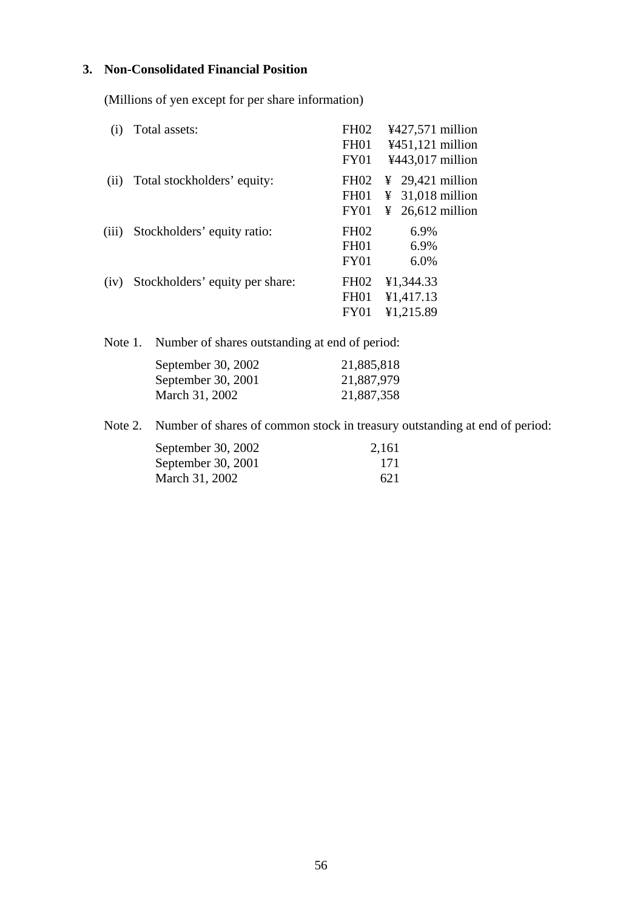### 3. Non-Consolidated Financial Position

(Millions of yen except for per share information)

| | | | |
|---|---|---|---|
| (i) | Total assets: | FH02 | ¥427,571 million |
| | | FH01 | ¥451,121 million |
| | | FY01 | ¥443,017 million |
| (ii) | Total stockholders' equity: | FH02 | ¥ 29,421 million |
| | | FH01 | ¥ 31,018 million |
| | | FY01 | ¥ 26,612 million |
| (iii) | Stockholders' equity ratio: | FH02 | 6.9% |
| | | FH01 | 6.9% |
| | | FY01 | 6.0% |
| (iv) | Stockholders' equity per share: | FH02 | ¥1,344.33 |
| | | FH01 | ¥1,417.13 |
| | | FY01 | ¥1,215.89 |

Note 1. Number of shares outstanding at end of period:

| | |
|---|---|
| September 30, 2002 | 21,885,818 |
| September 30, 2001 | 21,887,979 |
| March 31, 2002 | 21,887,358 |

Note 2. Number of shares of common stock in treasury outstanding at end of period:

| | |
|---|---|
| September 30, 2002 | 2,161 |
| September 30, 2001 | 171 |
| March 31, 2002 | 621 |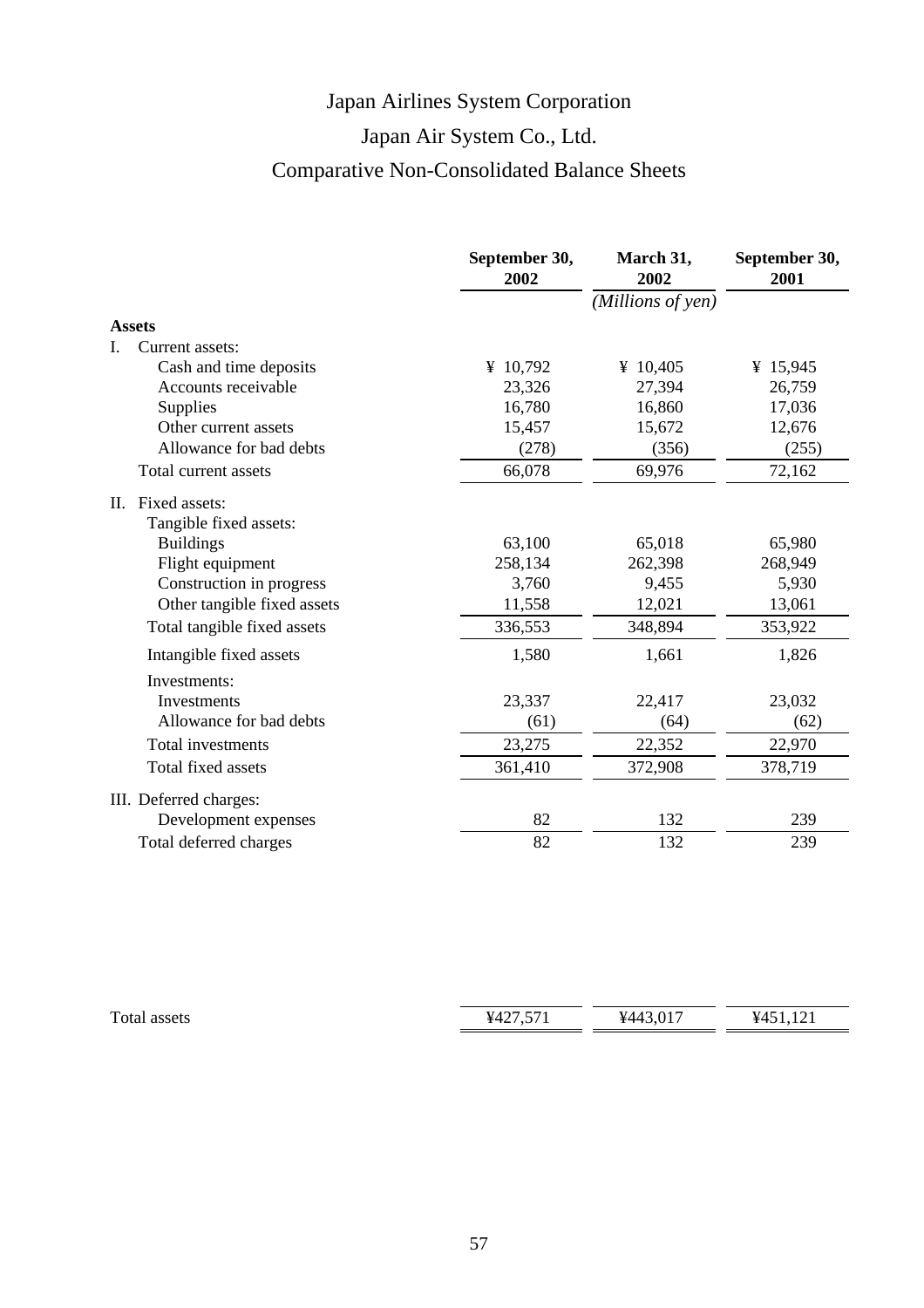# Japan Airlines System Corporation

## Japan Air System Co., Ltd.

## Comparative Non-Consolidated Balance Sheets

| | September 30, 2002 | March 31, 2002 | September 30, 2001 |
|---|---|---|---|
| | | *(Millions of yen)* | |
| **Assets** | | | |
| I. Current assets: | | | |
| Cash and time deposits | ¥ 10,792 | ¥ 10,405 | ¥ 15,945 |
| Accounts receivable | 23,326 | 27,394 | 26,759 |
| Supplies | 16,780 | 16,860 | 17,036 |
| Other current assets | 15,457 | 15,672 | 12,676 |
| Allowance for bad debts | (278) | (356) | (255) |
| Total current assets | 66,078 | 69,976 | 72,162 |
| II. Fixed assets: | | | |
| Tangible fixed assets: | | | |
| Buildings | 63,100 | 65,018 | 65,980 |
| Flight equipment | 258,134 | 262,398 | 268,949 |
| Construction in progress | 3,760 | 9,455 | 5,930 |
| Other tangible fixed assets | 11,558 | 12,021 | 13,061 |
| Total tangible fixed assets | 336,553 | 348,894 | 353,922 |
| Intangible fixed assets | 1,580 | 1,661 | 1,826 |
| Investments: | | | |
| Investments | 23,337 | 22,417 | 23,032 |
| Allowance for bad debts | (61) | (64) | (62) |
| Total investments | 23,275 | 22,352 | 22,970 |
| Total fixed assets | 361,410 | 372,908 | 378,719 |
| III. Deferred charges: | | | |
| Development expenses | 82 | 132 | 239 |
| Total deferred charges | 82 | 132 | 239 |
| Total assets | ¥427,571 | ¥443,017 | ¥451,121 |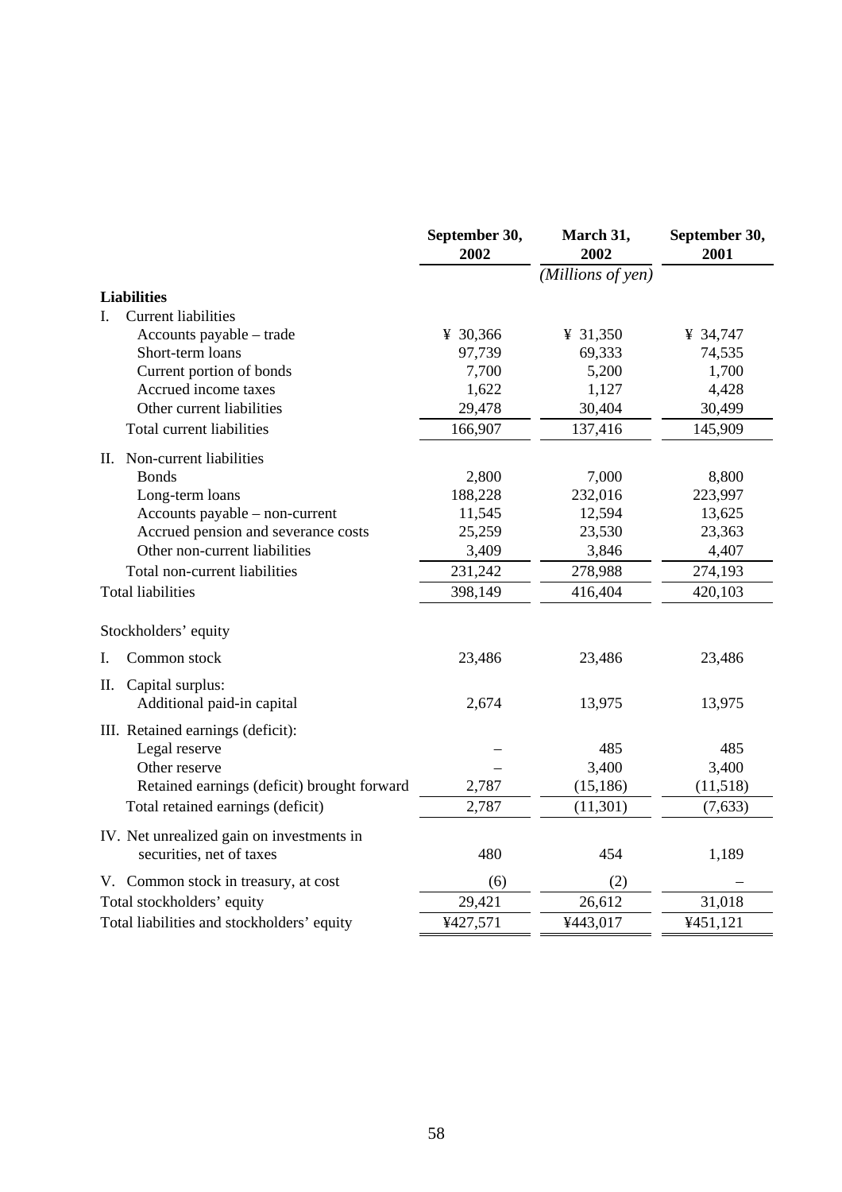| | September 30, 2002 | March 31, 2002 | September 30, 2001 |
|---|---|---|---|
| | | *(Millions of yen)* | |
| **Liabilities** | | | |
| I. Current liabilities | | | |
| Accounts payable – trade | ¥ 30,366 | ¥ 31,350 | ¥ 34,747 |
| Short-term loans | 97,739 | 69,333 | 74,535 |
| Current portion of bonds | 7,700 | 5,200 | 1,700 |
| Accrued income taxes | 1,622 | 1,127 | 4,428 |
| Other current liabilities | 29,478 | 30,404 | 30,499 |
| Total current liabilities | 166,907 | 137,416 | 145,909 |
| II. Non-current liabilities | | | |
| Bonds | 2,800 | 7,000 | 8,800 |
| Long-term loans | 188,228 | 232,016 | 223,997 |
| Accounts payable – non-current | 11,545 | 12,594 | 13,625 |
| Accrued pension and severance costs | 25,259 | 23,530 | 23,363 |
| Other non-current liabilities | 3,409 | 3,846 | 4,407 |
| Total non-current liabilities | 231,242 | 278,988 | 274,193 |
| Total liabilities | 398,149 | 416,404 | 420,103 |
| Stockholders' equity | | | |
| I. Common stock | 23,486 | 23,486 | 23,486 |
| II. Capital surplus: | | | |
| Additional paid-in capital | 2,674 | 13,975 | 13,975 |
| III. Retained earnings (deficit): | | | |
| Legal reserve | – | 485 | 485 |
| Other reserve | – | 3,400 | 3,400 |
| Retained earnings (deficit) brought forward | 2,787 | (15,186) | (11,518) |
| Total retained earnings (deficit) | 2,787 | (11,301) | (7,633) |
| IV. Net unrealized gain on investments in securities, net of taxes | 480 | 454 | 1,189 |
| V. Common stock in treasury, at cost | (6) | (2) | – |
| Total stockholders' equity | 29,421 | 26,612 | 31,018 |
| Total liabilities and stockholders' equity | ¥427,571 | ¥443,017 | ¥451,121 |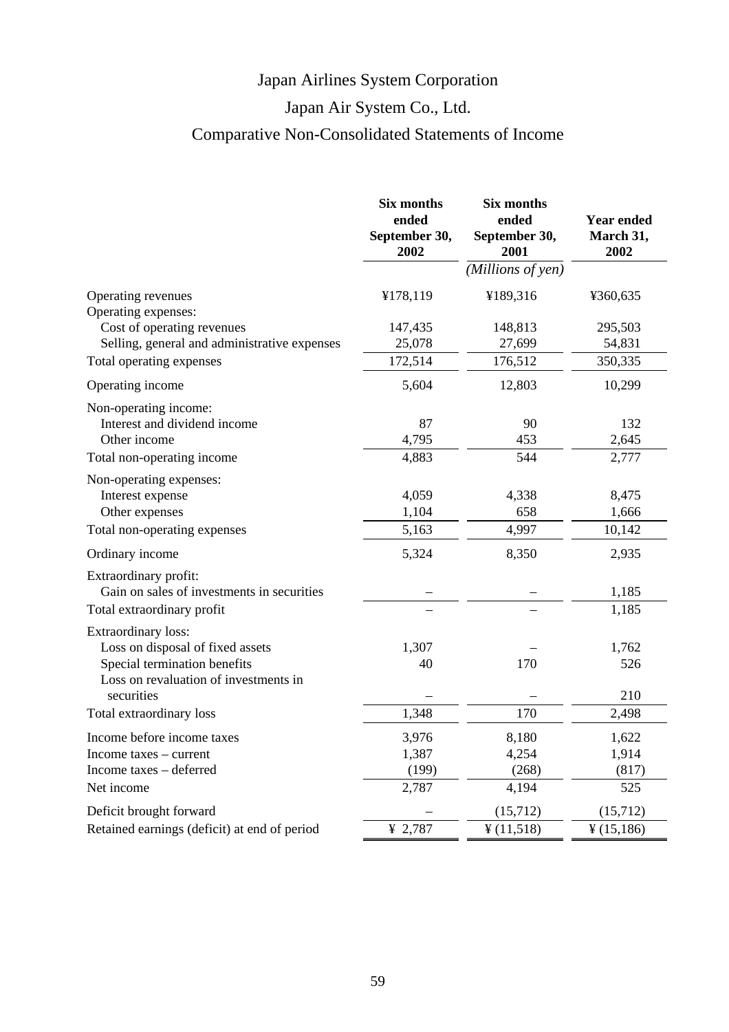# Japan Airlines System Corporation

## Japan Air System Co., Ltd.

## Comparative Non-Consolidated Statements of Income

| | Six months ended September 30, 2002 | Six months ended September 30, 2001 | Year ended March 31, 2002 |
|---|---|---|---|
| | | *(Millions of yen)* | |
| Operating revenues | ¥178,119 | ¥189,316 | ¥360,635 |
| Operating expenses: | | | |
| Cost of operating revenues | 147,435 | 148,813 | 295,503 |
| Selling, general and administrative expenses | 25,078 | 27,699 | 54,831 |
| Total operating expenses | 172,514 | 176,512 | 350,335 |
| Operating income | 5,604 | 12,803 | 10,299 |
| Non-operating income: | | | |
| Interest and dividend income | 87 | 90 | 132 |
| Other income | 4,795 | 453 | 2,645 |
| Total non-operating income | 4,883 | 544 | 2,777 |
| Non-operating expenses: | | | |
| Interest expense | 4,059 | 4,338 | 8,475 |
| Other expenses | 1,104 | 658 | 1,666 |
| Total non-operating expenses | 5,163 | 4,997 | 10,142 |
| Ordinary income | 5,324 | 8,350 | 2,935 |
| Extraordinary profit: | | | |
| Gain on sales of investments in securities | – | – | 1,185 |
| Total extraordinary profit | – | – | 1,185 |
| Extraordinary loss: | | | |
| Loss on disposal of fixed assets | 1,307 | – | 1,762 |
| Special termination benefits | 40 | 170 | 526 |
| Loss on revaluation of investments in securities | – | – | 210 |
| Total extraordinary loss | 1,348 | 170 | 2,498 |
| Income before income taxes | 3,976 | 8,180 | 1,622 |
| Income taxes – current | 1,387 | 4,254 | 1,914 |
| Income taxes – deferred | (199) | (268) | (817) |
| Net income | 2,787 | 4,194 | 525 |
| Deficit brought forward | – | (15,712) | (15,712) |
| Retained earnings (deficit) at end of period | ¥ 2,787 | ¥ (11,518) | ¥ (15,186) |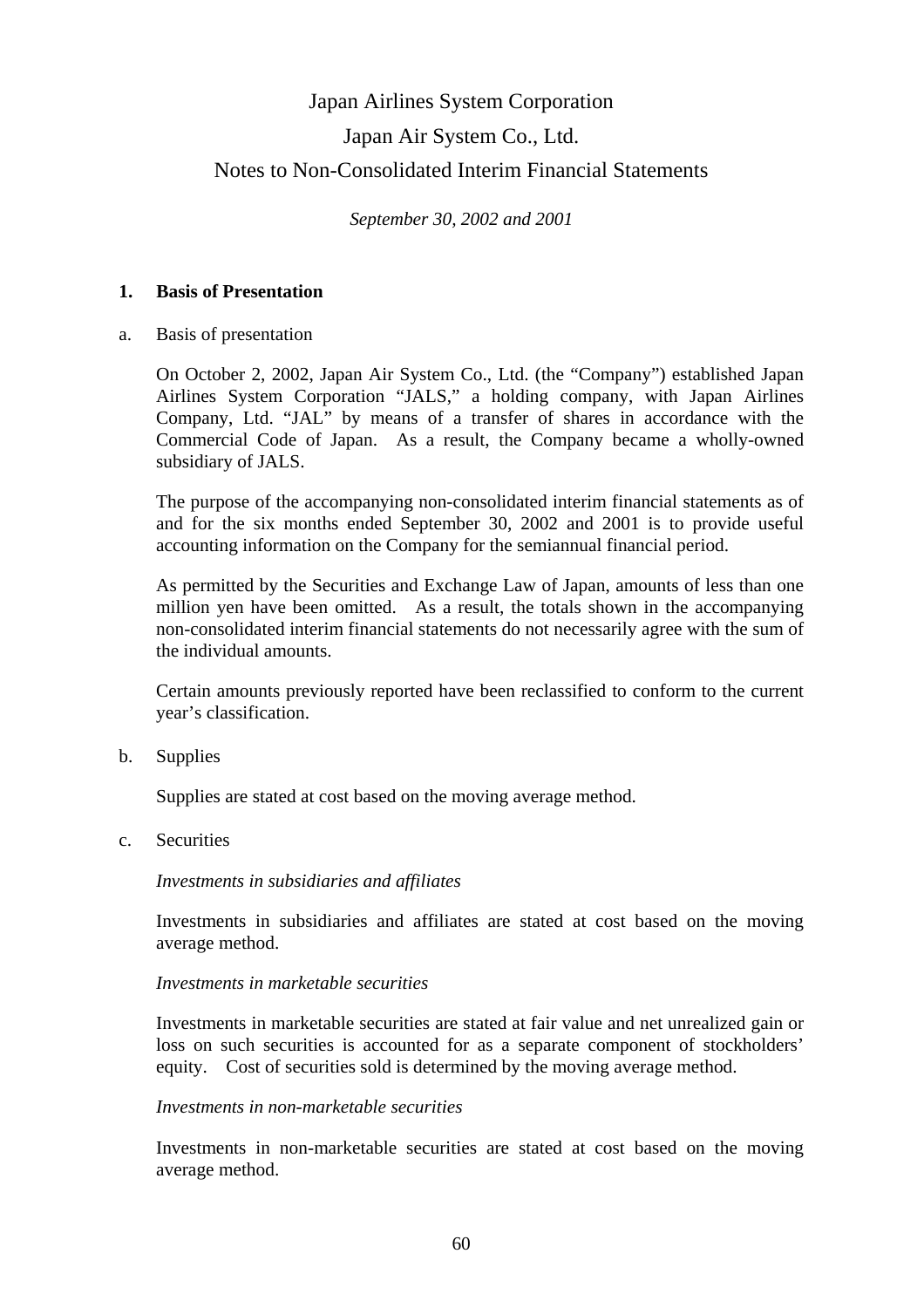# Japan Airlines System Corporation

# Japan Air System Co., Ltd.

# Notes to Non-Consolidated Interim Financial Statements

*September 30, 2002 and 2001*

## 1. Basis of Presentation

a. Basis of presentation

On October 2, 2002, Japan Air System Co., Ltd. (the "Company") established Japan Airlines System Corporation "JALS," a holding company, with Japan Airlines Company, Ltd. "JAL" by means of a transfer of shares in accordance with the Commercial Code of Japan. As a result, the Company became a wholly-owned subsidiary of JALS.

The purpose of the accompanying non-consolidated interim financial statements as of and for the six months ended September 30, 2002 and 2001 is to provide useful accounting information on the Company for the semiannual financial period.

As permitted by the Securities and Exchange Law of Japan, amounts of less than one million yen have been omitted. As a result, the totals shown in the accompanying non-consolidated interim financial statements do not necessarily agree with the sum of the individual amounts.

Certain amounts previously reported have been reclassified to conform to the current year's classification.

b. Supplies

Supplies are stated at cost based on the moving average method.

c. Securities

*Investments in subsidiaries and affiliates*

Investments in subsidiaries and affiliates are stated at cost based on the moving average method.

*Investments in marketable securities*

Investments in marketable securities are stated at fair value and net unrealized gain or loss on such securities is accounted for as a separate component of stockholders' equity. Cost of securities sold is determined by the moving average method.

*Investments in non-marketable securities*

Investments in non-marketable securities are stated at cost based on the moving average method.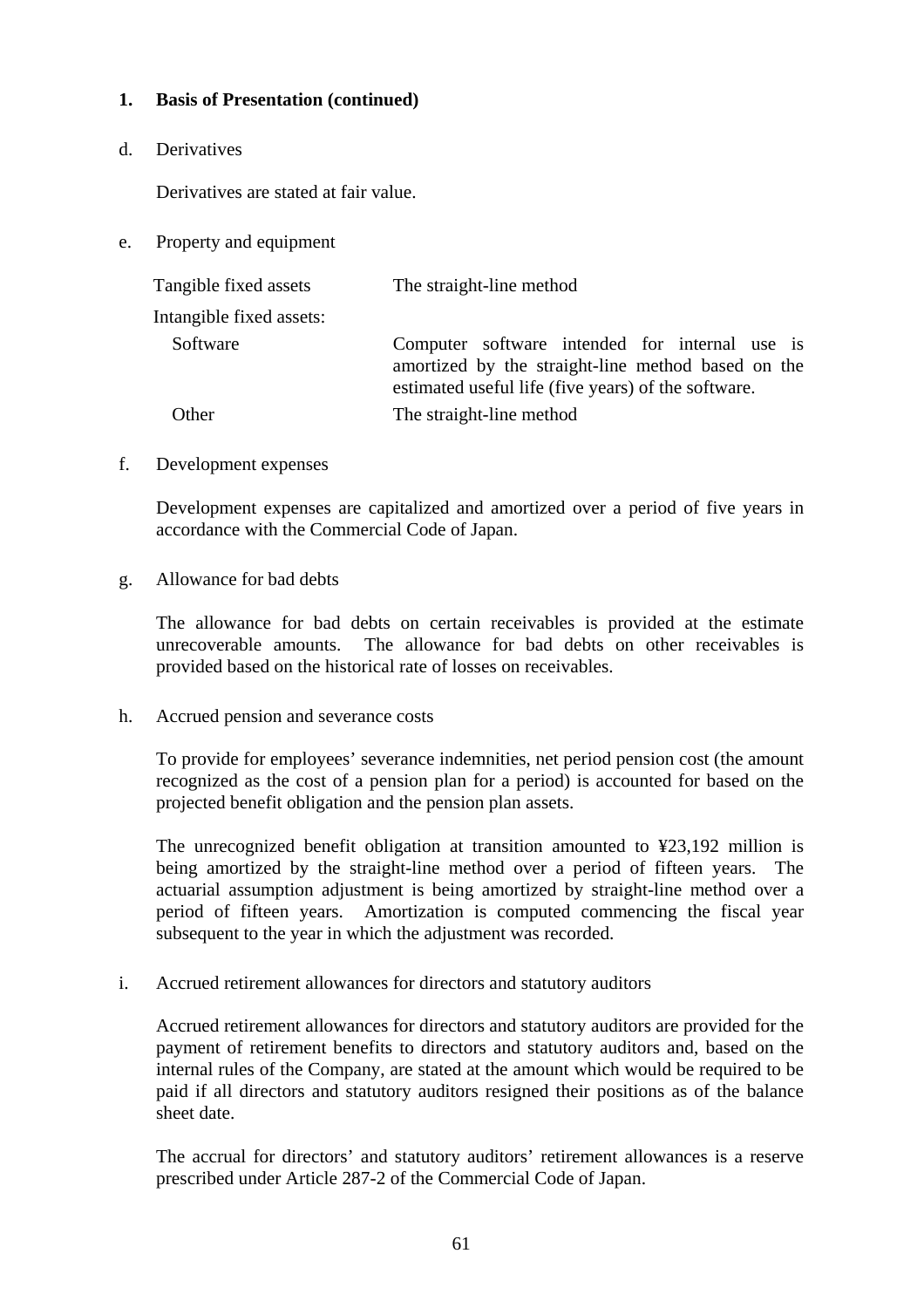## 1. Basis of Presentation (continued)

d. Derivatives

Derivatives are stated at fair value.

e. Property and equipment

| | |
|---|---|
| Tangible fixed assets | The straight-line method |
| Intangible fixed assets: | |
| Software | Computer software intended for internal use is amortized by the straight-line method based on the estimated useful life (five years) of the software. |
| Other | The straight-line method |

f. Development expenses

Development expenses are capitalized and amortized over a period of five years in accordance with the Commercial Code of Japan.

g. Allowance for bad debts

The allowance for bad debts on certain receivables is provided at the estimate unrecoverable amounts. The allowance for bad debts on other receivables is provided based on the historical rate of losses on receivables.

h. Accrued pension and severance costs

To provide for employees' severance indemnities, net period pension cost (the amount recognized as the cost of a pension plan for a period) is accounted for based on the projected benefit obligation and the pension plan assets.

The unrecognized benefit obligation at transition amounted to ¥23,192 million is being amortized by the straight-line method over a period of fifteen years. The actuarial assumption adjustment is being amortized by straight-line method over a period of fifteen years. Amortization is computed commencing the fiscal year subsequent to the year in which the adjustment was recorded.

i. Accrued retirement allowances for directors and statutory auditors

Accrued retirement allowances for directors and statutory auditors are provided for the payment of retirement benefits to directors and statutory auditors and, based on the internal rules of the Company, are stated at the amount which would be required to be paid if all directors and statutory auditors resigned their positions as of the balance sheet date.

The accrual for directors' and statutory auditors' retirement allowances is a reserve prescribed under Article 287-2 of the Commercial Code of Japan.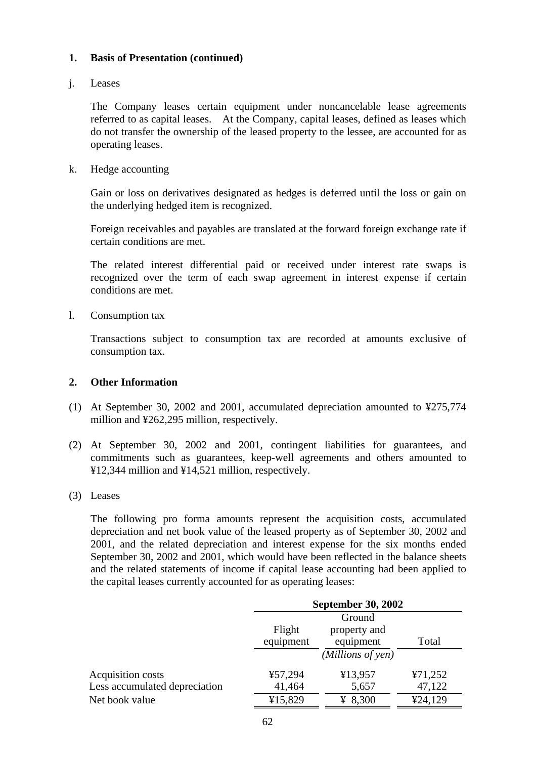### 1. Basis of Presentation (continued)

j. Leases

The Company leases certain equipment under noncancelable lease agreements referred to as capital leases. At the Company, capital leases, defined as leases which do not transfer the ownership of the leased property to the lessee, are accounted for as operating leases.

k. Hedge accounting

Gain or loss on derivatives designated as hedges is deferred until the loss or gain on the underlying hedged item is recognized.

Foreign receivables and payables are translated at the forward foreign exchange rate if certain conditions are met.

The related interest differential paid or received under interest rate swaps is recognized over the term of each swap agreement in interest expense if certain conditions are met.

l. Consumption tax

Transactions subject to consumption tax are recorded at amounts exclusive of consumption tax.

### 2. Other Information

(1) At September 30, 2002 and 2001, accumulated depreciation amounted to ¥275,774 million and ¥262,295 million, respectively.

(2) At September 30, 2002 and 2001, contingent liabilities for guarantees, and commitments such as guarantees, keep-well agreements and others amounted to ¥12,344 million and ¥14,521 million, respectively.

(3) Leases

The following pro forma amounts represent the acquisition costs, accumulated depreciation and net book value of the leased property as of September 30, 2002 and 2001, and the related depreciation and interest expense for the six months ended September 30, 2002 and 2001, which would have been reflected in the balance sheets and the related statements of income if capital lease accounting had been applied to the capital leases currently accounted for as operating leases:

| | **September 30, 2002** | | |
|---|---|---|---|
| | Flight equipment | Ground property and equipment | Total |
| | | *(Millions of yen)* | |
| Acquisition costs | ¥57,294 | ¥13,957 | ¥71,252 |
| Less accumulated depreciation | 41,464 | 5,657 | 47,122 |
| Net book value | ¥15,829 | ¥ 8,300 | ¥24,129 |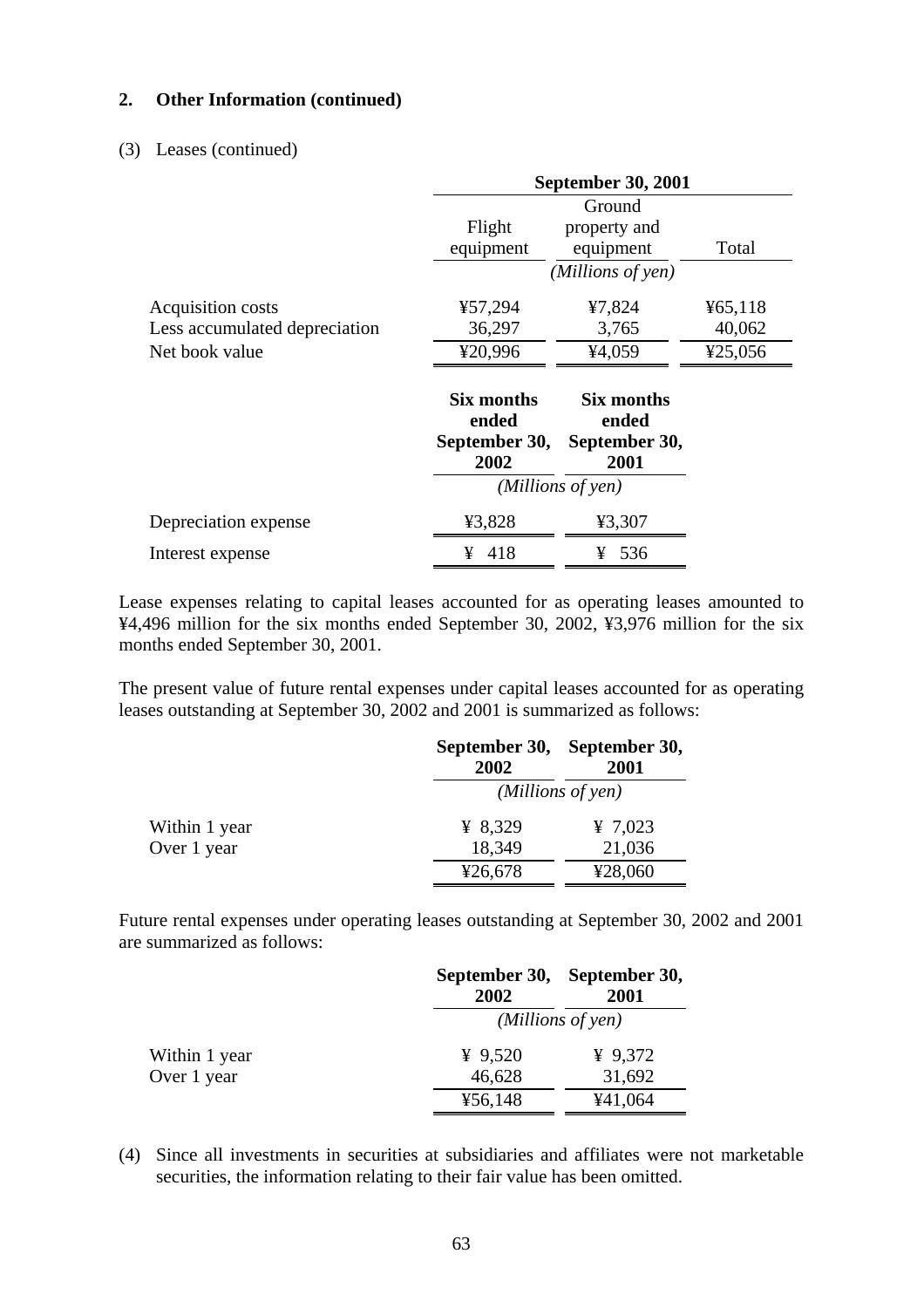## 2. Other Information (continued)

(3) Leases (continued)

| | September 30, 2001 | | |
|---|---|---|---|
| | Flight equipment | Ground property and equipment | Total |
| | *(Millions of yen)* | | |
| Acquisition costs | ¥57,294 | ¥7,824 | ¥65,118 |
| Less accumulated depreciation | 36,297 | 3,765 | 40,062 |
| Net book value | ¥20,996 | ¥4,059 | ¥25,056 |

| | Six months ended September 30, 2002 | Six months ended September 30, 2001 |
|---|---|---|
| | *(Millions of yen)* | |
| Depreciation expense | ¥3,828 | ¥3,307 |
| Interest expense | ¥ 418 | ¥ 536 |

Lease expenses relating to capital leases accounted for as operating leases amounted to ¥4,496 million for the six months ended September 30, 2002, ¥3,976 million for the six months ended September 30, 2001.

The present value of future rental expenses under capital leases accounted for as operating leases outstanding at September 30, 2002 and 2001 is summarized as follows:

| | September 30, 2002 | September 30, 2001 |
|---|---|---|
| | *(Millions of yen)* | |
| Within 1 year | ¥ 8,329 | ¥ 7,023 |
| Over 1 year | 18,349 | 21,036 |
| | ¥26,678 | ¥28,060 |

Future rental expenses under operating leases outstanding at September 30, 2002 and 2001 are summarized as follows:

| | September 30, 2002 | September 30, 2001 |
|---|---|---|
| | *(Millions of yen)* | |
| Within 1 year | ¥ 9,520 | ¥ 9,372 |
| Over 1 year | 46,628 | 31,692 |
| | ¥56,148 | ¥41,064 |

(4) Since all investments in securities at subsidiaries and affiliates were not marketable securities, the information relating to their fair value has been omitted.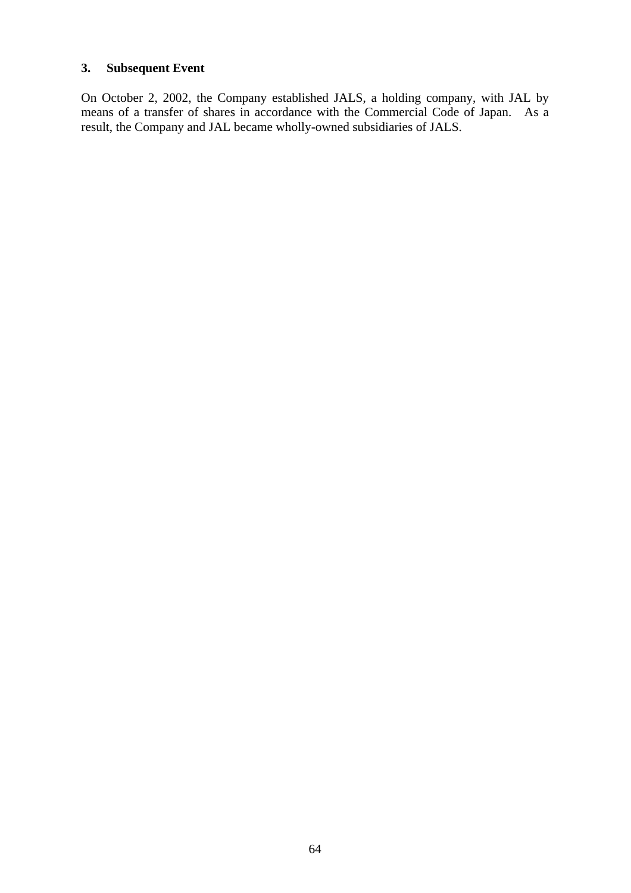### 3. Subsequent Event

On October 2, 2002, the Company established JALS, a holding company, with JAL by means of a transfer of shares in accordance with the Commercial Code of Japan. As a result, the Company and JAL became wholly-owned subsidiaries of JALS.